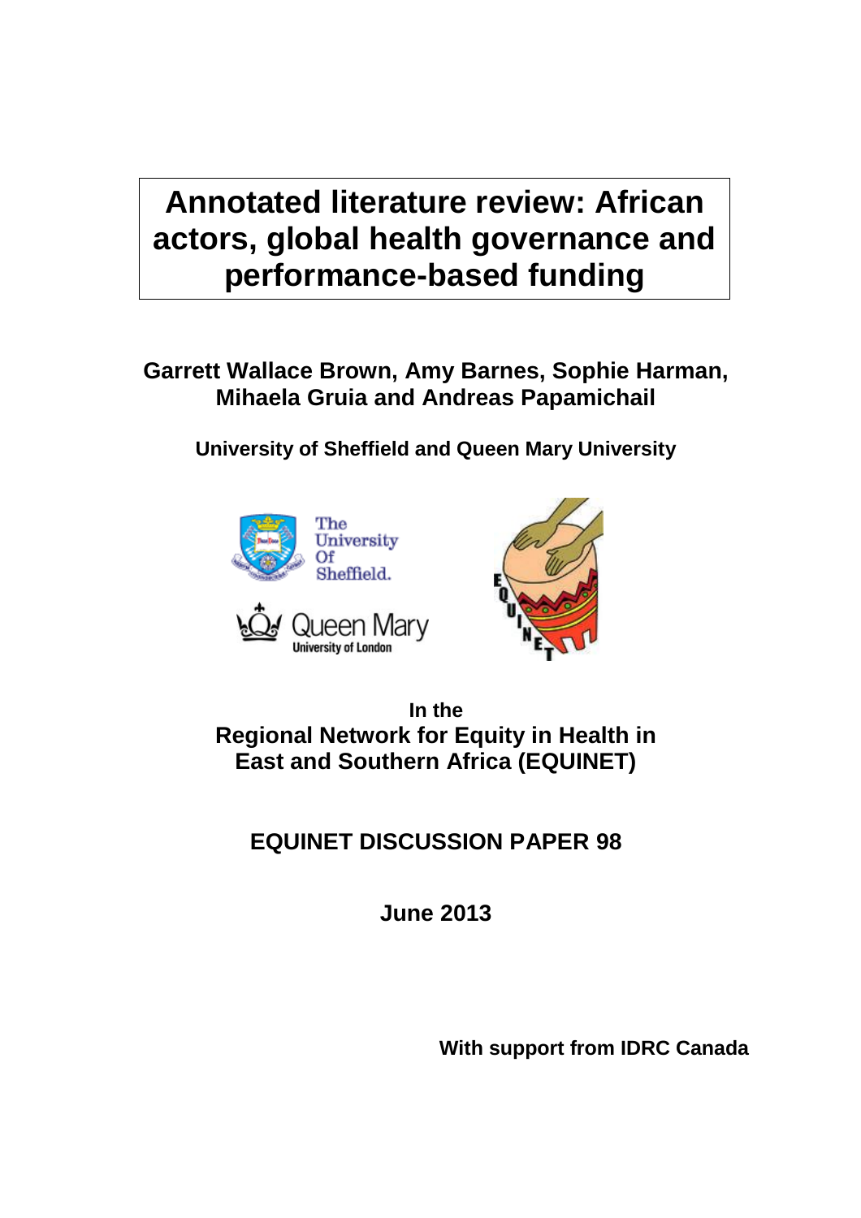# Annotated literature review: African actors, global health governance and performance-based funding

**Garrett Wallace Brown, Amy Barnes, Sophie Harman, Mihaela Gruia and Andreas Papamichail**

**University of Sheffield and Queen Mary University**

**In the**
**Regional Network for Equity in Health in East and Southern Africa (EQUINET)**

## EQUINET DISCUSSION PAPER 98

**June 2013**

**With support from IDRC Canada**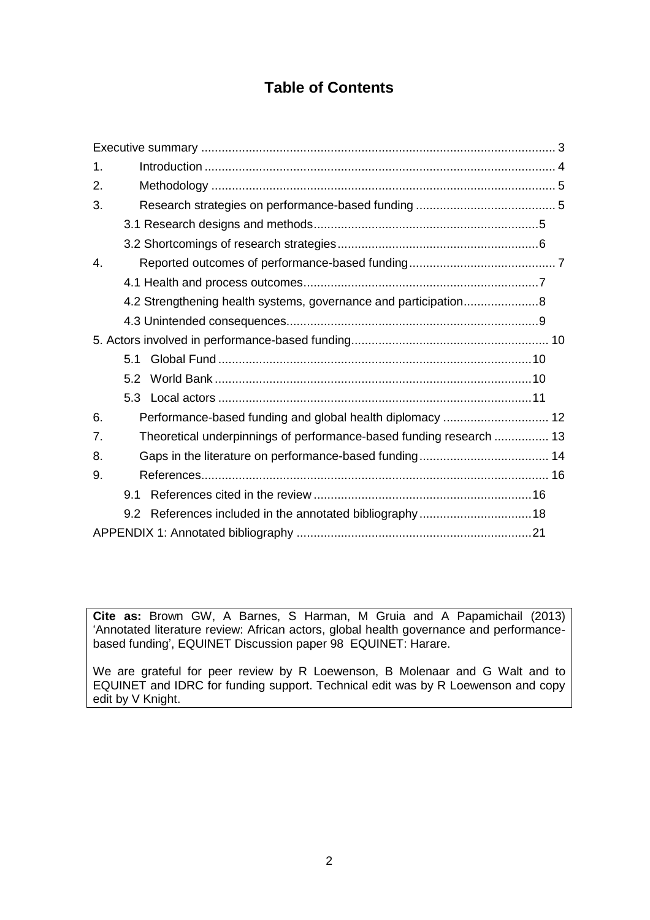# Table of Contents

- Executive summary ........ 3
- 1. Introduction ........ 4
- 2. Methodology ........ 5
- 3. Research strategies on performance-based funding ........ 5
  - 3.1 Research designs and methods ........ 5
  - 3.2 Shortcomings of research strategies ........ 6
- 4. Reported outcomes of performance-based funding ........ 7
  - 4.1 Health and process outcomes ........ 7
  - 4.2 Strengthening health systems, governance and participation ........ 8
  - 4.3 Unintended consequences ........ 9
- 5. Actors involved in performance-based funding ........ 10
  - 5.1 Global Fund ........ 10
  - 5.2 World Bank ........ 10
  - 5.3 Local actors ........ 11
- 6. Performance-based funding and global health diplomacy ........ 12
- 7. Theoretical underpinnings of performance-based funding research ........ 13
- 8. Gaps in the literature on performance-based funding ........ 14
- 9. References ........ 16
  - 9.1 References cited in the review ........ 16
  - 9.2 References included in the annotated bibliography ........ 18
- APPENDIX 1: Annotated bibliography ........ 21

**Cite as:** Brown GW, A Barnes, S Harman, M Gruia and A Papamichail (2013) 'Annotated literature review: African actors, global health governance and performance-based funding', EQUINET Discussion paper 98 EQUINET: Harare.

We are grateful for peer review by R Loewenson, B Molenaar and G Walt and to EQUINET and IDRC for funding support. Technical edit was by R Loewenson and copy edit by V Knight.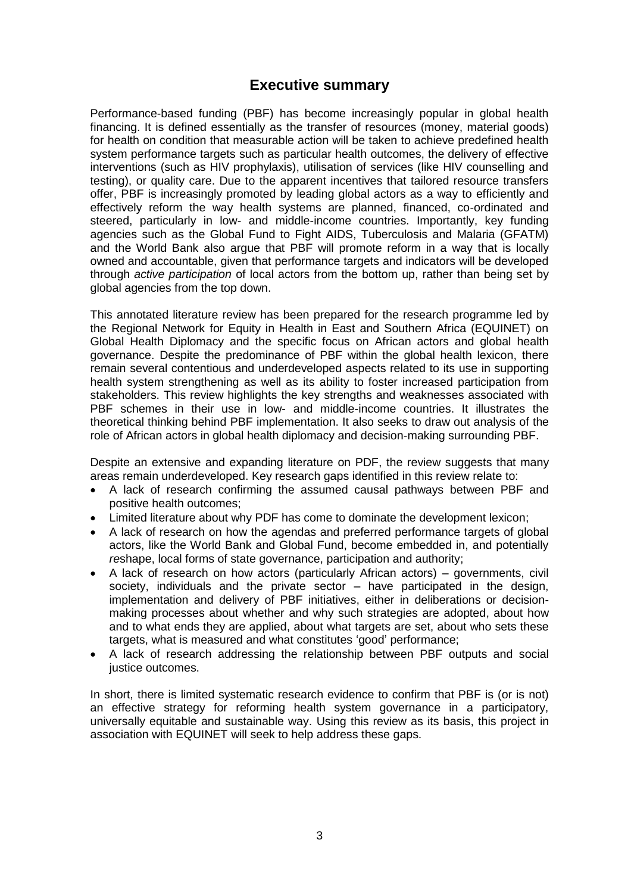# Executive summary

Performance-based funding (PBF) has become increasingly popular in global health financing. It is defined essentially as the transfer of resources (money, material goods) for health on condition that measurable action will be taken to achieve predefined health system performance targets such as particular health outcomes, the delivery of effective interventions (such as HIV prophylaxis), utilisation of services (like HIV counselling and testing), or quality care. Due to the apparent incentives that tailored resource transfers offer, PBF is increasingly promoted by leading global actors as a way to efficiently and effectively reform the way health systems are planned, financed, co-ordinated and steered, particularly in low- and middle-income countries. Importantly, key funding agencies such as the Global Fund to Fight AIDS, Tuberculosis and Malaria (GFATM) and the World Bank also argue that PBF will promote reform in a way that is locally owned and accountable, given that performance targets and indicators will be developed through *active participation* of local actors from the bottom up, rather than being set by global agencies from the top down.

This annotated literature review has been prepared for the research programme led by the Regional Network for Equity in Health in East and Southern Africa (EQUINET) on Global Health Diplomacy and the specific focus on African actors and global health governance. Despite the predominance of PBF within the global health lexicon, there remain several contentious and underdeveloped aspects related to its use in supporting health system strengthening as well as its ability to foster increased participation from stakeholders. This review highlights the key strengths and weaknesses associated with PBF schemes in their use in low- and middle-income countries. It illustrates the theoretical thinking behind PBF implementation. It also seeks to draw out analysis of the role of African actors in global health diplomacy and decision-making surrounding PBF.

Despite an extensive and expanding literature on PDF, the review suggests that many areas remain underdeveloped. Key research gaps identified in this review relate to:

- A lack of research confirming the assumed causal pathways between PBF and positive health outcomes;
- Limited literature about why PDF has come to dominate the development lexicon;
- A lack of research on how the agendas and preferred performance targets of global actors, like the World Bank and Global Fund, become embedded in, and potentially *re*shape, local forms of state governance, participation and authority;
- A lack of research on how actors (particularly African actors) – governments, civil society, individuals and the private sector – have participated in the design, implementation and delivery of PBF initiatives, either in deliberations or decision-making processes about whether and why such strategies are adopted, about how and to what ends they are applied, about what targets are set, about who sets these targets, what is measured and what constitutes 'good' performance;
- A lack of research addressing the relationship between PBF outputs and social justice outcomes.

In short, there is limited systematic research evidence to confirm that PBF is (or is not) an effective strategy for reforming health system governance in a participatory, universally equitable and sustainable way. Using this review as its basis, this project in association with EQUINET will seek to help address these gaps.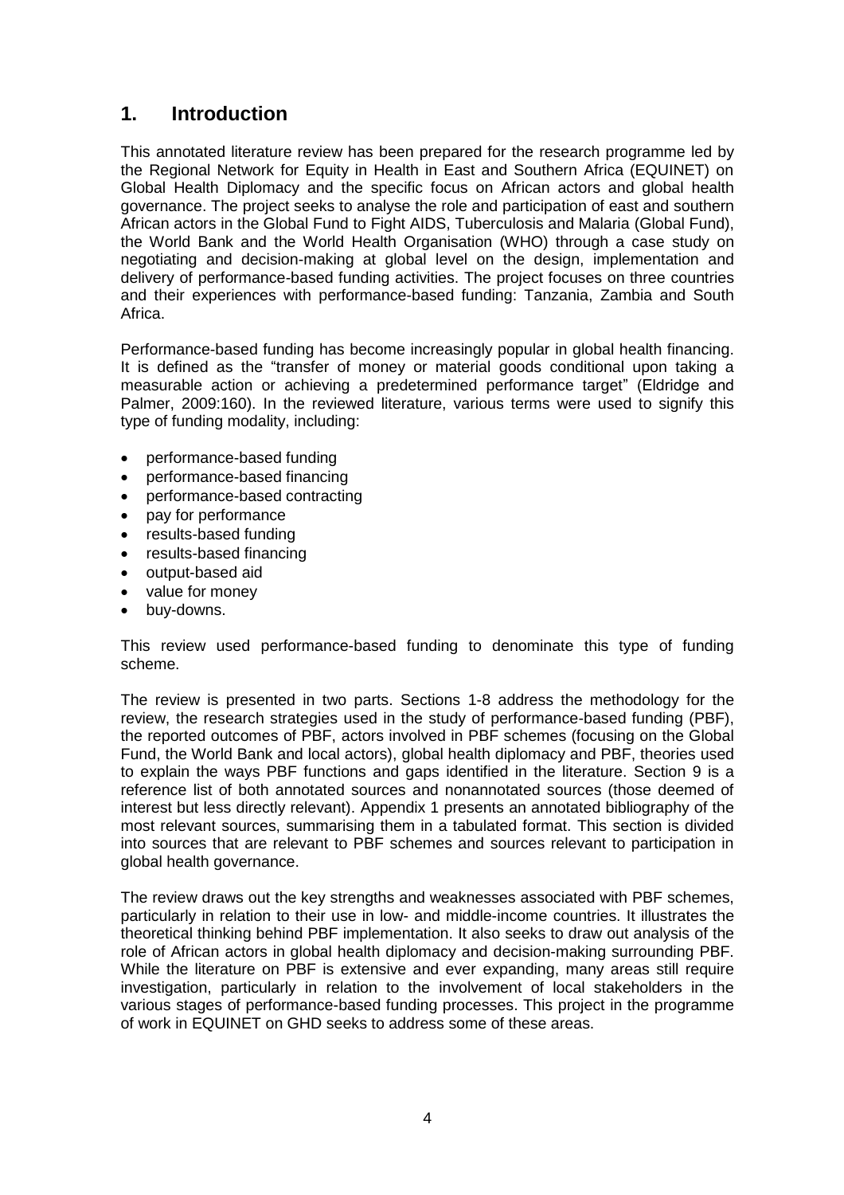# 1. Introduction

This annotated literature review has been prepared for the research programme led by the Regional Network for Equity in Health in East and Southern Africa (EQUINET) on Global Health Diplomacy and the specific focus on African actors and global health governance. The project seeks to analyse the role and participation of east and southern African actors in the Global Fund to Fight AIDS, Tuberculosis and Malaria (Global Fund), the World Bank and the World Health Organisation (WHO) through a case study on negotiating and decision-making at global level on the design, implementation and delivery of performance-based funding activities. The project focuses on three countries and their experiences with performance-based funding: Tanzania, Zambia and South Africa.

Performance-based funding has become increasingly popular in global health financing. It is defined as the "transfer of money or material goods conditional upon taking a measurable action or achieving a predetermined performance target" (Eldridge and Palmer, 2009:160). In the reviewed literature, various terms were used to signify this type of funding modality, including:

- performance-based funding
- performance-based financing
- performance-based contracting
- pay for performance
- results-based funding
- results-based financing
- output-based aid
- value for money
- buy-downs.

This review used performance-based funding to denominate this type of funding scheme.

The review is presented in two parts. Sections 1-8 address the methodology for the review, the research strategies used in the study of performance-based funding (PBF), the reported outcomes of PBF, actors involved in PBF schemes (focusing on the Global Fund, the World Bank and local actors), global health diplomacy and PBF, theories used to explain the ways PBF functions and gaps identified in the literature. Section 9 is a reference list of both annotated sources and nonannotated sources (those deemed of interest but less directly relevant). Appendix 1 presents an annotated bibliography of the most relevant sources, summarising them in a tabulated format. This section is divided into sources that are relevant to PBF schemes and sources relevant to participation in global health governance.

The review draws out the key strengths and weaknesses associated with PBF schemes, particularly in relation to their use in low- and middle-income countries. It illustrates the theoretical thinking behind PBF implementation. It also seeks to draw out analysis of the role of African actors in global health diplomacy and decision-making surrounding PBF. While the literature on PBF is extensive and ever expanding, many areas still require investigation, particularly in relation to the involvement of local stakeholders in the various stages of performance-based funding processes. This project in the programme of work in EQUINET on GHD seeks to address some of these areas.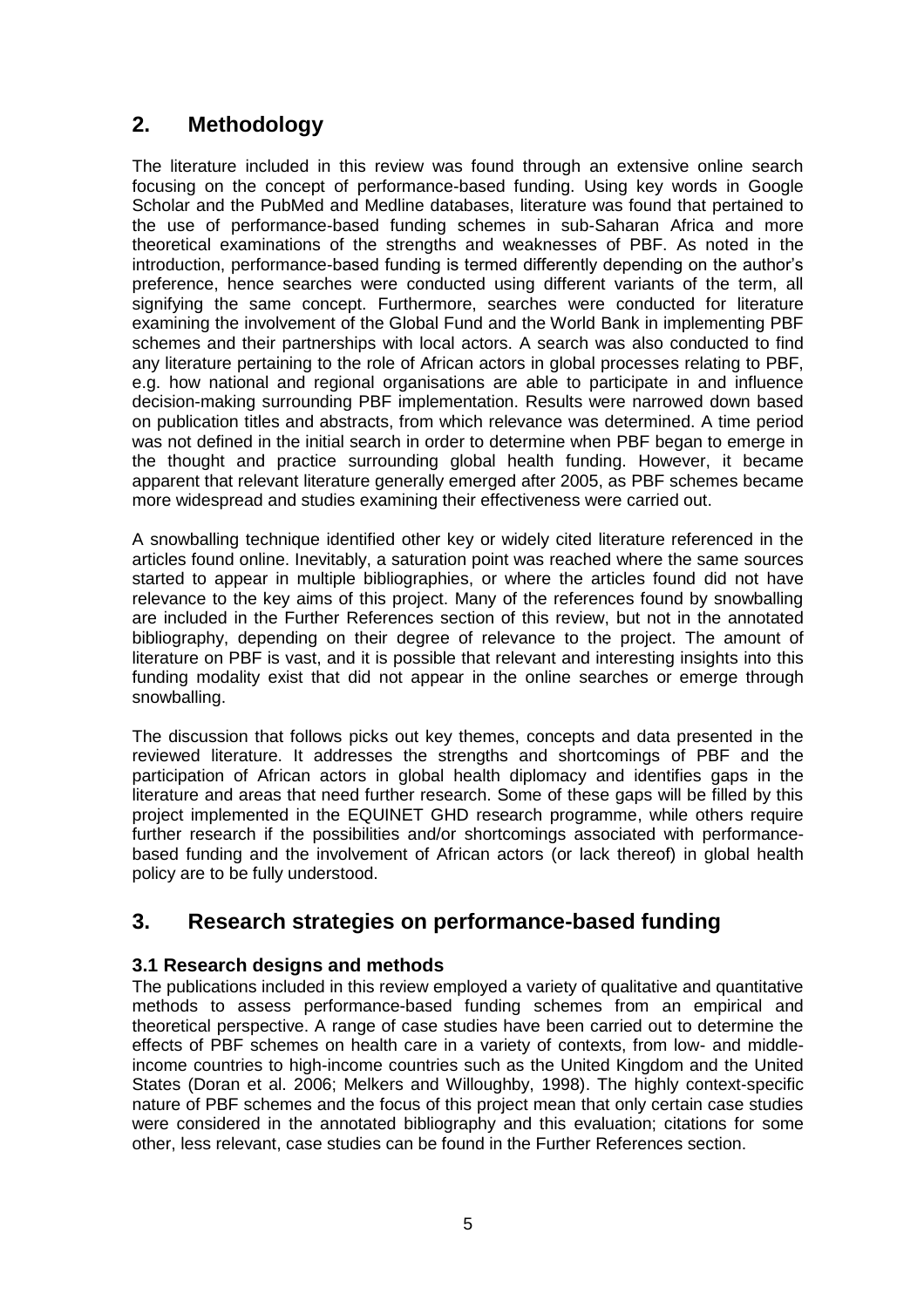## 2. Methodology

The literature included in this review was found through an extensive online search focusing on the concept of performance-based funding. Using key words in Google Scholar and the PubMed and Medline databases, literature was found that pertained to the use of performance-based funding schemes in sub-Saharan Africa and more theoretical examinations of the strengths and weaknesses of PBF. As noted in the introduction, performance-based funding is termed differently depending on the author's preference, hence searches were conducted using different variants of the term, all signifying the same concept. Furthermore, searches were conducted for literature examining the involvement of the Global Fund and the World Bank in implementing PBF schemes and their partnerships with local actors. A search was also conducted to find any literature pertaining to the role of African actors in global processes relating to PBF, e.g. how national and regional organisations are able to participate in and influence decision-making surrounding PBF implementation. Results were narrowed down based on publication titles and abstracts, from which relevance was determined. A time period was not defined in the initial search in order to determine when PBF began to emerge in the thought and practice surrounding global health funding. However, it became apparent that relevant literature generally emerged after 2005, as PBF schemes became more widespread and studies examining their effectiveness were carried out.

A snowballing technique identified other key or widely cited literature referenced in the articles found online. Inevitably, a saturation point was reached where the same sources started to appear in multiple bibliographies, or where the articles found did not have relevance to the key aims of this project. Many of the references found by snowballing are included in the Further References section of this review, but not in the annotated bibliography, depending on their degree of relevance to the project. The amount of literature on PBF is vast, and it is possible that relevant and interesting insights into this funding modality exist that did not appear in the online searches or emerge through snowballing.

The discussion that follows picks out key themes, concepts and data presented in the reviewed literature. It addresses the strengths and shortcomings of PBF and the participation of African actors in global health diplomacy and identifies gaps in the literature and areas that need further research. Some of these gaps will be filled by this project implemented in the EQUINET GHD research programme, while others require further research if the possibilities and/or shortcomings associated with performance-based funding and the involvement of African actors (or lack thereof) in global health policy are to be fully understood.

## 3. Research strategies on performance-based funding

### 3.1 Research designs and methods

The publications included in this review employed a variety of qualitative and quantitative methods to assess performance-based funding schemes from an empirical and theoretical perspective. A range of case studies have been carried out to determine the effects of PBF schemes on health care in a variety of contexts, from low- and middle-income countries to high-income countries such as the United Kingdom and the United States (Doran et al. 2006; Melkers and Willoughby, 1998). The highly context-specific nature of PBF schemes and the focus of this project mean that only certain case studies were considered in the annotated bibliography and this evaluation; citations for some other, less relevant, case studies can be found in the Further References section.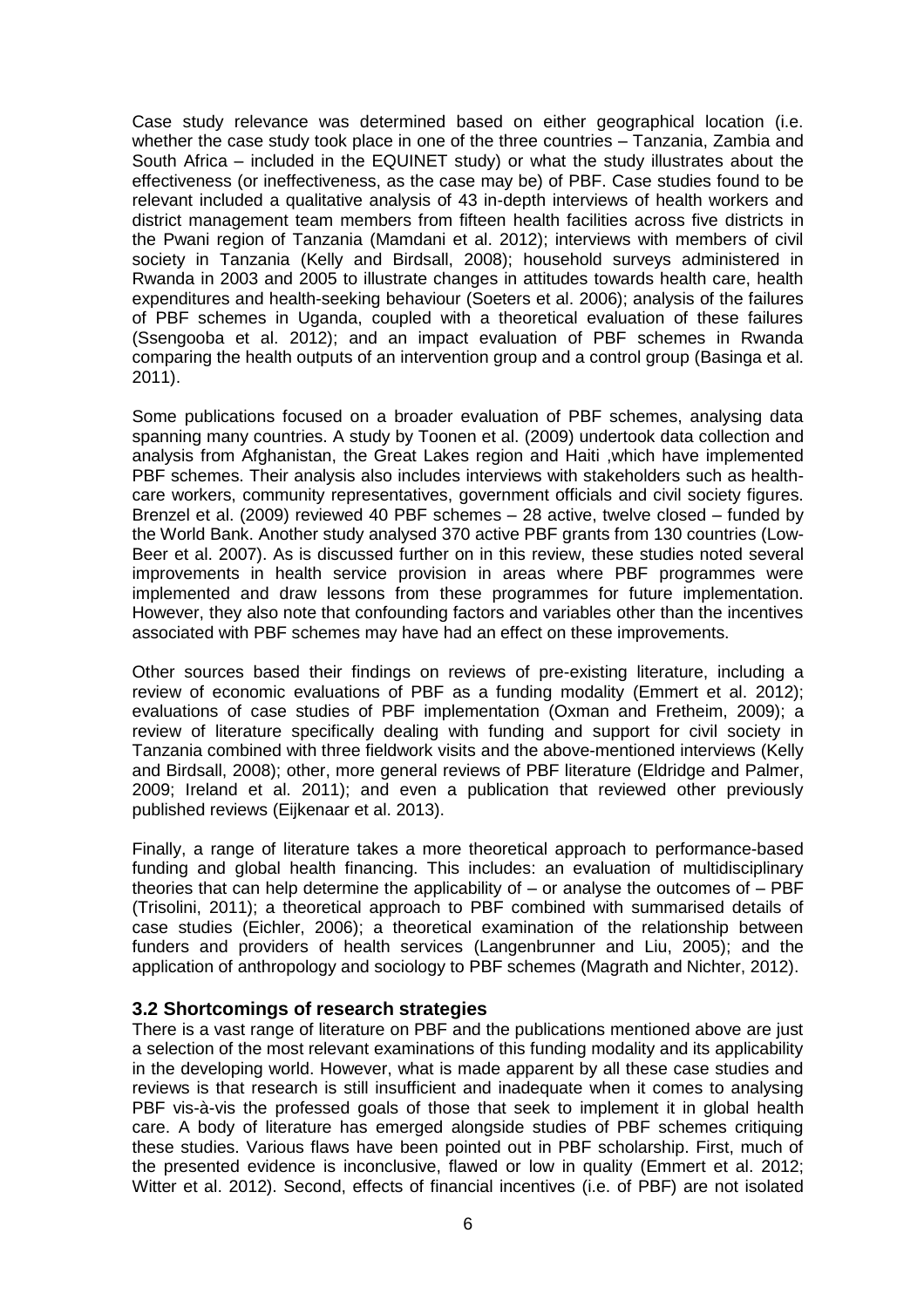Case study relevance was determined based on either geographical location (i.e. whether the case study took place in one of the three countries – Tanzania, Zambia and South Africa – included in the EQUINET study) or what the study illustrates about the effectiveness (or ineffectiveness, as the case may be) of PBF. Case studies found to be relevant included a qualitative analysis of 43 in-depth interviews of health workers and district management team members from fifteen health facilities across five districts in the Pwani region of Tanzania (Mamdani et al. 2012); interviews with members of civil society in Tanzania (Kelly and Birdsall, 2008); household surveys administered in Rwanda in 2003 and 2005 to illustrate changes in attitudes towards health care, health expenditures and health-seeking behaviour (Soeters et al. 2006); analysis of the failures of PBF schemes in Uganda, coupled with a theoretical evaluation of these failures (Ssengooba et al. 2012); and an impact evaluation of PBF schemes in Rwanda comparing the health outputs of an intervention group and a control group (Basinga et al. 2011).

Some publications focused on a broader evaluation of PBF schemes, analysing data spanning many countries. A study by Toonen et al. (2009) undertook data collection and analysis from Afghanistan, the Great Lakes region and Haiti ,which have implemented PBF schemes. Their analysis also includes interviews with stakeholders such as health-care workers, community representatives, government officials and civil society figures. Brenzel et al. (2009) reviewed 40 PBF schemes – 28 active, twelve closed – funded by the World Bank. Another study analysed 370 active PBF grants from 130 countries (Low-Beer et al. 2007). As is discussed further on in this review, these studies noted several improvements in health service provision in areas where PBF programmes were implemented and draw lessons from these programmes for future implementation. However, they also note that confounding factors and variables other than the incentives associated with PBF schemes may have had an effect on these improvements.

Other sources based their findings on reviews of pre-existing literature, including a review of economic evaluations of PBF as a funding modality (Emmert et al. 2012); evaluations of case studies of PBF implementation (Oxman and Fretheim, 2009); a review of literature specifically dealing with funding and support for civil society in Tanzania combined with three fieldwork visits and the above-mentioned interviews (Kelly and Birdsall, 2008); other, more general reviews of PBF literature (Eldridge and Palmer, 2009; Ireland et al. 2011); and even a publication that reviewed other previously published reviews (Eijkenaar et al. 2013).

Finally, a range of literature takes a more theoretical approach to performance-based funding and global health financing. This includes: an evaluation of multidisciplinary theories that can help determine the applicability of – or analyse the outcomes of – PBF (Trisolini, 2011); a theoretical approach to PBF combined with summarised details of case studies (Eichler, 2006); a theoretical examination of the relationship between funders and providers of health services (Langenbrunner and Liu, 2005); and the application of anthropology and sociology to PBF schemes (Magrath and Nichter, 2012).

### 3.2 Shortcomings of research strategies

There is a vast range of literature on PBF and the publications mentioned above are just a selection of the most relevant examinations of this funding modality and its applicability in the developing world. However, what is made apparent by all these case studies and reviews is that research is still insufficient and inadequate when it comes to analysing PBF vis-à-vis the professed goals of those that seek to implement it in global health care. A body of literature has emerged alongside studies of PBF schemes critiquing these studies. Various flaws have been pointed out in PBF scholarship. First, much of the presented evidence is inconclusive, flawed or low in quality (Emmert et al. 2012; Witter et al. 2012). Second, effects of financial incentives (i.e. of PBF) are not isolated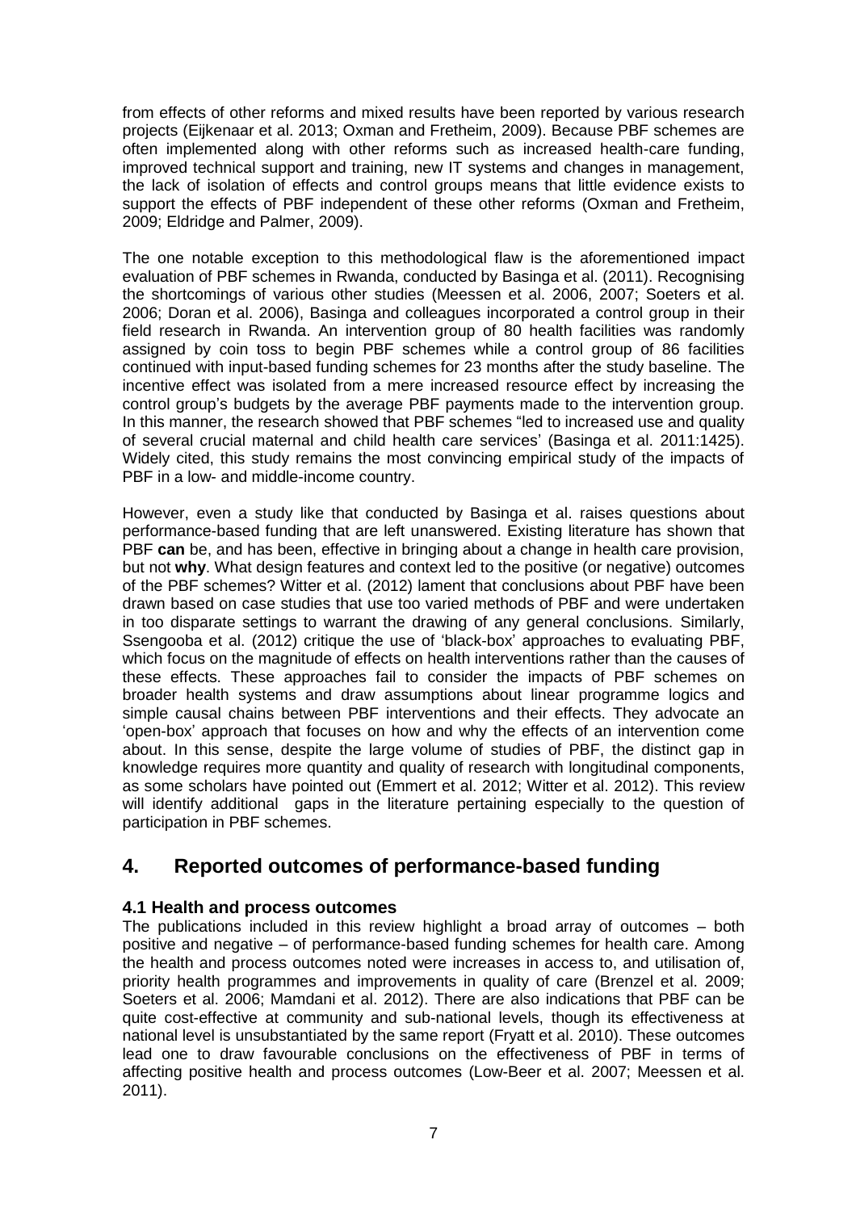from effects of other reforms and mixed results have been reported by various research projects (Eijkenaar et al. 2013; Oxman and Fretheim, 2009). Because PBF schemes are often implemented along with other reforms such as increased health-care funding, improved technical support and training, new IT systems and changes in management, the lack of isolation of effects and control groups means that little evidence exists to support the effects of PBF independent of these other reforms (Oxman and Fretheim, 2009; Eldridge and Palmer, 2009).

The one notable exception to this methodological flaw is the aforementioned impact evaluation of PBF schemes in Rwanda, conducted by Basinga et al. (2011). Recognising the shortcomings of various other studies (Meessen et al. 2006, 2007; Soeters et al. 2006; Doran et al. 2006), Basinga and colleagues incorporated a control group in their field research in Rwanda. An intervention group of 80 health facilities was randomly assigned by coin toss to begin PBF schemes while a control group of 86 facilities continued with input-based funding schemes for 23 months after the study baseline. The incentive effect was isolated from a mere increased resource effect by increasing the control group's budgets by the average PBF payments made to the intervention group. In this manner, the research showed that PBF schemes "led to increased use and quality of several crucial maternal and child health care services' (Basinga et al. 2011:1425). Widely cited, this study remains the most convincing empirical study of the impacts of PBF in a low- and middle-income country.

However, even a study like that conducted by Basinga et al. raises questions about performance-based funding that are left unanswered. Existing literature has shown that PBF **can** be, and has been, effective in bringing about a change in health care provision, but not **why**. What design features and context led to the positive (or negative) outcomes of the PBF schemes? Witter et al. (2012) lament that conclusions about PBF have been drawn based on case studies that use too varied methods of PBF and were undertaken in too disparate settings to warrant the drawing of any general conclusions. Similarly, Ssengooba et al. (2012) critique the use of 'black-box' approaches to evaluating PBF, which focus on the magnitude of effects on health interventions rather than the causes of these effects. These approaches fail to consider the impacts of PBF schemes on broader health systems and draw assumptions about linear programme logics and simple causal chains between PBF interventions and their effects. They advocate an 'open-box' approach that focuses on how and why the effects of an intervention come about. In this sense, despite the large volume of studies of PBF, the distinct gap in knowledge requires more quantity and quality of research with longitudinal components, as some scholars have pointed out (Emmert et al. 2012; Witter et al. 2012). This review will identify additional gaps in the literature pertaining especially to the question of participation in PBF schemes.

## 4. Reported outcomes of performance-based funding

### 4.1 Health and process outcomes

The publications included in this review highlight a broad array of outcomes – both positive and negative – of performance-based funding schemes for health care. Among the health and process outcomes noted were increases in access to, and utilisation of, priority health programmes and improvements in quality of care (Brenzel et al. 2009; Soeters et al. 2006; Mamdani et al. 2012). There are also indications that PBF can be quite cost-effective at community and sub-national levels, though its effectiveness at national level is unsubstantiated by the same report (Fryatt et al. 2010). These outcomes lead one to draw favourable conclusions on the effectiveness of PBF in terms of affecting positive health and process outcomes (Low-Beer et al. 2007; Meessen et al. 2011).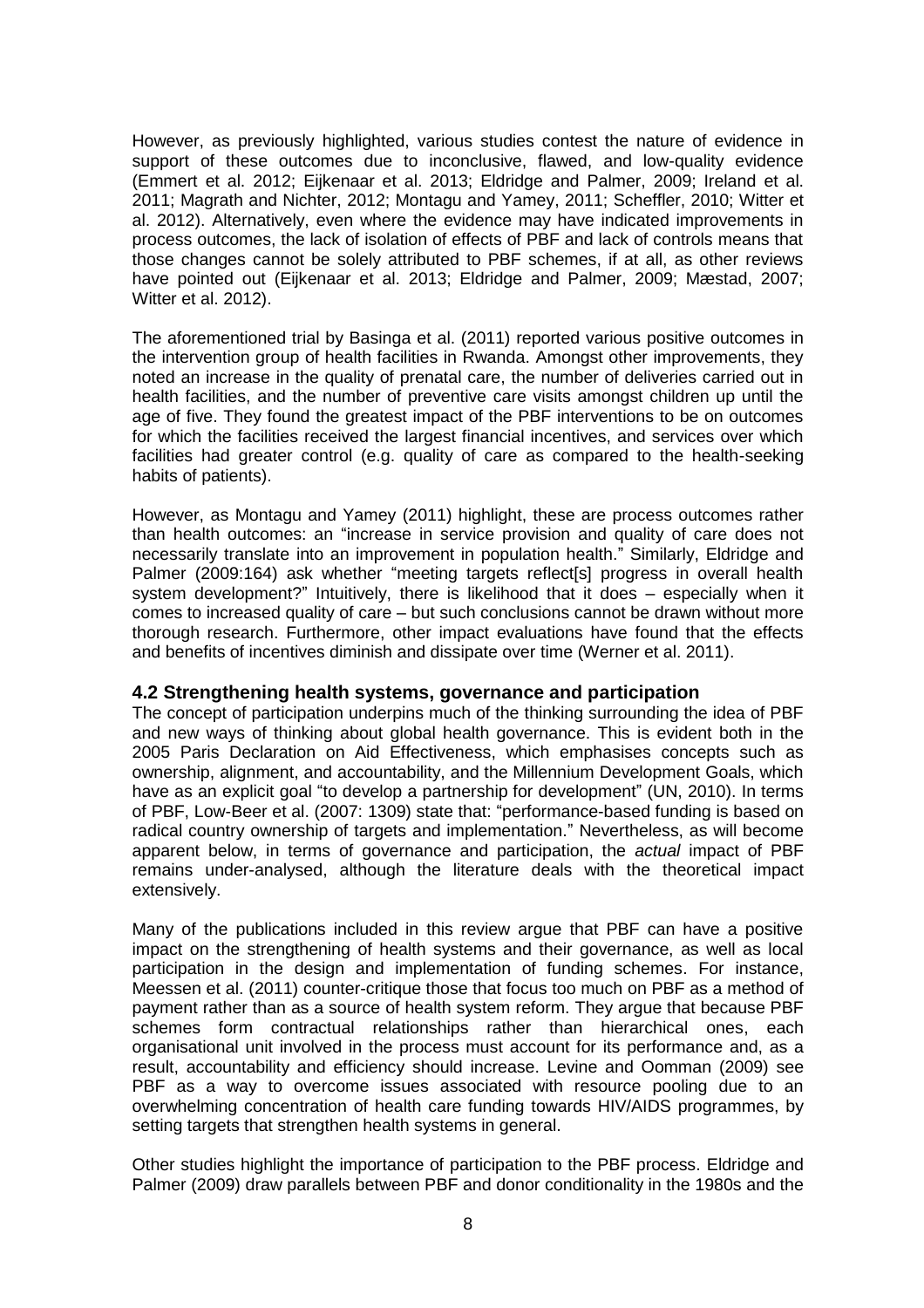However, as previously highlighted, various studies contest the nature of evidence in support of these outcomes due to inconclusive, flawed, and low-quality evidence (Emmert et al. 2012; Eijkenaar et al. 2013; Eldridge and Palmer, 2009; Ireland et al. 2011; Magrath and Nichter, 2012; Montagu and Yamey, 2011; Scheffler, 2010; Witter et al. 2012). Alternatively, even where the evidence may have indicated improvements in process outcomes, the lack of isolation of effects of PBF and lack of controls means that those changes cannot be solely attributed to PBF schemes, if at all, as other reviews have pointed out (Eijkenaar et al. 2013; Eldridge and Palmer, 2009; Mæstad, 2007; Witter et al. 2012).

The aforementioned trial by Basinga et al. (2011) reported various positive outcomes in the intervention group of health facilities in Rwanda. Amongst other improvements, they noted an increase in the quality of prenatal care, the number of deliveries carried out in health facilities, and the number of preventive care visits amongst children up until the age of five. They found the greatest impact of the PBF interventions to be on outcomes for which the facilities received the largest financial incentives, and services over which facilities had greater control (e.g. quality of care as compared to the health-seeking habits of patients).

However, as Montagu and Yamey (2011) highlight, these are process outcomes rather than health outcomes: an "increase in service provision and quality of care does not necessarily translate into an improvement in population health." Similarly, Eldridge and Palmer (2009:164) ask whether "meeting targets reflect[s] progress in overall health system development?" Intuitively, there is likelihood that it does – especially when it comes to increased quality of care – but such conclusions cannot be drawn without more thorough research. Furthermore, other impact evaluations have found that the effects and benefits of incentives diminish and dissipate over time (Werner et al. 2011).

### 4.2 Strengthening health systems, governance and participation

The concept of participation underpins much of the thinking surrounding the idea of PBF and new ways of thinking about global health governance. This is evident both in the 2005 Paris Declaration on Aid Effectiveness, which emphasises concepts such as ownership, alignment, and accountability, and the Millennium Development Goals, which have as an explicit goal "to develop a partnership for development" (UN, 2010). In terms of PBF, Low-Beer et al. (2007: 1309) state that: "performance-based funding is based on radical country ownership of targets and implementation." Nevertheless, as will become apparent below, in terms of governance and participation, the *actual* impact of PBF remains under-analysed, although the literature deals with the theoretical impact extensively.

Many of the publications included in this review argue that PBF can have a positive impact on the strengthening of health systems and their governance, as well as local participation in the design and implementation of funding schemes. For instance, Meessen et al. (2011) counter-critique those that focus too much on PBF as a method of payment rather than as a source of health system reform. They argue that because PBF schemes form contractual relationships rather than hierarchical ones, each organisational unit involved in the process must account for its performance and, as a result, accountability and efficiency should increase. Levine and Oomman (2009) see PBF as a way to overcome issues associated with resource pooling due to an overwhelming concentration of health care funding towards HIV/AIDS programmes, by setting targets that strengthen health systems in general.

Other studies highlight the importance of participation to the PBF process. Eldridge and Palmer (2009) draw parallels between PBF and donor conditionality in the 1980s and the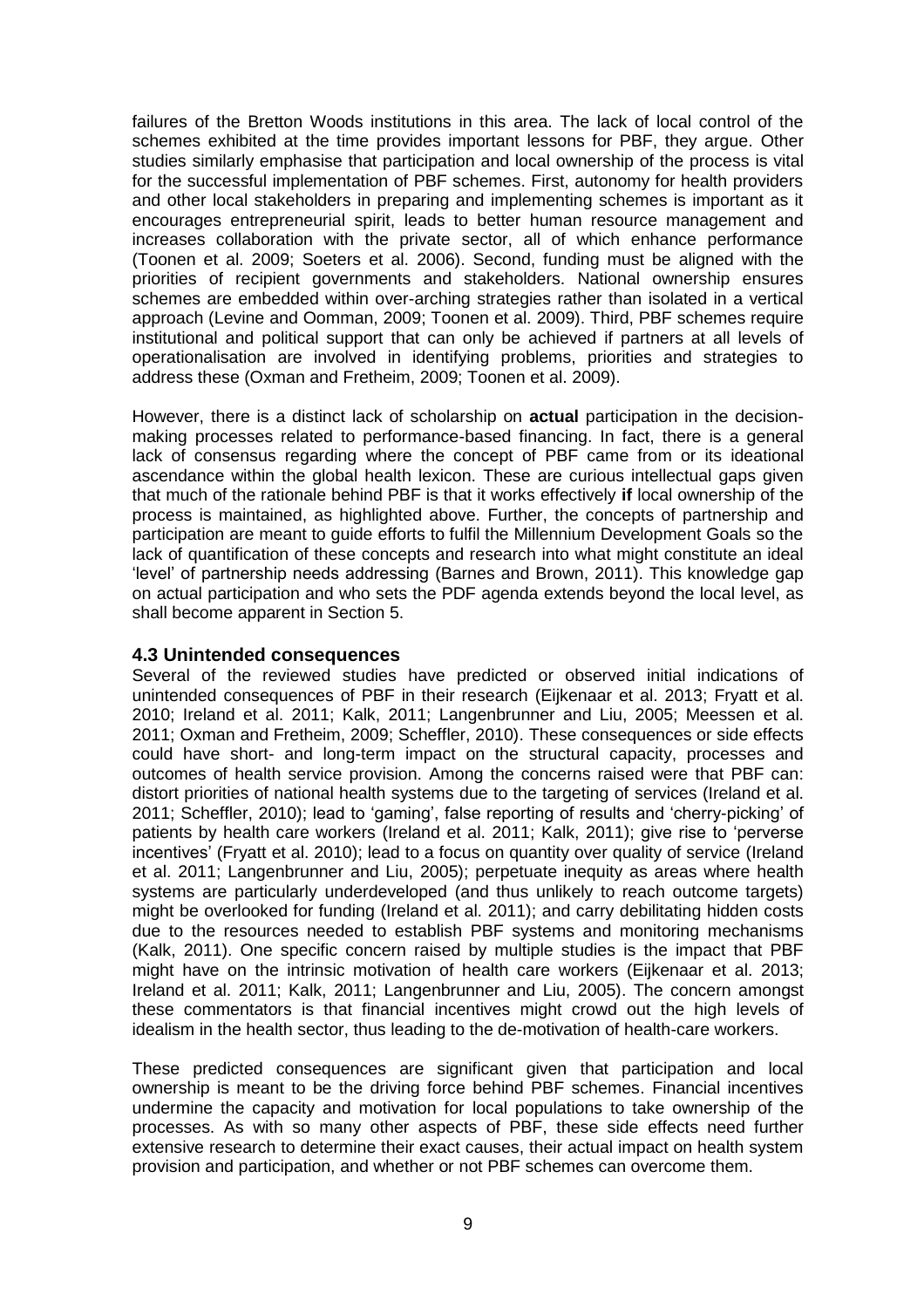failures of the Bretton Woods institutions in this area. The lack of local control of the schemes exhibited at the time provides important lessons for PBF, they argue. Other studies similarly emphasise that participation and local ownership of the process is vital for the successful implementation of PBF schemes. First, autonomy for health providers and other local stakeholders in preparing and implementing schemes is important as it encourages entrepreneurial spirit, leads to better human resource management and increases collaboration with the private sector, all of which enhance performance (Toonen et al. 2009; Soeters et al. 2006). Second, funding must be aligned with the priorities of recipient governments and stakeholders. National ownership ensures schemes are embedded within over-arching strategies rather than isolated in a vertical approach (Levine and Oomman, 2009; Toonen et al. 2009). Third, PBF schemes require institutional and political support that can only be achieved if partners at all levels of operationalisation are involved in identifying problems, priorities and strategies to address these (Oxman and Fretheim, 2009; Toonen et al. 2009).

However, there is a distinct lack of scholarship on **actual** participation in the decision-making processes related to performance-based financing. In fact, there is a general lack of consensus regarding where the concept of PBF came from or its ideational ascendance within the global health lexicon. These are curious intellectual gaps given that much of the rationale behind PBF is that it works effectively **if** local ownership of the process is maintained, as highlighted above. Further, the concepts of partnership and participation are meant to guide efforts to fulfil the Millennium Development Goals so the lack of quantification of these concepts and research into what might constitute an ideal 'level' of partnership needs addressing (Barnes and Brown, 2011). This knowledge gap on actual participation and who sets the PDF agenda extends beyond the local level, as shall become apparent in Section 5.

### 4.3 Unintended consequences

Several of the reviewed studies have predicted or observed initial indications of unintended consequences of PBF in their research (Eijkenaar et al. 2013; Fryatt et al. 2010; Ireland et al. 2011; Kalk, 2011; Langenbrunner and Liu, 2005; Meessen et al. 2011; Oxman and Fretheim, 2009; Scheffler, 2010). These consequences or side effects could have short- and long-term impact on the structural capacity, processes and outcomes of health service provision. Among the concerns raised were that PBF can: distort priorities of national health systems due to the targeting of services (Ireland et al. 2011; Scheffler, 2010); lead to 'gaming', false reporting of results and 'cherry-picking' of patients by health care workers (Ireland et al. 2011; Kalk, 2011); give rise to 'perverse incentives' (Fryatt et al. 2010); lead to a focus on quantity over quality of service (Ireland et al. 2011; Langenbrunner and Liu, 2005); perpetuate inequity as areas where health systems are particularly underdeveloped (and thus unlikely to reach outcome targets) might be overlooked for funding (Ireland et al. 2011); and carry debilitating hidden costs due to the resources needed to establish PBF systems and monitoring mechanisms (Kalk, 2011). One specific concern raised by multiple studies is the impact that PBF might have on the intrinsic motivation of health care workers (Eijkenaar et al. 2013; Ireland et al. 2011; Kalk, 2011; Langenbrunner and Liu, 2005). The concern amongst these commentators is that financial incentives might crowd out the high levels of idealism in the health sector, thus leading to the de-motivation of health-care workers.

These predicted consequences are significant given that participation and local ownership is meant to be the driving force behind PBF schemes. Financial incentives undermine the capacity and motivation for local populations to take ownership of the processes. As with so many other aspects of PBF, these side effects need further extensive research to determine their exact causes, their actual impact on health system provision and participation, and whether or not PBF schemes can overcome them.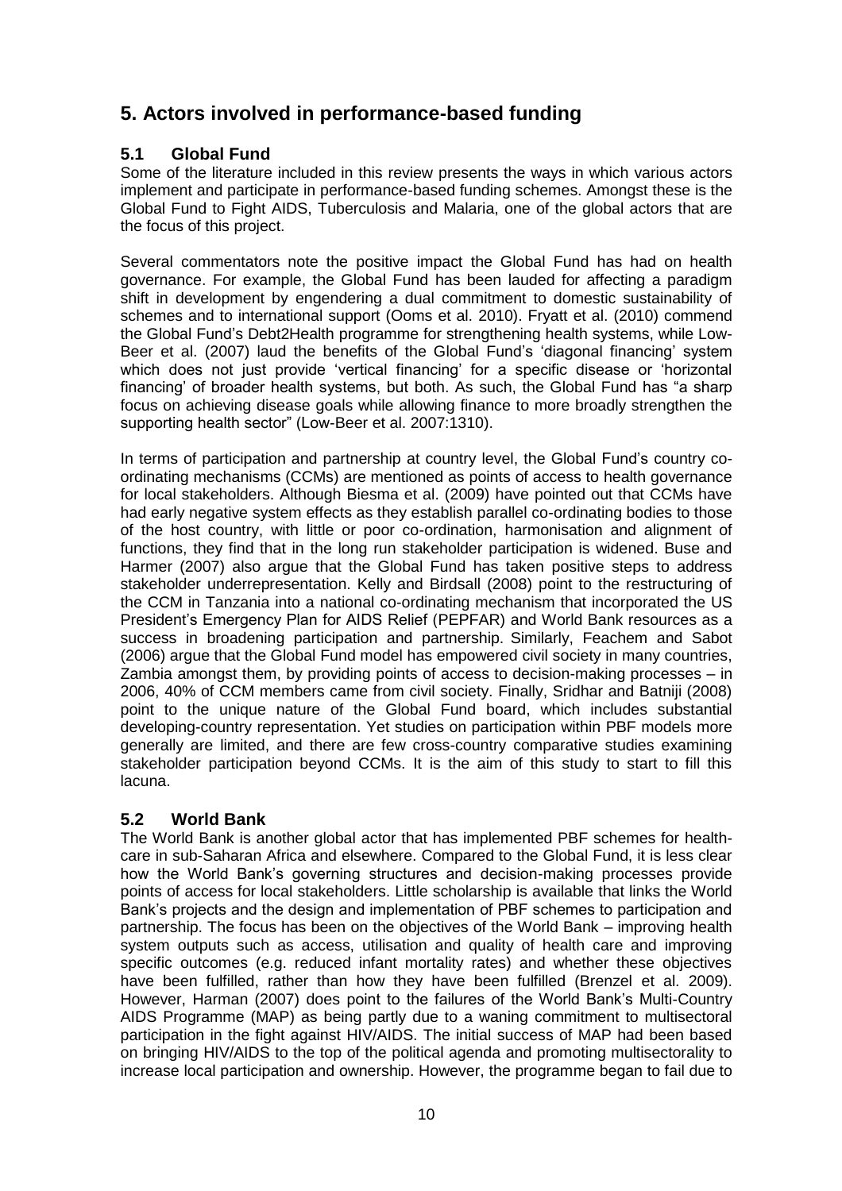# 5. Actors involved in performance-based funding

## 5.1 Global Fund

Some of the literature included in this review presents the ways in which various actors implement and participate in performance-based funding schemes. Amongst these is the Global Fund to Fight AIDS, Tuberculosis and Malaria, one of the global actors that are the focus of this project.

Several commentators note the positive impact the Global Fund has had on health governance. For example, the Global Fund has been lauded for affecting a paradigm shift in development by engendering a dual commitment to domestic sustainability of schemes and to international support (Ooms et al. 2010). Fryatt et al. (2010) commend the Global Fund's Debt2Health programme for strengthening health systems, while Low-Beer et al. (2007) laud the benefits of the Global Fund's 'diagonal financing' system which does not just provide 'vertical financing' for a specific disease or 'horizontal financing' of broader health systems, but both. As such, the Global Fund has "a sharp focus on achieving disease goals while allowing finance to more broadly strengthen the supporting health sector" (Low-Beer et al. 2007:1310).

In terms of participation and partnership at country level, the Global Fund's country co-ordinating mechanisms (CCMs) are mentioned as points of access to health governance for local stakeholders. Although Biesma et al. (2009) have pointed out that CCMs have had early negative system effects as they establish parallel co-ordinating bodies to those of the host country, with little or poor co-ordination, harmonisation and alignment of functions, they find that in the long run stakeholder participation is widened. Buse and Harmer (2007) also argue that the Global Fund has taken positive steps to address stakeholder underrepresentation. Kelly and Birdsall (2008) point to the restructuring of the CCM in Tanzania into a national co-ordinating mechanism that incorporated the US President's Emergency Plan for AIDS Relief (PEPFAR) and World Bank resources as a success in broadening participation and partnership. Similarly, Feachem and Sabot (2006) argue that the Global Fund model has empowered civil society in many countries, Zambia amongst them, by providing points of access to decision-making processes – in 2006, 40% of CCM members came from civil society. Finally, Sridhar and Batniji (2008) point to the unique nature of the Global Fund board, which includes substantial developing-country representation. Yet studies on participation within PBF models more generally are limited, and there are few cross-country comparative studies examining stakeholder participation beyond CCMs. It is the aim of this study to start to fill this lacuna.

## 5.2 World Bank

The World Bank is another global actor that has implemented PBF schemes for health-care in sub-Saharan Africa and elsewhere. Compared to the Global Fund, it is less clear how the World Bank's governing structures and decision-making processes provide points of access for local stakeholders. Little scholarship is available that links the World Bank's projects and the design and implementation of PBF schemes to participation and partnership. The focus has been on the objectives of the World Bank – improving health system outputs such as access, utilisation and quality of health care and improving specific outcomes (e.g. reduced infant mortality rates) and whether these objectives have been fulfilled, rather than how they have been fulfilled (Brenzel et al. 2009). However, Harman (2007) does point to the failures of the World Bank's Multi-Country AIDS Programme (MAP) as being partly due to a waning commitment to multisectoral participation in the fight against HIV/AIDS. The initial success of MAP had been based on bringing HIV/AIDS to the top of the political agenda and promoting multisectorality to increase local participation and ownership. However, the programme began to fail due to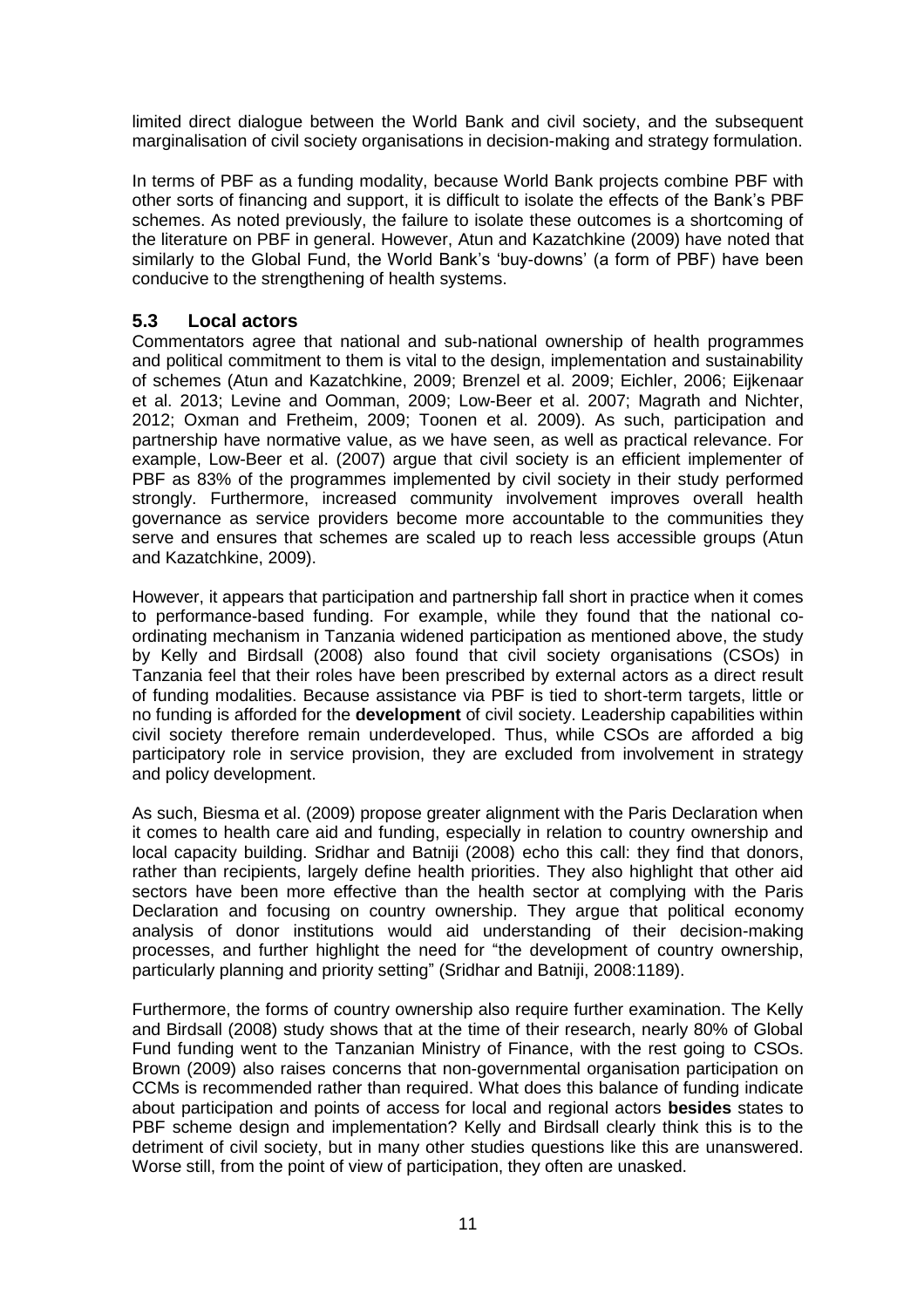limited direct dialogue between the World Bank and civil society, and the subsequent marginalisation of civil society organisations in decision-making and strategy formulation.

In terms of PBF as a funding modality, because World Bank projects combine PBF with other sorts of financing and support, it is difficult to isolate the effects of the Bank's PBF schemes. As noted previously, the failure to isolate these outcomes is a shortcoming of the literature on PBF in general. However, Atun and Kazatchkine (2009) have noted that similarly to the Global Fund, the World Bank's 'buy-downs' (a form of PBF) have been conducive to the strengthening of health systems.

## 5.3 Local actors

Commentators agree that national and sub-national ownership of health programmes and political commitment to them is vital to the design, implementation and sustainability of schemes (Atun and Kazatchkine, 2009; Brenzel et al. 2009; Eichler, 2006; Eijkenaar et al. 2013; Levine and Oomman, 2009; Low-Beer et al. 2007; Magrath and Nichter, 2012; Oxman and Fretheim, 2009; Toonen et al. 2009). As such, participation and partnership have normative value, as we have seen, as well as practical relevance. For example, Low-Beer et al. (2007) argue that civil society is an efficient implementer of PBF as 83% of the programmes implemented by civil society in their study performed strongly. Furthermore, increased community involvement improves overall health governance as service providers become more accountable to the communities they serve and ensures that schemes are scaled up to reach less accessible groups (Atun and Kazatchkine, 2009).

However, it appears that participation and partnership fall short in practice when it comes to performance-based funding. For example, while they found that the national co-ordinating mechanism in Tanzania widened participation as mentioned above, the study by Kelly and Birdsall (2008) also found that civil society organisations (CSOs) in Tanzania feel that their roles have been prescribed by external actors as a direct result of funding modalities. Because assistance via PBF is tied to short-term targets, little or no funding is afforded for the **development** of civil society. Leadership capabilities within civil society therefore remain underdeveloped. Thus, while CSOs are afforded a big participatory role in service provision, they are excluded from involvement in strategy and policy development.

As such, Biesma et al. (2009) propose greater alignment with the Paris Declaration when it comes to health care aid and funding, especially in relation to country ownership and local capacity building. Sridhar and Batniji (2008) echo this call: they find that donors, rather than recipients, largely define health priorities. They also highlight that other aid sectors have been more effective than the health sector at complying with the Paris Declaration and focusing on country ownership. They argue that political economy analysis of donor institutions would aid understanding of their decision-making processes, and further highlight the need for "the development of country ownership, particularly planning and priority setting" (Sridhar and Batniji, 2008:1189).

Furthermore, the forms of country ownership also require further examination. The Kelly and Birdsall (2008) study shows that at the time of their research, nearly 80% of Global Fund funding went to the Tanzanian Ministry of Finance, with the rest going to CSOs. Brown (2009) also raises concerns that non-governmental organisation participation on CCMs is recommended rather than required. What does this balance of funding indicate about participation and points of access for local and regional actors **besides** states to PBF scheme design and implementation? Kelly and Birdsall clearly think this is to the detriment of civil society, but in many other studies questions like this are unanswered. Worse still, from the point of view of participation, they often are unasked.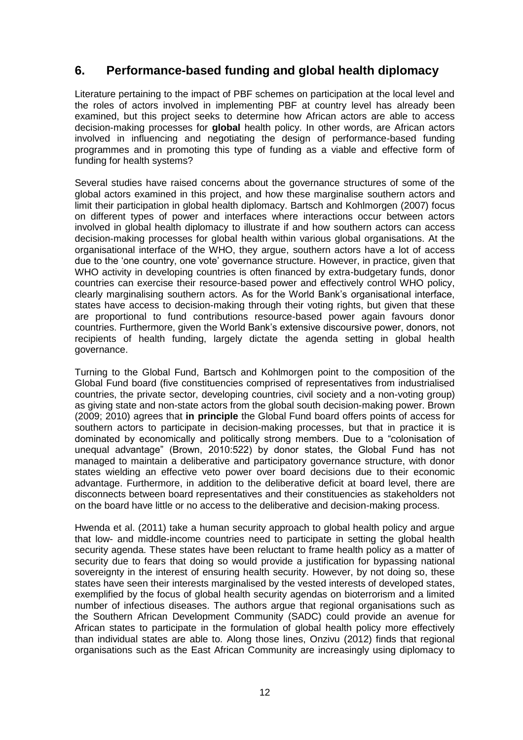## 6. Performance-based funding and global health diplomacy

Literature pertaining to the impact of PBF schemes on participation at the local level and the roles of actors involved in implementing PBF at country level has already been examined, but this project seeks to determine how African actors are able to access decision-making processes for **global** health policy. In other words, are African actors involved in influencing and negotiating the design of performance-based funding programmes and in promoting this type of funding as a viable and effective form of funding for health systems?

Several studies have raised concerns about the governance structures of some of the global actors examined in this project, and how these marginalise southern actors and limit their participation in global health diplomacy. Bartsch and Kohlmorgen (2007) focus on different types of power and interfaces where interactions occur between actors involved in global health diplomacy to illustrate if and how southern actors can access decision-making processes for global health within various global organisations. At the organisational interface of the WHO, they argue, southern actors have a lot of access due to the 'one country, one vote' governance structure. However, in practice, given that WHO activity in developing countries is often financed by extra-budgetary funds, donor countries can exercise their resource-based power and effectively control WHO policy, clearly marginalising southern actors. As for the World Bank's organisational interface, states have access to decision-making through their voting rights, but given that these are proportional to fund contributions resource-based power again favours donor countries. Furthermore, given the World Bank's extensive discoursive power, donors, not recipients of health funding, largely dictate the agenda setting in global health governance.

Turning to the Global Fund, Bartsch and Kohlmorgen point to the composition of the Global Fund board (five constituencies comprised of representatives from industrialised countries, the private sector, developing countries, civil society and a non-voting group) as giving state and non-state actors from the global south decision-making power. Brown (2009; 2010) agrees that **in principle** the Global Fund board offers points of access for southern actors to participate in decision-making processes, but that in practice it is dominated by economically and politically strong members. Due to a "colonisation of unequal advantage" (Brown, 2010:522) by donor states, the Global Fund has not managed to maintain a deliberative and participatory governance structure, with donor states wielding an effective veto power over board decisions due to their economic advantage. Furthermore, in addition to the deliberative deficit at board level, there are disconnects between board representatives and their constituencies as stakeholders not on the board have little or no access to the deliberative and decision-making process.

Hwenda et al. (2011) take a human security approach to global health policy and argue that low- and middle-income countries need to participate in setting the global health security agenda. These states have been reluctant to frame health policy as a matter of security due to fears that doing so would provide a justification for bypassing national sovereignty in the interest of ensuring health security. However, by not doing so, these states have seen their interests marginalised by the vested interests of developed states, exemplified by the focus of global health security agendas on bioterrorism and a limited number of infectious diseases. The authors argue that regional organisations such as the Southern African Development Community (SADC) could provide an avenue for African states to participate in the formulation of global health policy more effectively than individual states are able to. Along those lines, Onzivu (2012) finds that regional organisations such as the East African Community are increasingly using diplomacy to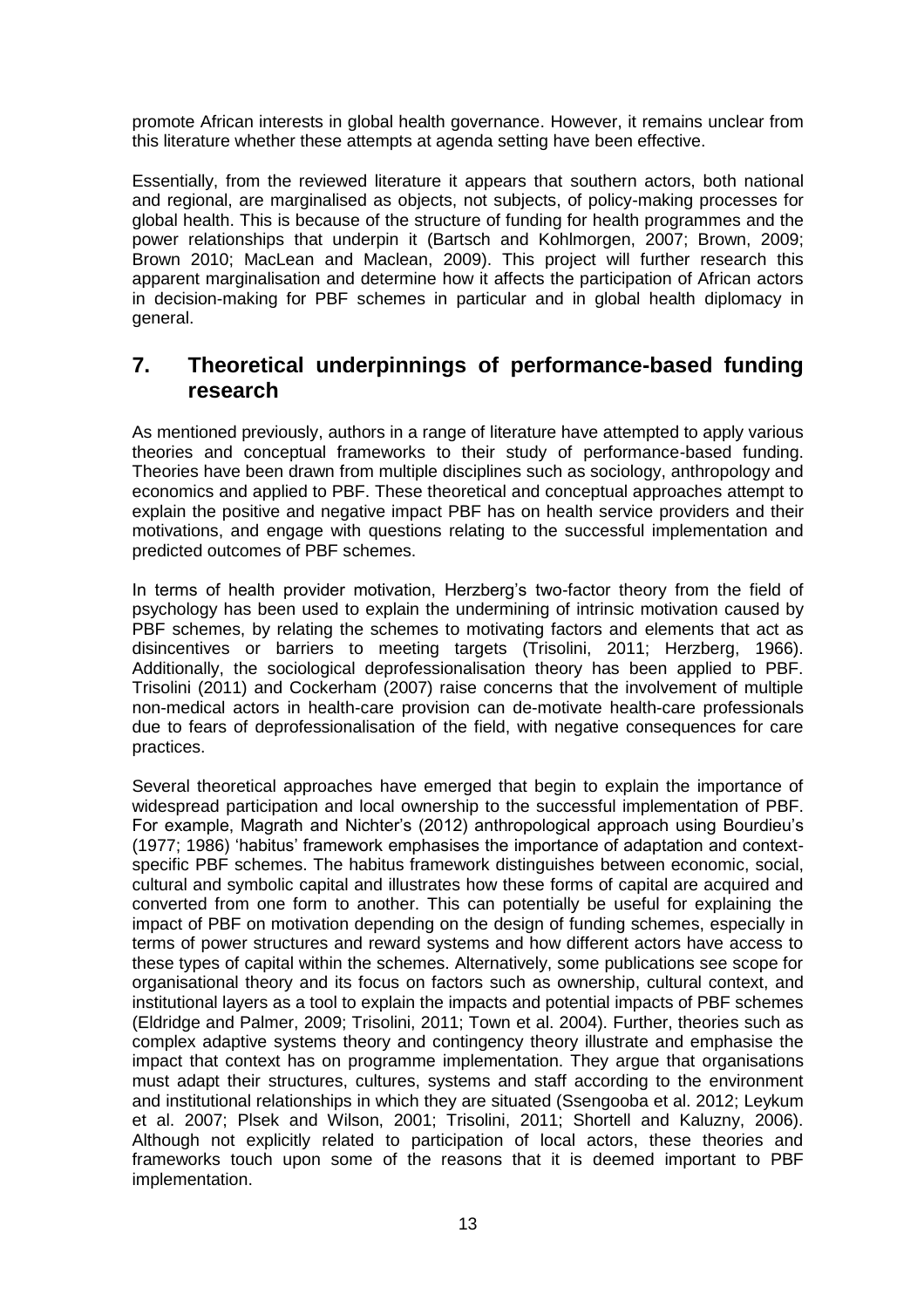promote African interests in global health governance. However, it remains unclear from this literature whether these attempts at agenda setting have been effective.

Essentially, from the reviewed literature it appears that southern actors, both national and regional, are marginalised as objects, not subjects, of policy-making processes for global health. This is because of the structure of funding for health programmes and the power relationships that underpin it (Bartsch and Kohlmorgen, 2007; Brown, 2009; Brown 2010; MacLean and Maclean, 2009). This project will further research this apparent marginalisation and determine how it affects the participation of African actors in decision-making for PBF schemes in particular and in global health diplomacy in general.

## 7. Theoretical underpinnings of performance-based funding research

As mentioned previously, authors in a range of literature have attempted to apply various theories and conceptual frameworks to their study of performance-based funding. Theories have been drawn from multiple disciplines such as sociology, anthropology and economics and applied to PBF. These theoretical and conceptual approaches attempt to explain the positive and negative impact PBF has on health service providers and their motivations, and engage with questions relating to the successful implementation and predicted outcomes of PBF schemes.

In terms of health provider motivation, Herzberg's two-factor theory from the field of psychology has been used to explain the undermining of intrinsic motivation caused by PBF schemes, by relating the schemes to motivating factors and elements that act as disincentives or barriers to meeting targets (Trisolini, 2011; Herzberg, 1966). Additionally, the sociological deprofessionalisation theory has been applied to PBF. Trisolini (2011) and Cockerham (2007) raise concerns that the involvement of multiple non-medical actors in health-care provision can de-motivate health-care professionals due to fears of deprofessionalisation of the field, with negative consequences for care practices.

Several theoretical approaches have emerged that begin to explain the importance of widespread participation and local ownership to the successful implementation of PBF. For example, Magrath and Nichter's (2012) anthropological approach using Bourdieu's (1977; 1986) 'habitus' framework emphasises the importance of adaptation and context-specific PBF schemes. The habitus framework distinguishes between economic, social, cultural and symbolic capital and illustrates how these forms of capital are acquired and converted from one form to another. This can potentially be useful for explaining the impact of PBF on motivation depending on the design of funding schemes, especially in terms of power structures and reward systems and how different actors have access to these types of capital within the schemes. Alternatively, some publications see scope for organisational theory and its focus on factors such as ownership, cultural context, and institutional layers as a tool to explain the impacts and potential impacts of PBF schemes (Eldridge and Palmer, 2009; Trisolini, 2011; Town et al. 2004). Further, theories such as complex adaptive systems theory and contingency theory illustrate and emphasise the impact that context has on programme implementation. They argue that organisations must adapt their structures, cultures, systems and staff according to the environment and institutional relationships in which they are situated (Ssengooba et al. 2012; Leykum et al. 2007; Plsek and Wilson, 2001; Trisolini, 2011; Shortell and Kaluzny, 2006). Although not explicitly related to participation of local actors, these theories and frameworks touch upon some of the reasons that it is deemed important to PBF implementation.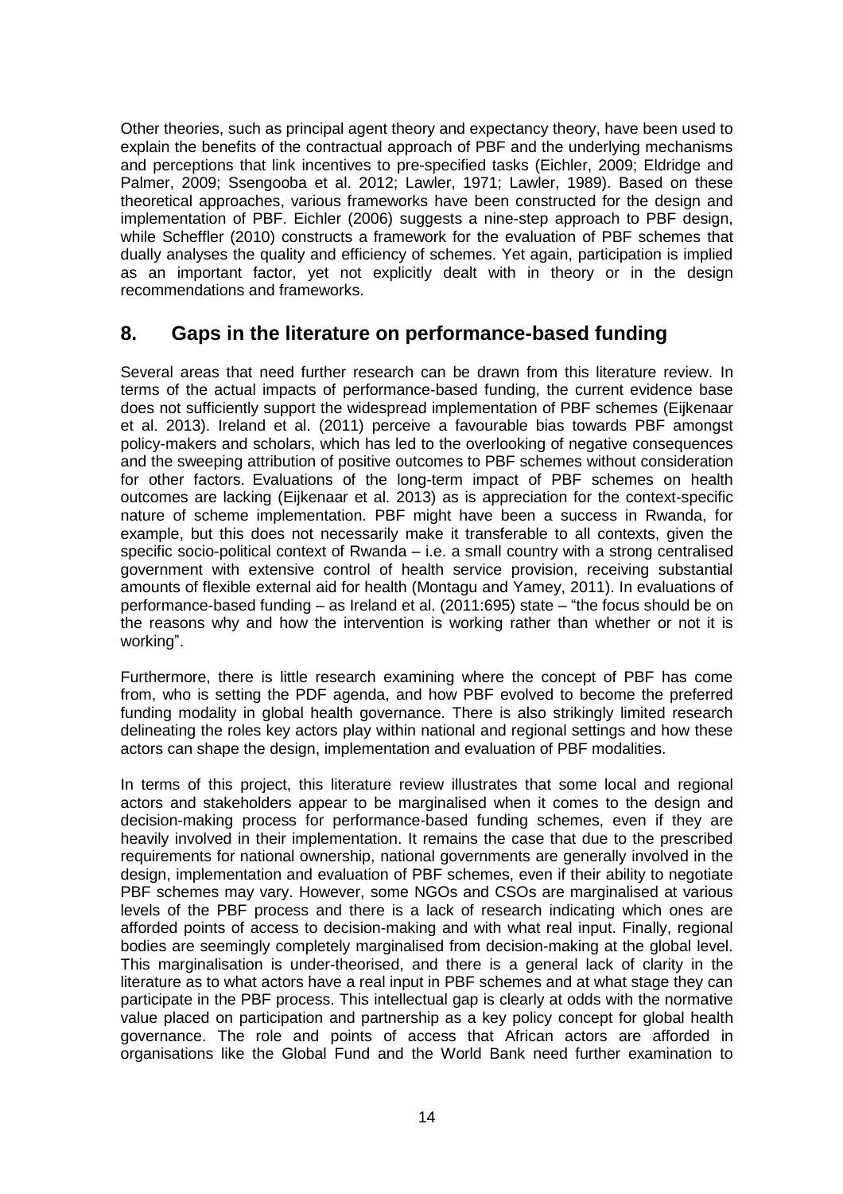Other theories, such as principal agent theory and expectancy theory, have been used to explain the benefits of the contractual approach of PBF and the underlying mechanisms and perceptions that link incentives to pre-specified tasks (Eichler, 2009; Eldridge and Palmer, 2009; Ssengooba et al. 2012; Lawler, 1971; Lawler, 1989). Based on these theoretical approaches, various frameworks have been constructed for the design and implementation of PBF. Eichler (2006) suggests a nine-step approach to PBF design, while Scheffler (2010) constructs a framework for the evaluation of PBF schemes that dually analyses the quality and efficiency of schemes. Yet again, participation is implied as an important factor, yet not explicitly dealt with in theory or in the design recommendations and frameworks.

## 8. Gaps in the literature on performance-based funding

Several areas that need further research can be drawn from this literature review. In terms of the actual impacts of performance-based funding, the current evidence base does not sufficiently support the widespread implementation of PBF schemes (Eijkenaar et al. 2013). Ireland et al. (2011) perceive a favourable bias towards PBF amongst policy-makers and scholars, which has led to the overlooking of negative consequences and the sweeping attribution of positive outcomes to PBF schemes without consideration for other factors. Evaluations of the long-term impact of PBF schemes on health outcomes are lacking (Eijkenaar et al. 2013) as is appreciation for the context-specific nature of scheme implementation. PBF might have been a success in Rwanda, for example, but this does not necessarily make it transferable to all contexts, given the specific socio-political context of Rwanda – i.e. a small country with a strong centralised government with extensive control of health service provision, receiving substantial amounts of flexible external aid for health (Montagu and Yamey, 2011). In evaluations of performance-based funding – as Ireland et al. (2011:695) state – "the focus should be on the reasons why and how the intervention is working rather than whether or not it is working".

Furthermore, there is little research examining where the concept of PBF has come from, who is setting the PDF agenda, and how PBF evolved to become the preferred funding modality in global health governance. There is also strikingly limited research delineating the roles key actors play within national and regional settings and how these actors can shape the design, implementation and evaluation of PBF modalities.

In terms of this project, this literature review illustrates that some local and regional actors and stakeholders appear to be marginalised when it comes to the design and decision-making process for performance-based funding schemes, even if they are heavily involved in their implementation. It remains the case that due to the prescribed requirements for national ownership, national governments are generally involved in the design, implementation and evaluation of PBF schemes, even if their ability to negotiate PBF schemes may vary. However, some NGOs and CSOs are marginalised at various levels of the PBF process and there is a lack of research indicating which ones are afforded points of access to decision-making and with what real input. Finally, regional bodies are seemingly completely marginalised from decision-making at the global level. This marginalisation is under-theorised, and there is a general lack of clarity in the literature as to what actors have a real input in PBF schemes and at what stage they can participate in the PBF process. This intellectual gap is clearly at odds with the normative value placed on participation and partnership as a key policy concept for global health governance. The role and points of access that African actors are afforded in organisations like the Global Fund and the World Bank need further examination to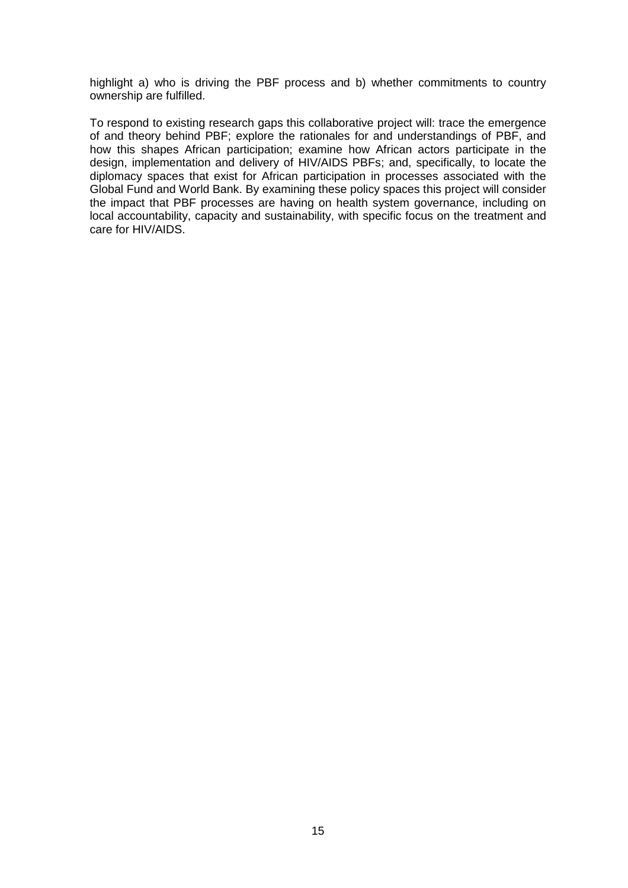highlight a) who is driving the PBF process and b) whether commitments to country ownership are fulfilled.

To respond to existing research gaps this collaborative project will: trace the emergence of and theory behind PBF; explore the rationales for and understandings of PBF, and how this shapes African participation; examine how African actors participate in the design, implementation and delivery of HIV/AIDS PBFs; and, specifically, to locate the diplomacy spaces that exist for African participation in processes associated with the Global Fund and World Bank. By examining these policy spaces this project will consider the impact that PBF processes are having on health system governance, including on local accountability, capacity and sustainability, with specific focus on the treatment and care for HIV/AIDS.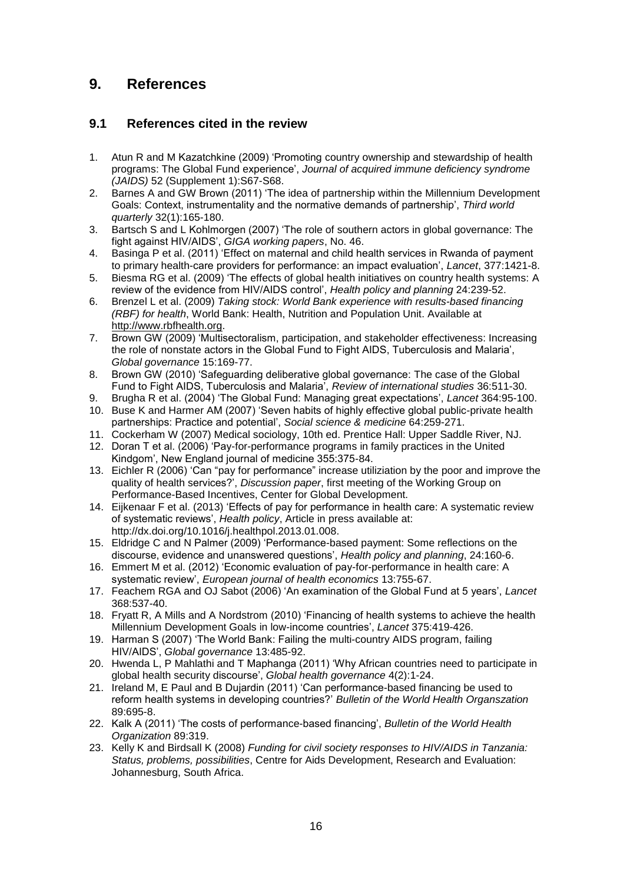# 9. References

## 9.1 References cited in the review

1. Atun R and M Kazatchkine (2009) 'Promoting country ownership and stewardship of health programs: The Global Fund experience', *Journal of acquired immune deficiency syndrome (JAIDS)* 52 (Supplement 1):S67-S68.
2. Barnes A and GW Brown (2011) 'The idea of partnership within the Millennium Development Goals: Context, instrumentality and the normative demands of partnership', *Third world quarterly* 32(1):165-180.
3. Bartsch S and L Kohlmorgen (2007) 'The role of southern actors in global governance: The fight against HIV/AIDS', *GIGA working papers*, No. 46.
4. Basinga P et al. (2011) 'Effect on maternal and child health services in Rwanda of payment to primary health-care providers for performance: an impact evaluation', *Lancet*, 377:1421-8.
5. Biesma RG et al. (2009) 'The effects of global health initiatives on country health systems: A review of the evidence from HIV/AIDS control', *Health policy and planning* 24:239-52.
6. Brenzel L et al. (2009) *Taking stock: World Bank experience with results-based financing (RBF) for health*, World Bank: Health, Nutrition and Population Unit. Available at http://www.rbfhealth.org.
7. Brown GW (2009) 'Multisectoralism, participation, and stakeholder effectiveness: Increasing the role of nonstate actors in the Global Fund to Fight AIDS, Tuberculosis and Malaria', *Global governance* 15:169-77.
8. Brown GW (2010) 'Safeguarding deliberative global governance: The case of the Global Fund to Fight AIDS, Tuberculosis and Malaria', *Review of international studies* 36:511-30.
9. Brugha R et al. (2004) 'The Global Fund: Managing great expectations', *Lancet* 364:95-100.
10. Buse K and Harmer AM (2007) 'Seven habits of highly effective global public-private health partnerships: Practice and potential', *Social science & medicine* 64:259-271.
11. Cockerham W (2007) Medical sociology, 10th ed. Prentice Hall: Upper Saddle River, NJ.
12. Doran T et al. (2006) 'Pay-for-performance programs in family practices in the United Kindgom', New England journal of medicine 355:375-84.
13. Eichler R (2006) 'Can "pay for performance" increase utiliziation by the poor and improve the quality of health services?', *Discussion paper*, first meeting of the Working Group on Performance-Based Incentives, Center for Global Development.
14. Eijkenaar F et al. (2013) 'Effects of pay for performance in health care: A systematic review of systematic reviews', *Health policy*, Article in press available at: http://dx.doi.org/10.1016/j.healthpol.2013.01.008.
15. Eldridge C and N Palmer (2009) 'Performance-based payment: Some reflections on the discourse, evidence and unanswered questions', *Health policy and planning*, 24:160-6.
16. Emmert M et al. (2012) 'Economic evaluation of pay-for-performance in health care: A systematic review', *European journal of health economics* 13:755-67.
17. Feachem RGA and OJ Sabot (2006) 'An examination of the Global Fund at 5 years', *Lancet* 368:537-40.
18. Fryatt R, A Mills and A Nordstrom (2010) 'Financing of health systems to achieve the health Millennium Development Goals in low-income countries', *Lancet* 375:419-426.
19. Harman S (2007) 'The World Bank: Failing the multi-country AIDS program, failing HIV/AIDS', *Global governance* 13:485-92.
20. Hwenda L, P Mahlathi and T Maphanga (2011) 'Why African countries need to participate in global health security discourse', *Global health governance* 4(2):1-24.
21. Ireland M, E Paul and B Dujardin (2011) 'Can performance-based financing be used to reform health systems in developing countries?' *Bulletin of the World Health Organszation* 89:695-8.
22. Kalk A (2011) 'The costs of performance-based financing', *Bulletin of the World Health Organization* 89:319.
23. Kelly K and Birdsall K (2008) *Funding for civil society responses to HIV/AIDS in Tanzania: Status, problems, possibilities*, Centre for Aids Development, Research and Evaluation: Johannesburg, South Africa.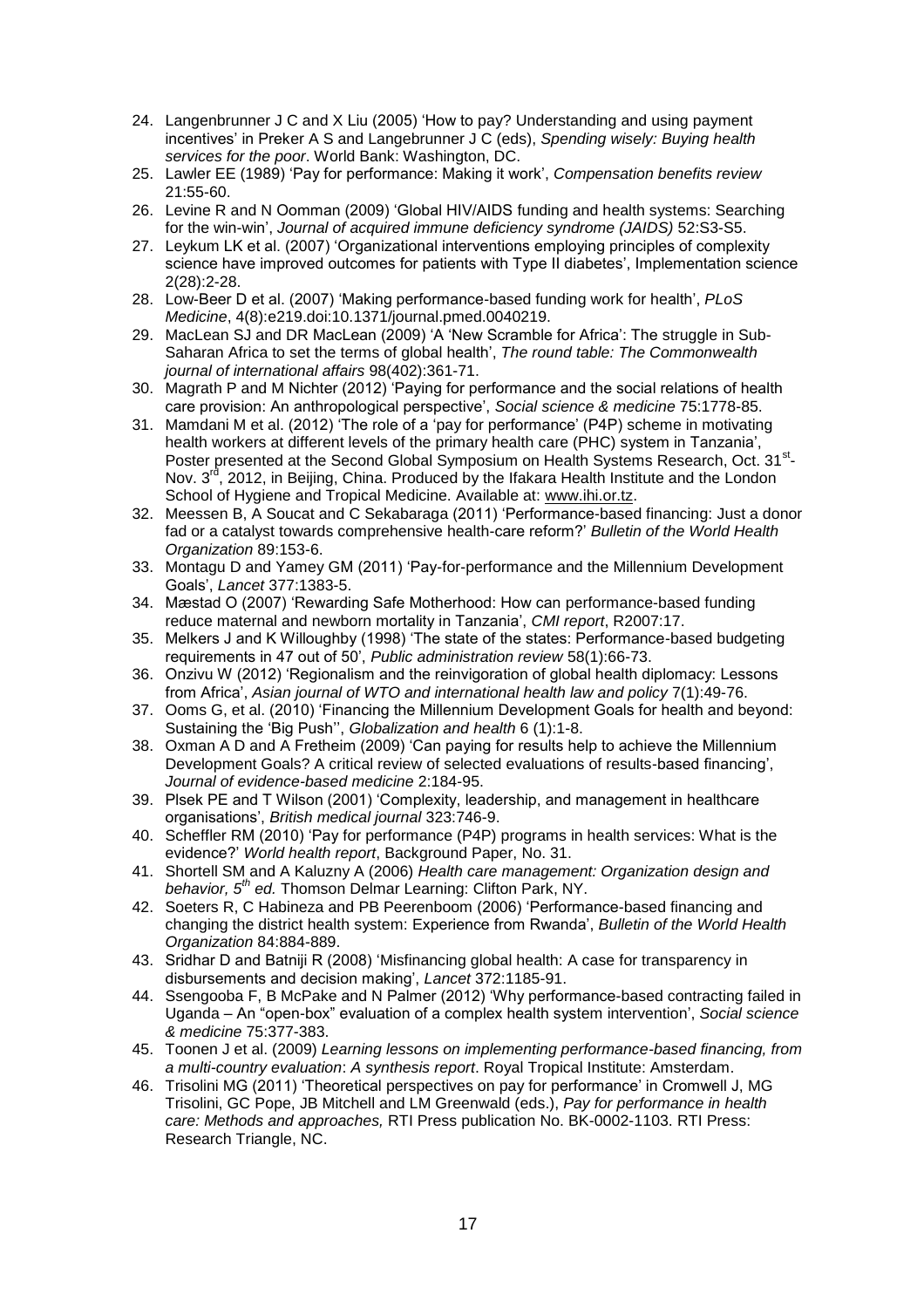24. Langenbrunner J C and X Liu (2005) 'How to pay? Understanding and using payment incentives' in Preker A S and Langebrunner J C (eds), *Spending wisely: Buying health services for the poor*. World Bank: Washington, DC.
25. Lawler EE (1989) 'Pay for performance: Making it work', *Compensation benefits review* 21:55-60.
26. Levine R and N Oomman (2009) 'Global HIV/AIDS funding and health systems: Searching for the win-win', *Journal of acquired immune deficiency syndrome (JAIDS)* 52:S3-S5.
27. Leykum LK et al. (2007) 'Organizational interventions employing principles of complexity science have improved outcomes for patients with Type II diabetes', Implementation science 2(28):2-28.
28. Low-Beer D et al. (2007) 'Making performance-based funding work for health', *PLoS Medicine*, 4(8):e219.doi:10.1371/journal.pmed.0040219.
29. MacLean SJ and DR MacLean (2009) 'A 'New Scramble for Africa': The struggle in Sub-Saharan Africa to set the terms of global health', *The round table: The Commonwealth journal of international affairs* 98(402):361-71.
30. Magrath P and M Nichter (2012) 'Paying for performance and the social relations of health care provision: An anthropological perspective', *Social science & medicine* 75:1778-85.
31. Mamdani M et al. (2012) 'The role of a 'pay for performance' (P4P) scheme in motivating health workers at different levels of the primary health care (PHC) system in Tanzania', Poster presented at the Second Global Symposium on Health Systems Research, Oct. 31st-Nov. 3rd, 2012, in Beijing, China. Produced by the Ifakara Health Institute and the London School of Hygiene and Tropical Medicine. Available at: www.ihi.or.tz.
32. Meessen B, A Soucat and C Sekabaraga (2011) 'Performance-based financing: Just a donor fad or a catalyst towards comprehensive health-care reform?' *Bulletin of the World Health Organization* 89:153-6.
33. Montagu D and Yamey GM (2011) 'Pay-for-performance and the Millennium Development Goals', *Lancet* 377:1383-5.
34. Mæstad O (2007) 'Rewarding Safe Motherhood: How can performance-based funding reduce maternal and newborn mortality in Tanzania', *CMI report*, R2007:17.
35. Melkers J and K Willoughby (1998) 'The state of the states: Performance-based budgeting requirements in 47 out of 50', *Public administration review* 58(1):66-73.
36. Onzivu W (2012) 'Regionalism and the reinvigoration of global health diplomacy: Lessons from Africa', *Asian journal of WTO and international health law and policy* 7(1):49-76.
37. Ooms G, et al. (2010) 'Financing the Millennium Development Goals for health and beyond: Sustaining the 'Big Push'', *Globalization and health* 6 (1):1-8.
38. Oxman A D and A Fretheim (2009) 'Can paying for results help to achieve the Millennium Development Goals? A critical review of selected evaluations of results-based financing', *Journal of evidence-based medicine* 2:184-95.
39. Plsek PE and T Wilson (2001) 'Complexity, leadership, and management in healthcare organisations', *British medical journal* 323:746-9.
40. Scheffler RM (2010) 'Pay for performance (P4P) programs in health services: What is the evidence?' *World health report*, Background Paper, No. 31.
41. Shortell SM and A Kaluzny A (2006) *Health care management: Organization design and behavior, 5th ed.* Thomson Delmar Learning: Clifton Park, NY.
42. Soeters R, C Habineza and PB Peerenboom (2006) 'Performance-based financing and changing the district health system: Experience from Rwanda', *Bulletin of the World Health Organization* 84:884-889.
43. Sridhar D and Batniji R (2008) 'Misfinancing global health: A case for transparency in disbursements and decision making', *Lancet* 372:1185-91.
44. Ssengooba F, B McPake and N Palmer (2012) 'Why performance-based contracting failed in Uganda – An "open-box" evaluation of a complex health system intervention', *Social science & medicine* 75:377-383.
45. Toonen J et al. (2009) *Learning lessons on implementing performance-based financing, from a multi-country evaluation*: *A synthesis report*. Royal Tropical Institute: Amsterdam.
46. Trisolini MG (2011) 'Theoretical perspectives on pay for performance' in Cromwell J, MG Trisolini, GC Pope, JB Mitchell and LM Greenwald (eds.), *Pay for performance in health care: Methods and approaches*, RTI Press publication No. BK-0002-1103. RTI Press: Research Triangle, NC.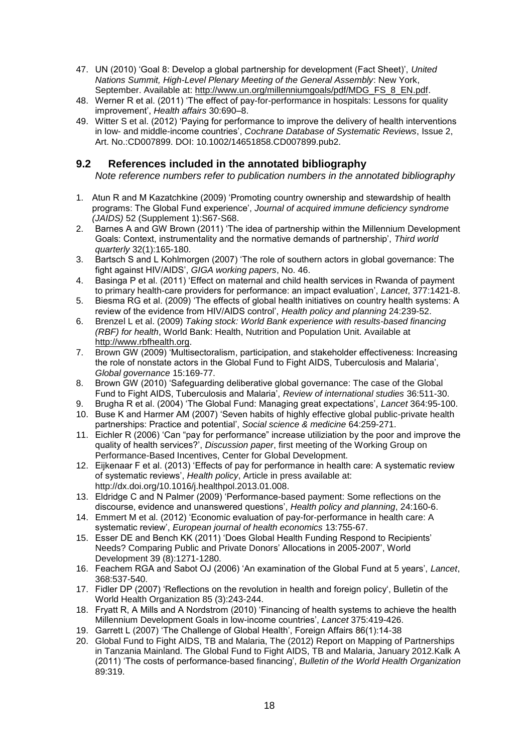47. UN (2010) 'Goal 8: Develop a global partnership for development (Fact Sheet)', *United Nations Summit, High-Level Plenary Meeting of the General Assembly*: New York, September. Available at: http://www.un.org/millenniumgoals/pdf/MDG_FS_8_EN.pdf.
48. Werner R et al. (2011) 'The effect of pay-for-performance in hospitals: Lessons for quality improvement', *Health affairs* 30:690–8.
49. Witter S et al. (2012) 'Paying for performance to improve the delivery of health interventions in low- and middle-income countries', *Cochrane Database of Systematic Reviews*, Issue 2, Art. No.:CD007899. DOI: 10.1002/14651858.CD007899.pub2.

## 9.2 References included in the annotated bibliography

*Note reference numbers refer to publication numbers in the annotated bibliography*

1. Atun R and M Kazatchkine (2009) 'Promoting country ownership and stewardship of health programs: The Global Fund experience', *Journal of acquired immune deficiency syndrome (JAIDS)* 52 (Supplement 1):S67-S68.
2. Barnes A and GW Brown (2011) 'The idea of partnership within the Millennium Development Goals: Context, instrumentality and the normative demands of partnership', *Third world quarterly* 32(1):165-180.
3. Bartsch S and L Kohlmorgen (2007) 'The role of southern actors in global governance: The fight against HIV/AIDS', *GIGA working papers*, No. 46.
4. Basinga P et al. (2011) 'Effect on maternal and child health services in Rwanda of payment to primary health-care providers for performance: an impact evaluation', *Lancet*, 377:1421-8.
5. Biesma RG et al. (2009) 'The effects of global health initiatives on country health systems: A review of the evidence from HIV/AIDS control', *Health policy and planning* 24:239-52.
6. Brenzel L et al. (2009) *Taking stock: World Bank experience with results-based financing (RBF) for health*, World Bank: Health, Nutrition and Population Unit. Available at http://www.rbfhealth.org.
7. Brown GW (2009) 'Multisectoralism, participation, and stakeholder effectiveness: Increasing the role of nonstate actors in the Global Fund to Fight AIDS, Tuberculosis and Malaria', *Global governance* 15:169-77.
8. Brown GW (2010) 'Safeguarding deliberative global governance: The case of the Global Fund to Fight AIDS, Tuberculosis and Malaria', *Review of international studies* 36:511-30.
9. Brugha R et al. (2004) 'The Global Fund: Managing great expectations', *Lancet* 364:95-100.
10. Buse K and Harmer AM (2007) 'Seven habits of highly effective global public-private health partnerships: Practice and potential', *Social science & medicine* 64:259-271.
11. Eichler R (2006) 'Can "pay for performance" increase utiliziation by the poor and improve the quality of health services?', *Discussion paper*, first meeting of the Working Group on Performance-Based Incentives, Center for Global Development.
12. Eijkenaar F et al. (2013) 'Effects of pay for performance in health care: A systematic review of systematic reviews', *Health policy*, Article in press available at: http://dx.doi.org/10.1016/j.healthpol.2013.01.008.
13. Eldridge C and N Palmer (2009) 'Performance-based payment: Some reflections on the discourse, evidence and unanswered questions', *Health policy and planning*, 24:160-6.
14. Emmert M et al. (2012) 'Economic evaluation of pay-for-performance in health care: A systematic review', *European journal of health economics* 13:755-67.
15. Esser DE and Bench KK (2011) 'Does Global Health Funding Respond to Recipients' Needs? Comparing Public and Private Donors' Allocations in 2005-2007', World Development 39 (8):1271-1280.
16. Feachem RGA and Sabot OJ (2006) 'An examination of the Global Fund at 5 years', *Lancet*, 368:537-540.
17. Fidler DP (2007) 'Reflections on the revolution in health and foreign policy', Bulletin of the World Health Organization 85 (3):243-244.
18. Fryatt R, A Mills and A Nordstrom (2010) 'Financing of health systems to achieve the health Millennium Development Goals in low-income countries', *Lancet* 375:419-426.
19. Garrett L (2007) 'The Challenge of Global Health', Foreign Affairs 86(1):14-38
20. Global Fund to Fight AIDS, TB and Malaria, The (2012) Report on Mapping of Partnerships in Tanzania Mainland. The Global Fund to Fight AIDS, TB and Malaria, January 2012.Kalk A (2011) 'The costs of performance-based financing', *Bulletin of the World Health Organization* 89:319.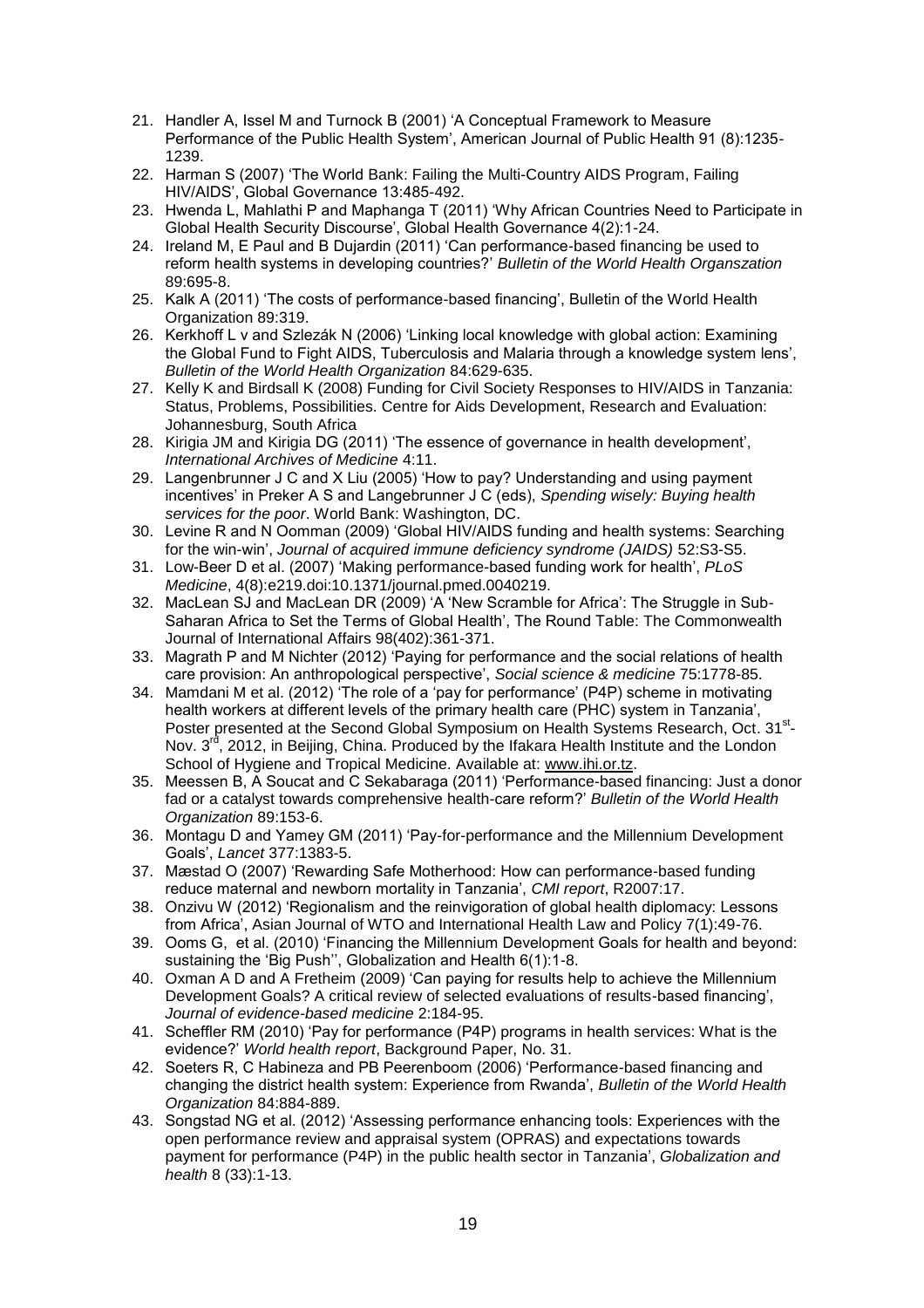21. Handler A, Issel M and Turnock B (2001) 'A Conceptual Framework to Measure Performance of the Public Health System', American Journal of Public Health 91 (8):1235-1239.
22. Harman S (2007) 'The World Bank: Failing the Multi-Country AIDS Program, Failing HIV/AIDS', Global Governance 13:485-492.
23. Hwenda L, Mahlathi P and Maphanga T (2011) 'Why African Countries Need to Participate in Global Health Security Discourse', Global Health Governance 4(2):1-24.
24. Ireland M, E Paul and B Dujardin (2011) 'Can performance-based financing be used to reform health systems in developing countries?' *Bulletin of the World Health Organszation* 89:695-8.
25. Kalk A (2011) 'The costs of performance-based financing', Bulletin of the World Health Organization 89:319.
26. Kerkhoff L v and Szlezák N (2006) 'Linking local knowledge with global action: Examining the Global Fund to Fight AIDS, Tuberculosis and Malaria through a knowledge system lens', *Bulletin of the World Health Organization* 84:629-635.
27. Kelly K and Birdsall K (2008) Funding for Civil Society Responses to HIV/AIDS in Tanzania: Status, Problems, Possibilities. Centre for Aids Development, Research and Evaluation: Johannesburg, South Africa
28. Kirigia JM and Kirigia DG (2011) 'The essence of governance in health development', *International Archives of Medicine* 4:11.
29. Langenbrunner J C and X Liu (2005) 'How to pay? Understanding and using payment incentives' in Preker A S and Langebrunner J C (eds), *Spending wisely: Buying health services for the poor*. World Bank: Washington, DC.
30. Levine R and N Oomman (2009) 'Global HIV/AIDS funding and health systems: Searching for the win-win', *Journal of acquired immune deficiency syndrome (JAIDS)* 52:S3-S5.
31. Low-Beer D et al. (2007) 'Making performance-based funding work for health', *PLoS Medicine*, 4(8):e219.doi:10.1371/journal.pmed.0040219.
32. MacLean SJ and MacLean DR (2009) 'A 'New Scramble for Africa': The Struggle in Sub-Saharan Africa to Set the Terms of Global Health', The Round Table: The Commonwealth Journal of International Affairs 98(402):361-371.
33. Magrath P and M Nichter (2012) 'Paying for performance and the social relations of health care provision: An anthropological perspective', *Social science & medicine* 75:1778-85.
34. Mamdani M et al. (2012) 'The role of a 'pay for performance' (P4P) scheme in motivating health workers at different levels of the primary health care (PHC) system in Tanzania', Poster presented at the Second Global Symposium on Health Systems Research, Oct. 31st-Nov. 3rd, 2012, in Beijing, China. Produced by the Ifakara Health Institute and the London School of Hygiene and Tropical Medicine. Available at: www.ihi.or.tz.
35. Meessen B, A Soucat and C Sekabaraga (2011) 'Performance-based financing: Just a donor fad or a catalyst towards comprehensive health-care reform?' *Bulletin of the World Health Organization* 89:153-6.
36. Montagu D and Yamey GM (2011) 'Pay-for-performance and the Millennium Development Goals', *Lancet* 377:1383-5.
37. Mæstad O (2007) 'Rewarding Safe Motherhood: How can performance-based funding reduce maternal and newborn mortality in Tanzania', *CMI report*, R2007:17.
38. Onzivu W (2012) 'Regionalism and the reinvigoration of global health diplomacy: Lessons from Africa', Asian Journal of WTO and International Health Law and Policy 7(1):49-76.
39. Ooms G, et al. (2010) 'Financing the Millennium Development Goals for health and beyond: sustaining the 'Big Push'', Globalization and Health 6(1):1-8.
40. Oxman A D and A Fretheim (2009) 'Can paying for results help to achieve the Millennium Development Goals? A critical review of selected evaluations of results-based financing', *Journal of evidence-based medicine* 2:184-95.
41. Scheffler RM (2010) 'Pay for performance (P4P) programs in health services: What is the evidence?' *World health report*, Background Paper, No. 31.
42. Soeters R, C Habineza and PB Peerenboom (2006) 'Performance-based financing and changing the district health system: Experience from Rwanda', *Bulletin of the World Health Organization* 84:884-889.
43. Songstad NG et al. (2012) 'Assessing performance enhancing tools: Experiences with the open performance review and appraisal system (OPRAS) and expectations towards payment for performance (P4P) in the public health sector in Tanzania', *Globalization and health* 8 (33):1-13.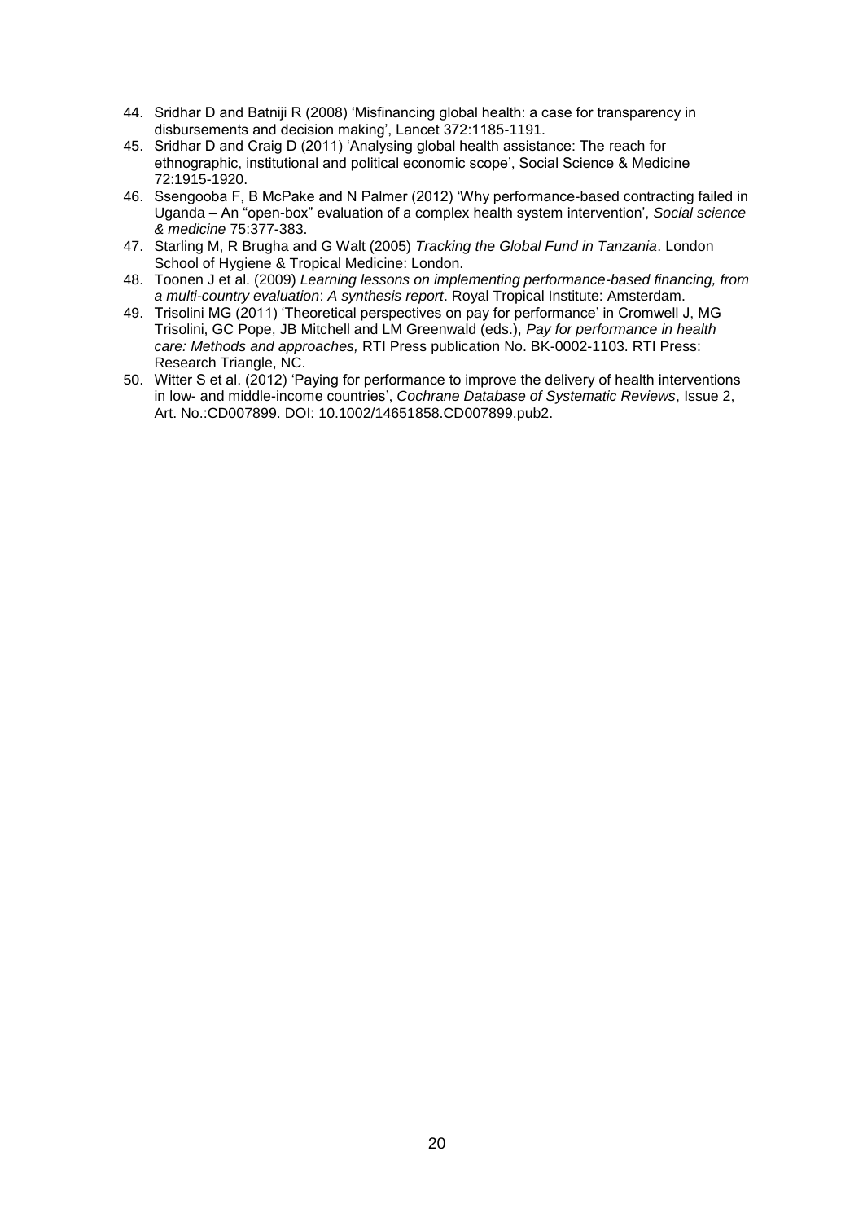44. Sridhar D and Batniji R (2008) 'Misfinancing global health: a case for transparency in disbursements and decision making', Lancet 372:1185-1191.
45. Sridhar D and Craig D (2011) 'Analysing global health assistance: The reach for ethnographic, institutional and political economic scope', Social Science & Medicine 72:1915-1920.
46. Ssengooba F, B McPake and N Palmer (2012) 'Why performance-based contracting failed in Uganda – An "open-box" evaluation of a complex health system intervention', *Social science & medicine* 75:377-383.
47. Starling M, R Brugha and G Walt (2005) *Tracking the Global Fund in Tanzania*. London School of Hygiene & Tropical Medicine: London.
48. Toonen J et al. (2009) *Learning lessons on implementing performance-based financing, from a multi-country evaluation*: *A synthesis report*. Royal Tropical Institute: Amsterdam.
49. Trisolini MG (2011) 'Theoretical perspectives on pay for performance' in Cromwell J, MG Trisolini, GC Pope, JB Mitchell and LM Greenwald (eds.), *Pay for performance in health care: Methods and approaches,* RTI Press publication No. BK-0002-1103. RTI Press: Research Triangle, NC.
50. Witter S et al. (2012) 'Paying for performance to improve the delivery of health interventions in low- and middle-income countries', *Cochrane Database of Systematic Reviews*, Issue 2, Art. No.:CD007899. DOI: 10.1002/14651858.CD007899.pub2.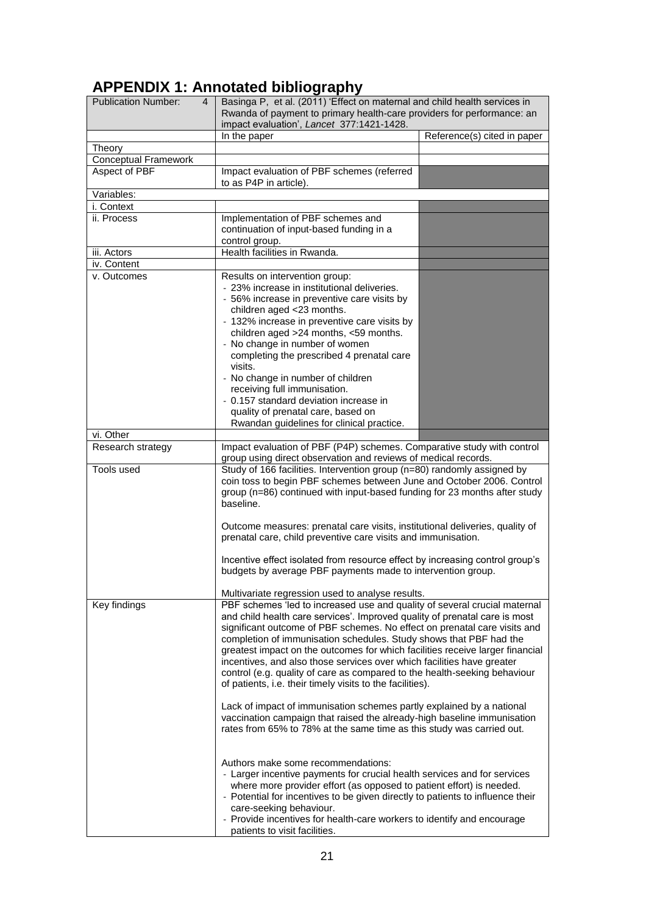# APPENDIX 1: Annotated bibliography

| Publication Number: 4 | Basinga P, et al. (2011) 'Effect on maternal and child health services in Rwanda of payment to primary health-care providers for performance: an impact evaluation', *Lancet* 377:1421-1428. | |
|---|---|---|
| | In the paper | Reference(s) cited in paper |
| Theory | | |
| Conceptual Framework | | |
| Aspect of PBF | Impact evaluation of PBF schemes (referred to as P4P in article). | |
| Variables: | | |
| i. Context | | |
| ii. Process | Implementation of PBF schemes and continuation of input-based funding in a control group. | |
| iii. Actors | Health facilities in Rwanda. | |
| iv. Content | | |
| v. Outcomes | Results on intervention group:<br>- 23% increase in institutional deliveries.<br>- 56% increase in preventive care visits by children aged <23 months.<br>- 132% increase in preventive care visits by children aged >24 months, <59 months.<br>- No change in number of women completing the prescribed 4 prenatal care visits.<br>- No change in number of children receiving full immunisation.<br>- 0.157 standard deviation increase in quality of prenatal care, based on Rwandan guidelines for clinical practice. | |
| vi. Other | | |
| Research strategy | Impact evaluation of PBF (P4P) schemes. Comparative study with control group using direct observation and reviews of medical records. | |
| Tools used | Study of 166 facilities. Intervention group (n=80) randomly assigned by coin toss to begin PBF schemes between June and October 2006. Control group (n=86) continued with input-based funding for 23 months after study baseline.<br><br>Outcome measures: prenatal care visits, institutional deliveries, quality of prenatal care, child preventive care visits and immunisation.<br><br>Incentive effect isolated from resource effect by increasing control group's budgets by average PBF payments made to intervention group.<br><br>Multivariate regression used to analyse results. | |
| Key findings | PBF schemes 'led to increased use and quality of several crucial maternal and child health care services'. Improved quality of prenatal care is most significant outcome of PBF schemes. No effect on prenatal care visits and completion of immunisation schedules. Study shows that PBF had the greatest impact on the outcomes for which facilities receive larger financial incentives, and also those services over which facilities have greater control (e.g. quality of care as compared to the health-seeking behaviour of patients, i.e. their timely visits to the facilities).<br><br>Lack of impact of immunisation schemes partly explained by a national vaccination campaign that raised the already-high baseline immunisation rates from 65% to 78% at the same time as this study was carried out.<br><br>Authors make some recommendations:<br>- Larger incentive payments for crucial health services and for services where more provider effort (as opposed to patient effort) is needed.<br>- Potential for incentives to be given directly to patients to influence their care-seeking behaviour.<br>- Provide incentives for health-care workers to identify and encourage patients to visit facilities. | |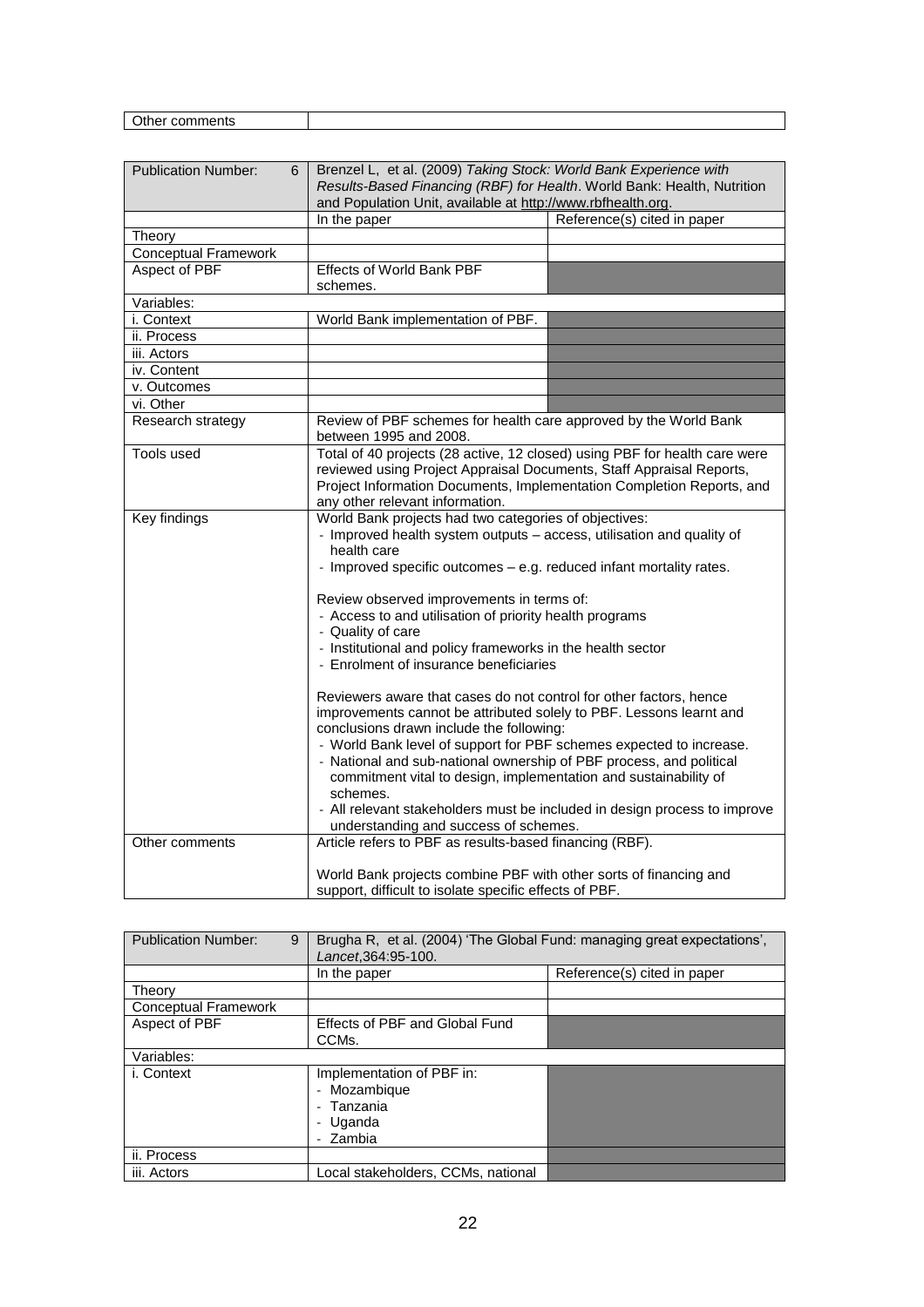| Other comments | |
|---|---|

| Publication Number: 6 | Brenzel L, et al. (2009) *Taking Stock: World Bank Experience with Results-Based Financing (RBF) for Health*. World Bank: Health, Nutrition and Population Unit, available at http://www.rbfhealth.org. | |
|---|---|---|
| | In the paper | Reference(s) cited in paper |
| Theory | | |
| Conceptual Framework | | |
| Aspect of PBF | Effects of World Bank PBF schemes. | |
| Variables: | | |
| i. Context | World Bank implementation of PBF. | |
| ii. Process | | |
| iii. Actors | | |
| iv. Content | | |
| v. Outcomes | | |
| vi. Other | | |
| Research strategy | Review of PBF schemes for health care approved by the World Bank between 1995 and 2008. | |
| Tools used | Total of 40 projects (28 active, 12 closed) using PBF for health care were reviewed using Project Appraisal Documents, Staff Appraisal Reports, Project Information Documents, Implementation Completion Reports, and any other relevant information. | |
| Key findings | World Bank projects had two categories of objectives:<br>- Improved health system outputs – access, utilisation and quality of health care<br>- Improved specific outcomes – e.g. reduced infant mortality rates.<br><br>Review observed improvements in terms of:<br>- Access to and utilisation of priority health programs<br>- Quality of care<br>- Institutional and policy frameworks in the health sector<br>- Enrolment of insurance beneficiaries<br><br>Reviewers aware that cases do not control for other factors, hence improvements cannot be attributed solely to PBF. Lessons learnt and conclusions drawn include the following:<br>- World Bank level of support for PBF schemes expected to increase.<br>- National and sub-national ownership of PBF process, and political commitment vital to design, implementation and sustainability of schemes.<br>- All relevant stakeholders must be included in design process to improve understanding and success of schemes. | |
| Other comments | Article refers to PBF as results-based financing (RBF).<br><br>World Bank projects combine PBF with other sorts of financing and support, difficult to isolate specific effects of PBF. | |

| Publication Number: 9 | Brugha R, et al. (2004) 'The Global Fund: managing great expectations', *Lancet*,364:95-100. | |
|---|---|---|
| | In the paper | Reference(s) cited in paper |
| Theory | | |
| Conceptual Framework | | |
| Aspect of PBF | Effects of PBF and Global Fund CCMs. | |
| Variables: | | |
| i. Context | Implementation of PBF in:<br>- Mozambique<br>- Tanzania<br>- Uganda<br>- Zambia | |
| ii. Process | | |
| iii. Actors | Local stakeholders, CCMs, national | |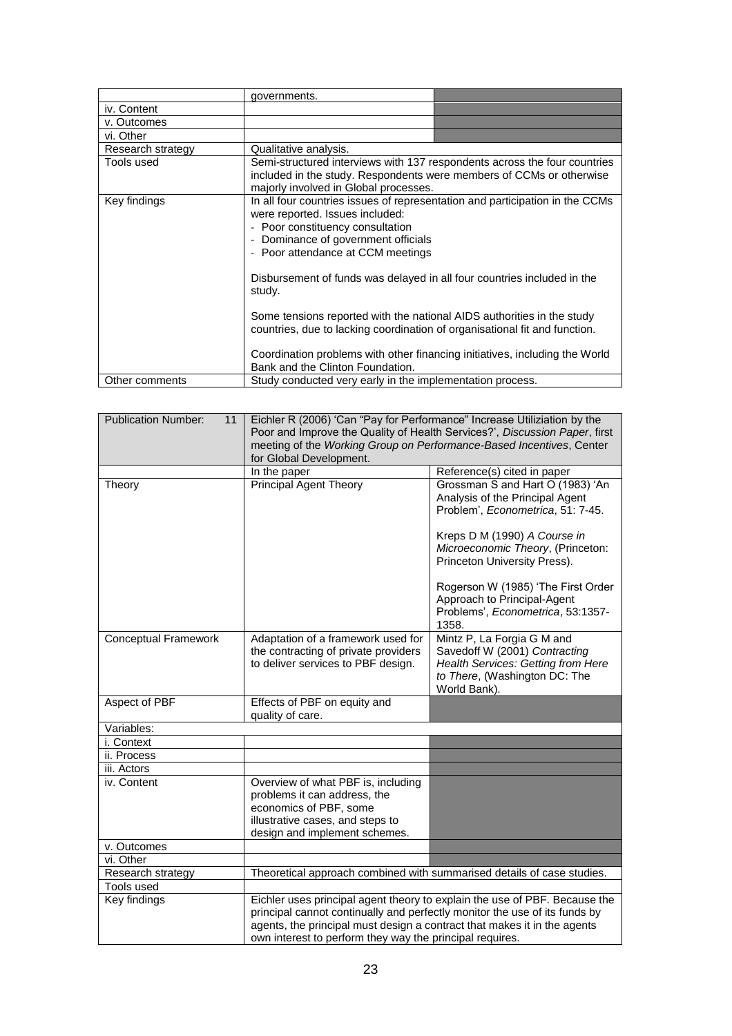| | | |
|---|---|---|
| | governments. | |
| iv. Content | | |
| v. Outcomes | | |
| vi. Other | | |
| Research strategy | Qualitative analysis. | |
| Tools used | Semi-structured interviews with 137 respondents across the four countries included in the study. Respondents were members of CCMs or otherwise majorly involved in Global processes. | |
| Key findings | In all four countries issues of representation and participation in the CCMs were reported. Issues included:<br>- Poor constituency consultation<br>- Dominance of government officials<br>- Poor attendance at CCM meetings<br><br>Disbursement of funds was delayed in all four countries included in the study.<br><br>Some tensions reported with the national AIDS authorities in the study countries, due to lacking coordination of organisational fit and function.<br><br>Coordination problems with other financing initiatives, including the World Bank and the Clinton Foundation. | |
| Other comments | Study conducted very early in the implementation process. | |

| Publication Number: 11 | Eichler R (2006) 'Can "Pay for Performance" Increase Utiliziation by the Poor and Improve the Quality of Health Services?', *Discussion Paper*, first meeting of the *Working Group on Performance-Based Incentives*, Center for Global Development. | |
|---|---|---|
| | In the paper | Reference(s) cited in paper |
| Theory | Principal Agent Theory | Grossman S and Hart O (1983) 'An Analysis of the Principal Agent Problem', *Econometrica*, 51: 7-45.<br><br>Kreps D M (1990) *A Course in Microeconomic Theory*, (Princeton: Princeton University Press).<br><br>Rogerson W (1985) 'The First Order Approach to Principal-Agent Problems', *Econometrica*, 53:1357-1358. |
| Conceptual Framework | Adaptation of a framework used for the contracting of private providers to deliver services to PBF design. | Mintz P, La Forgia G M and Savedoff W (2001) *Contracting Health Services: Getting from Here to There*, (Washington DC: The World Bank). |
| Aspect of PBF | Effects of PBF on equity and quality of care. | |
| Variables: | | |
| i. Context | | |
| ii. Process | | |
| iii. Actors | | |
| iv. Content | Overview of what PBF is, including problems it can address, the economics of PBF, some illustrative cases, and steps to design and implement schemes. | |
| v. Outcomes | | |
| vi. Other | | |
| Research strategy | Theoretical approach combined with summarised details of case studies. | |
| Tools used | | |
| Key findings | Eichler uses principal agent theory to explain the use of PBF. Because the principal cannot continually and perfectly monitor the use of its funds by agents, the principal must design a contract that makes it in the agents own interest to perform they way the principal requires. | |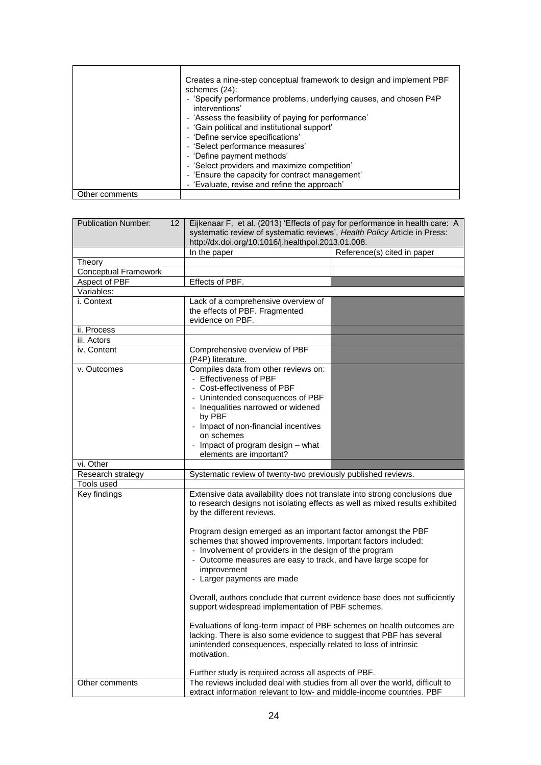| | |
|---|---|
| | Creates a nine-step conceptual framework to design and implement PBF schemes (24):<br>- 'Specify performance problems, underlying causes, and chosen P4P interventions'<br>- 'Assess the feasibility of paying for performance'<br>- 'Gain political and institutional support'<br>- 'Define service specifications'<br>- 'Select performance measures'<br>- 'Define payment methods'<br>- 'Select providers and maximize competition'<br>- 'Ensure the capacity for contract management'<br>- 'Evaluate, revise and refine the approach' |
| Other comments | |

| Publication Number: 12 | Eijkenaar F, et al. (2013) 'Effects of pay for performance in health care: A systematic review of systematic reviews', *Health Policy* Article in Press: http://dx.doi.org/10.1016/j.healthpol.2013.01.008. | |
|---|---|---|
| | In the paper | Reference(s) cited in paper |
| Theory | | |
| Conceptual Framework | | |
| Aspect of PBF | Effects of PBF. | |
| Variables: | | |
| i. Context | Lack of a comprehensive overview of the effects of PBF. Fragmented evidence on PBF. | |
| ii. Process | | |
| iii. Actors | | |
| iv. Content | Comprehensive overview of PBF (P4P) literature. | |
| v. Outcomes | Compiles data from other reviews on:<br>- Effectiveness of PBF<br>- Cost-effectiveness of PBF<br>- Unintended consequences of PBF<br>- Inequalities narrowed or widened by PBF<br>- Impact of non-financial incentives on schemes<br>- Impact of program design – what elements are important? | |
| vi. Other | | |
| Research strategy | Systematic review of twenty-two previously published reviews. | |
| Tools used | | |
| Key findings | Extensive data availability does not translate into strong conclusions due to research designs not isolating effects as well as mixed results exhibited by the different reviews.<br><br>Program design emerged as an important factor amongst the PBF schemes that showed improvements. Important factors included:<br>- Involvement of providers in the design of the program<br>- Outcome measures are easy to track, and have large scope for improvement<br>- Larger payments are made<br><br>Overall, authors conclude that current evidence base does not sufficiently support widespread implementation of PBF schemes.<br><br>Evaluations of long-term impact of PBF schemes on health outcomes are lacking. There is also some evidence to suggest that PBF has several unintended consequences, especially related to loss of intrinsic motivation.<br><br>Further study is required across all aspects of PBF. | |
| Other comments | The reviews included deal with studies from all over the world, difficult to extract information relevant to low- and middle-income countries. PBF | |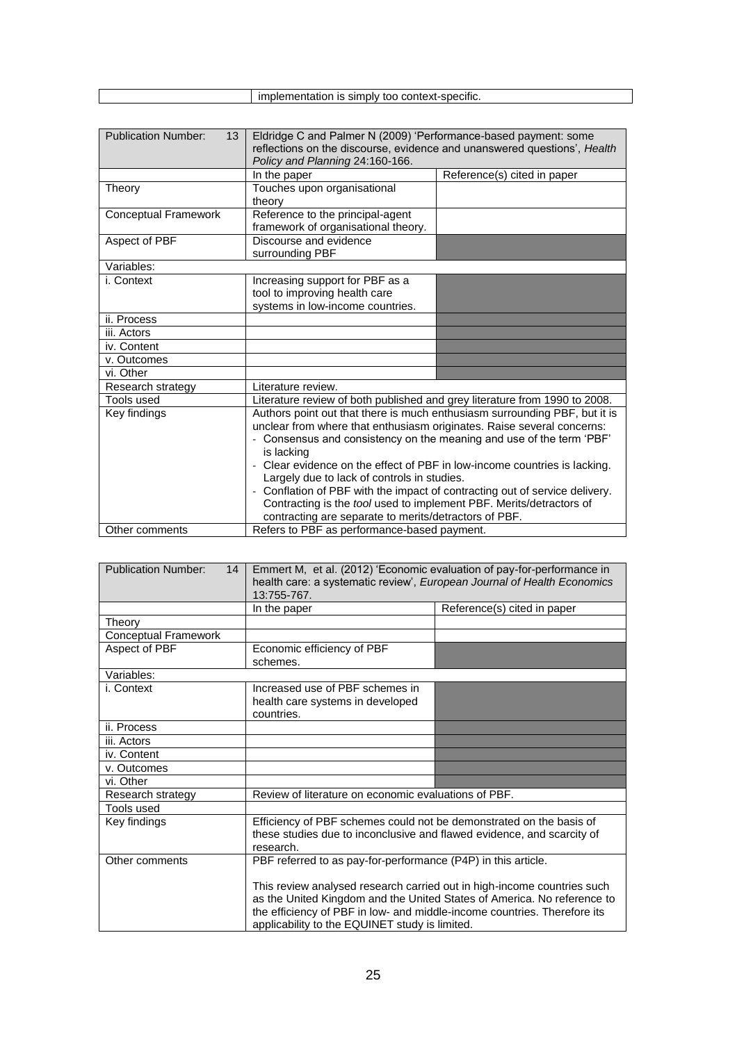| | implementation is simply too context-specific. |
|---|---|

| Publication Number: 13 | Eldridge C and Palmer N (2009) 'Performance-based payment: some reflections on the discourse, evidence and unanswered questions', *Health Policy and Planning* 24:160-166. | |
|---|---|---|
| | In the paper | Reference(s) cited in paper |
| Theory | Touches upon organisational theory | |
| Conceptual Framework | Reference to the principal-agent framework of organisational theory. | |
| Aspect of PBF | Discourse and evidence surrounding PBF | |
| Variables: | | |
| i. Context | Increasing support for PBF as a tool to improving health care systems in low-income countries. | |
| ii. Process | | |
| iii. Actors | | |
| iv. Content | | |
| v. Outcomes | | |
| vi. Other | | |
| Research strategy | Literature review. | |
| Tools used | Literature review of both published and grey literature from 1990 to 2008. | |
| Key findings | Authors point out that there is much enthusiasm surrounding PBF, but it is unclear from where that enthusiasm originates. Raise several concerns:<br>- Consensus and consistency on the meaning and use of the term 'PBF' is lacking<br>- Clear evidence on the effect of PBF in low-income countries is lacking. Largely due to lack of controls in studies.<br>- Conflation of PBF with the impact of contracting out of service delivery. Contracting is the *tool* used to implement PBF. Merits/detractors of contracting are separate to merits/detractors of PBF. | |
| Other comments | Refers to PBF as performance-based payment. | |

| Publication Number: 14 | Emmert M, et al. (2012) 'Economic evaluation of pay-for-performance in health care: a systematic review', *European Journal of Health Economics* 13:755-767. | |
|---|---|---|
| | In the paper | Reference(s) cited in paper |
| Theory | | |
| Conceptual Framework | | |
| Aspect of PBF | Economic efficiency of PBF schemes. | |
| Variables: | | |
| i. Context | Increased use of PBF schemes in health care systems in developed countries. | |
| ii. Process | | |
| iii. Actors | | |
| iv. Content | | |
| v. Outcomes | | |
| vi. Other | | |
| Research strategy | Review of literature on economic evaluations of PBF. | |
| Tools used | | |
| Key findings | Efficiency of PBF schemes could not be demonstrated on the basis of these studies due to inconclusive and flawed evidence, and scarcity of research. | |
| Other comments | PBF referred to as pay-for-performance (P4P) in this article.<br><br>This review analysed research carried out in high-income countries such as the United Kingdom and the United States of America. No reference to the efficiency of PBF in low- and middle-income countries. Therefore its applicability to the EQUINET study is limited. | |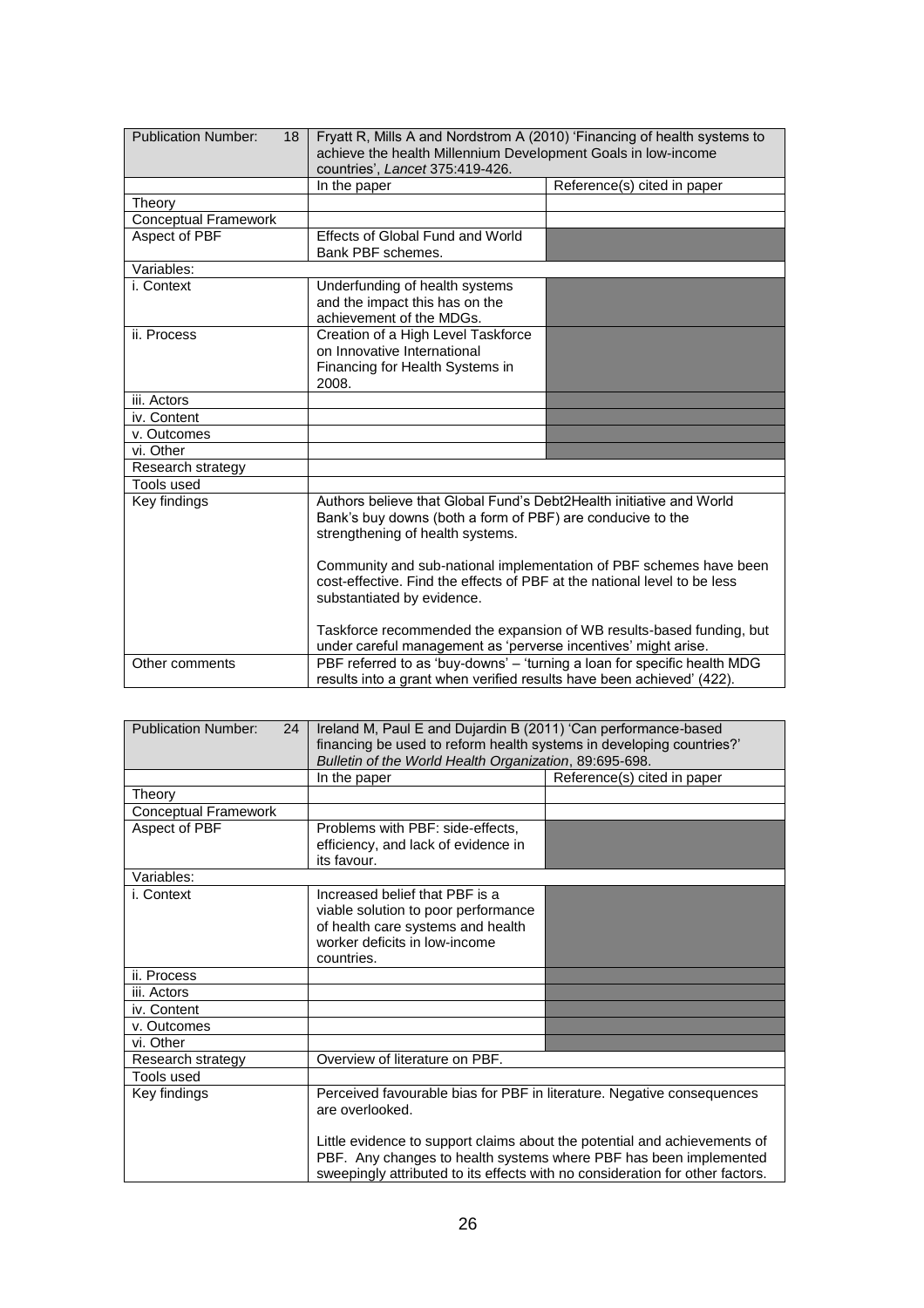| Publication Number: 18 | Fryatt R, Mills A and Nordstrom A (2010) 'Financing of health systems to achieve the health Millennium Development Goals in low-income countries', *Lancet* 375:419-426. | |
|---|---|---|
| | In the paper | Reference(s) cited in paper |
| Theory | | |
| Conceptual Framework | | |
| Aspect of PBF | Effects of Global Fund and World Bank PBF schemes. | |
| Variables: | | |
| i. Context | Underfunding of health systems and the impact this has on the achievement of the MDGs. | |
| ii. Process | Creation of a High Level Taskforce on Innovative International Financing for Health Systems in 2008. | |
| iii. Actors | | |
| iv. Content | | |
| v. Outcomes | | |
| vi. Other | | |
| Research strategy | | |
| Tools used | | |
| Key findings | Authors believe that Global Fund's Debt2Health initiative and World Bank's buy downs (both a form of PBF) are conducive to the strengthening of health systems.<br><br>Community and sub-national implementation of PBF schemes have been cost-effective. Find the effects of PBF at the national level to be less substantiated by evidence.<br><br>Taskforce recommended the expansion of WB results-based funding, but under careful management as 'perverse incentives' might arise. | |
| Other comments | PBF referred to as 'buy-downs' – 'turning a loan for specific health MDG results into a grant when verified results have been achieved' (422). | |

| Publication Number: 24 | Ireland M, Paul E and Dujardin B (2011) 'Can performance-based financing be used to reform health systems in developing countries?' *Bulletin of the World Health Organization*, 89:695-698. | |
|---|---|---|
| | In the paper | Reference(s) cited in paper |
| Theory | | |
| Conceptual Framework | | |
| Aspect of PBF | Problems with PBF: side-effects, efficiency, and lack of evidence in its favour. | |
| Variables: | | |
| i. Context | Increased belief that PBF is a viable solution to poor performance of health care systems and health worker deficits in low-income countries. | |
| ii. Process | | |
| iii. Actors | | |
| iv. Content | | |
| v. Outcomes | | |
| vi. Other | | |
| Research strategy | Overview of literature on PBF. | |
| Tools used | | |
| Key findings | Perceived favourable bias for PBF in literature. Negative consequences are overlooked.<br><br>Little evidence to support claims about the potential and achievements of PBF. Any changes to health systems where PBF has been implemented sweepingly attributed to its effects with no consideration for other factors. | |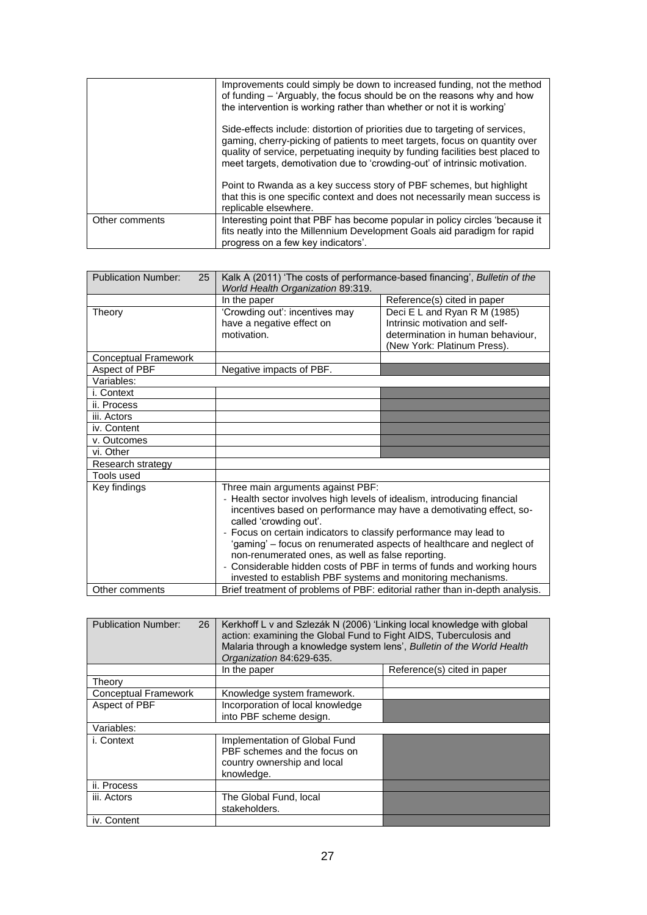|  |  |
|---|---|
|  | Improvements could simply be down to increased funding, not the method of funding – 'Arguably, the focus should be on the reasons why and how the intervention is working rather than whether or not it is working'<br><br>Side-effects include: distortion of priorities due to targeting of services, gaming, cherry-picking of patients to meet targets, focus on quantity over quality of service, perpetuating inequity by funding facilities best placed to meet targets, demotivation due to 'crowding-out' of intrinsic motivation.<br><br>Point to Rwanda as a key success story of PBF schemes, but highlight that this is one specific context and does not necessarily mean success is replicable elsewhere. |
| Other comments | Interesting point that PBF has become popular in policy circles 'because it fits neatly into the Millennium Development Goals aid paradigm for rapid progress on a few key indicators'. |

| Publication Number: 25 | Kalk A (2011) 'The costs of performance-based financing', *Bulletin of the World Health Organization* 89:319. | |
|---|---|---|
|  | In the paper | Reference(s) cited in paper |
| Theory | 'Crowding out': incentives may have a negative effect on motivation. | Deci E L and Ryan R M (1985) Intrinsic motivation and self-determination in human behaviour, (New York: Platinum Press). |
| Conceptual Framework |  |  |
| Aspect of PBF | Negative impacts of PBF. |  |
| Variables: |  |  |
| i. Context |  |  |
| ii. Process |  |  |
| iii. Actors |  |  |
| iv. Content |  |  |
| v. Outcomes |  |  |
| vi. Other |  |  |
| Research strategy |  |  |
| Tools used |  |  |
| Key findings | Three main arguments against PBF:<br>- Health sector involves high levels of idealism, introducing financial incentives based on performance may have a demotivating effect, so-called 'crowding out'.<br>- Focus on certain indicators to classify performance may lead to 'gaming' – focus on renumerated aspects of healthcare and neglect of non-renumerated ones, as well as false reporting.<br>- Considerable hidden costs of PBF in terms of funds and working hours invested to establish PBF systems and monitoring mechanisms. | |
| Other comments | Brief treatment of problems of PBF: editorial rather than in-depth analysis. | |

| Publication Number: 26 | Kerkhoff L v and Szlezák N (2006) 'Linking local knowledge with global action: examining the Global Fund to Fight AIDS, Tuberculosis and Malaria through a knowledge system lens', *Bulletin of the World Health Organization* 84:629-635. | |
|---|---|---|
|  | In the paper | Reference(s) cited in paper |
| Theory |  |  |
| Conceptual Framework | Knowledge system framework. |  |
| Aspect of PBF | Incorporation of local knowledge into PBF scheme design. |  |
| Variables: |  |  |
| i. Context | Implementation of Global Fund PBF schemes and the focus on country ownership and local knowledge. |  |
| ii. Process |  |  |
| iii. Actors | The Global Fund, local stakeholders. |  |
| iv. Content |  |  |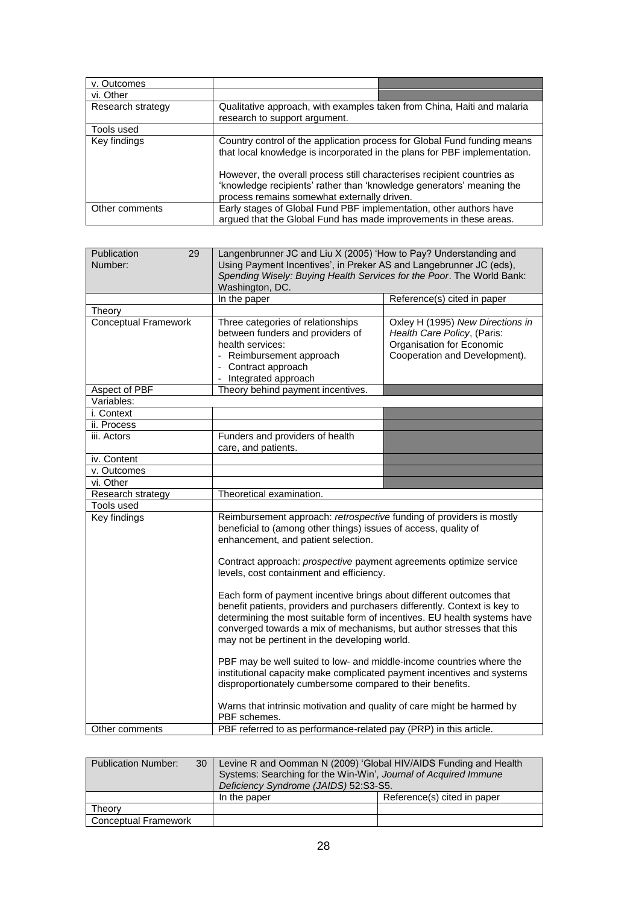| | | |
|---|---|---|
| v. Outcomes | | |
| vi. Other | | |
| Research strategy | Qualitative approach, with examples taken from China, Haiti and malaria research to support argument. | |
| Tools used | | |
| Key findings | Country control of the application process for Global Fund funding means that local knowledge is incorporated in the plans for PBF implementation.<br><br>However, the overall process still characterises recipient countries as 'knowledge recipients' rather than 'knowledge generators' meaning the process remains somewhat externally driven. | |
| Other comments | Early stages of Global Fund PBF implementation, other authors have argued that the Global Fund has made improvements in these areas. | |

| Publication Number: 29 | Langenbrunner JC and Liu X (2005) 'How to Pay? Understanding and Using Payment Incentives', in Preker AS and Langebrunner JC (eds), *Spending Wisely: Buying Health Services for the Poor*. The World Bank: Washington, DC. | |
|---|---|---|
| | In the paper | Reference(s) cited in paper |
| Theory | | |
| Conceptual Framework | Three categories of relationships between funders and providers of health services:<br>- Reimbursement approach<br>- Contract approach<br>- Integrated approach | Oxley H (1995) *New Directions in Health Care Policy*, (Paris: Organisation for Economic Cooperation and Development). |
| Aspect of PBF | Theory behind payment incentives. | |
| Variables: | | |
| i. Context | | |
| ii. Process | | |
| iii. Actors | Funders and providers of health care, and patients. | |
| iv. Content | | |
| v. Outcomes | | |
| vi. Other | | |
| Research strategy | Theoretical examination. | |
| Tools used | | |
| Key findings | Reimbursement approach: *retrospective* funding of providers is mostly beneficial to (among other things) issues of access, quality of enhancement, and patient selection.<br><br>Contract approach: *prospective* payment agreements optimize service levels, cost containment and efficiency.<br><br>Each form of payment incentive brings about different outcomes that benefit patients, providers and purchasers differently. Context is key to determining the most suitable form of incentives. EU health systems have converged towards a mix of mechanisms, but author stresses that this may not be pertinent in the developing world.<br><br>PBF may be well suited to low- and middle-income countries where the institutional capacity make complicated payment incentives and systems disproportionately cumbersome compared to their benefits.<br><br>Warns that intrinsic motivation and quality of care might be harmed by PBF schemes. | |
| Other comments | PBF referred to as performance-related pay (PRP) in this article. | |

| Publication Number: 30 | Levine R and Oomman N (2009) 'Global HIV/AIDS Funding and Health Systems: Searching for the Win-Win', *Journal of Acquired Immune Deficiency Syndrome (JAIDS)* 52:S3-S5. | |
|---|---|---|
| | In the paper | Reference(s) cited in paper |
| Theory | | |
| Conceptual Framework | | |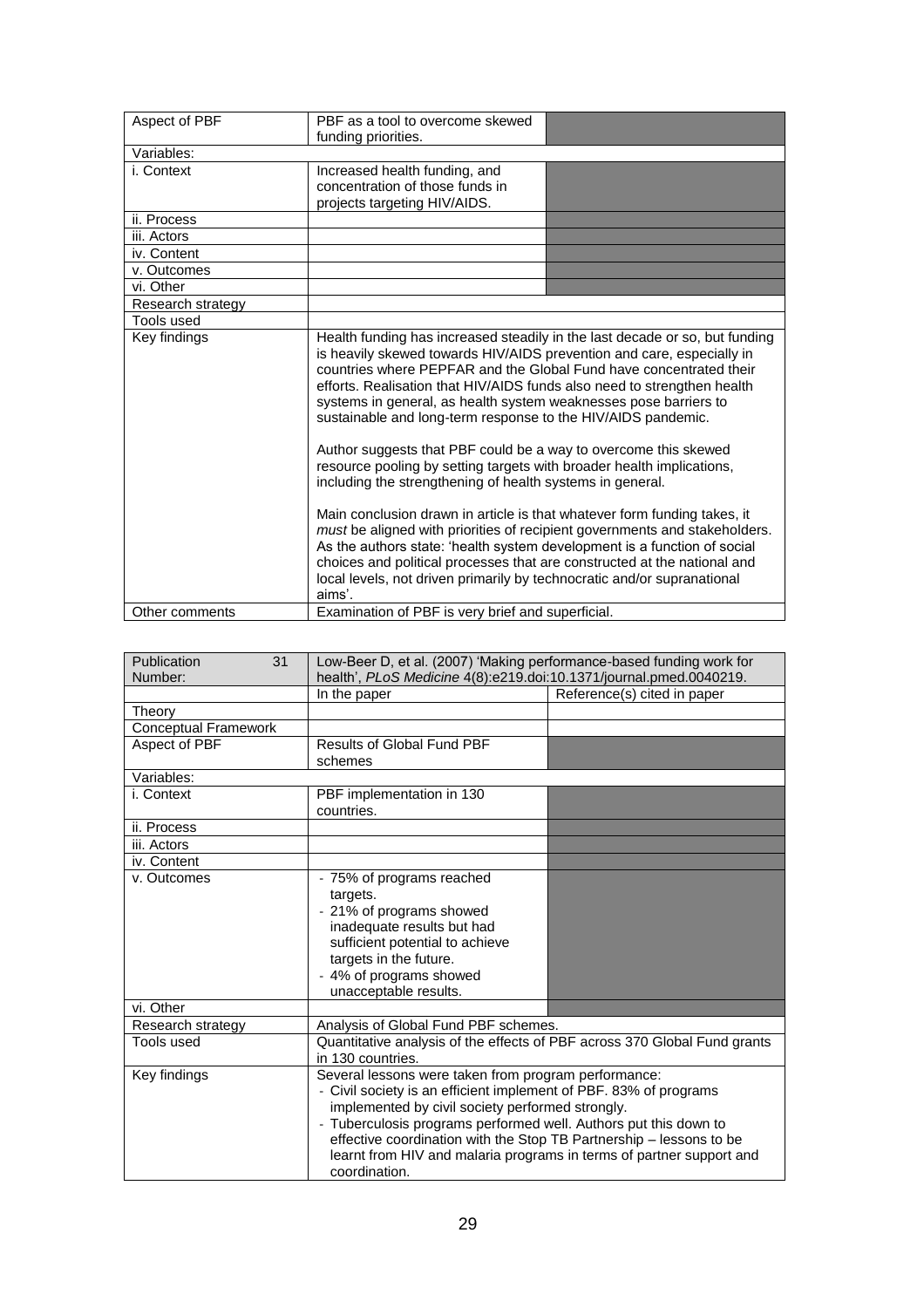| Aspect of PBF | PBF as a tool to overcome skewed funding priorities. | |
|---|---|---|
| Variables: | | |
| i. Context | Increased health funding, and concentration of those funds in projects targeting HIV/AIDS. | |
| ii. Process | | |
| iii. Actors | | |
| iv. Content | | |
| v. Outcomes | | |
| vi. Other | | |
| Research strategy | | |
| Tools used | | |
| Key findings | Health funding has increased steadily in the last decade or so, but funding is heavily skewed towards HIV/AIDS prevention and care, especially in countries where PEPFAR and the Global Fund have concentrated their efforts. Realisation that HIV/AIDS funds also need to strengthen health systems in general, as health system weaknesses pose barriers to sustainable and long-term response to the HIV/AIDS pandemic.<br><br>Author suggests that PBF could be a way to overcome this skewed resource pooling by setting targets with broader health implications, including the strengthening of health systems in general.<br><br>Main conclusion drawn in article is that whatever form funding takes, it *must* be aligned with priorities of recipient governments and stakeholders. As the authors state: 'health system development is a function of social choices and political processes that are constructed at the national and local levels, not driven primarily by technocratic and/or supranational aims'. | |
| Other comments | Examination of PBF is very brief and superficial. | |

| Publication Number: 31 | Low-Beer D, et al. (2007) 'Making performance-based funding work for health', *PLoS Medicine* 4(8):e219.doi:10.1371/journal.pmed.0040219. | |
|---|---|---|
| | In the paper | Reference(s) cited in paper |
| Theory | | |
| Conceptual Framework | | |
| Aspect of PBF | Results of Global Fund PBF schemes | |
| Variables: | | |
| i. Context | PBF implementation in 130 countries. | |
| ii. Process | | |
| iii. Actors | | |
| iv. Content | | |
| v. Outcomes | - 75% of programs reached targets.<br>- 21% of programs showed inadequate results but had sufficient potential to achieve targets in the future.<br>- 4% of programs showed unacceptable results. | |
| vi. Other | | |
| Research strategy | Analysis of Global Fund PBF schemes. | |
| Tools used | Quantitative analysis of the effects of PBF across 370 Global Fund grants in 130 countries. | |
| Key findings | Several lessons were taken from program performance:<br>- Civil society is an efficient implement of PBF. 83% of programs implemented by civil society performed strongly.<br>- Tuberculosis programs performed well. Authors put this down to effective coordination with the Stop TB Partnership – lessons to be learnt from HIV and malaria programs in terms of partner support and coordination. | |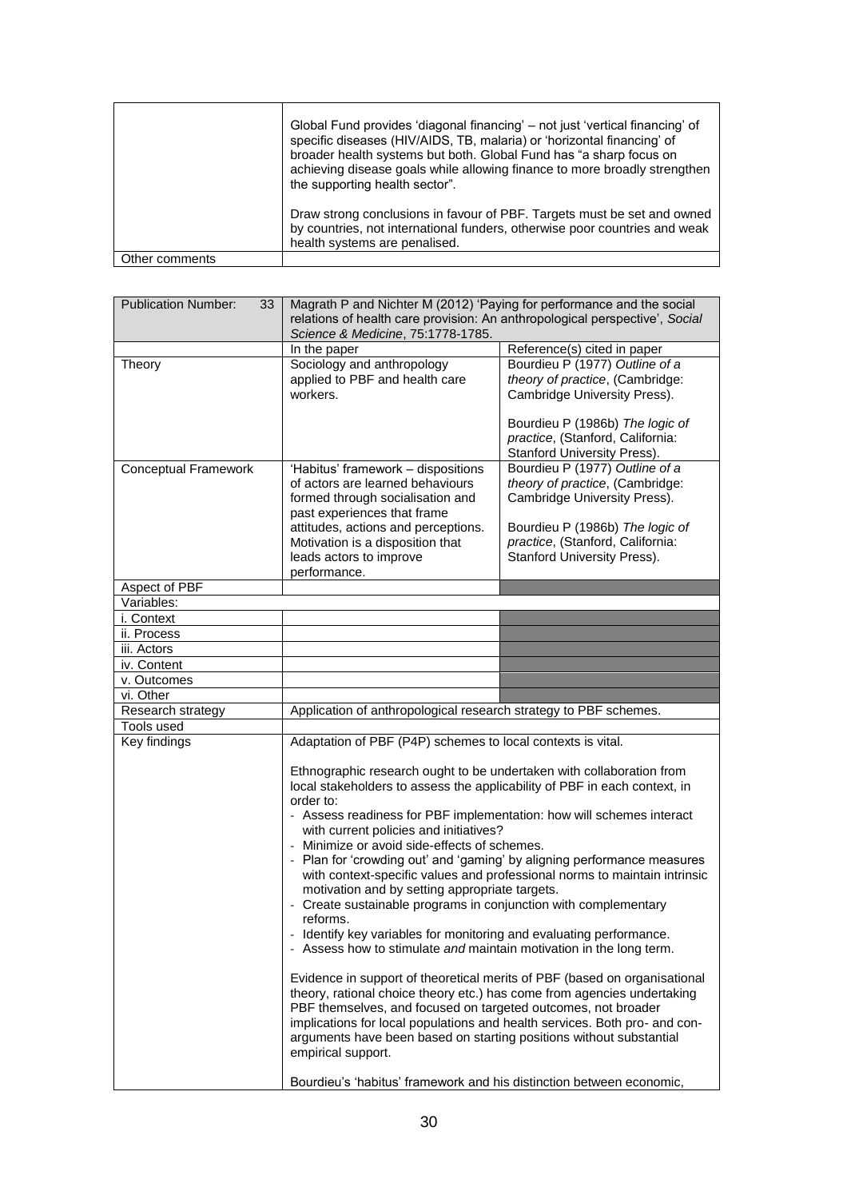| | |
|---|---|
| | Global Fund provides 'diagonal financing' – not just 'vertical financing' of specific diseases (HIV/AIDS, TB, malaria) or 'horizontal financing' of broader health systems but both. Global Fund has "a sharp focus on achieving disease goals while allowing finance to more broadly strengthen the supporting health sector".<br><br>Draw strong conclusions in favour of PBF. Targets must be set and owned by countries, not international funders, otherwise poor countries and weak health systems are penalised. |
| Other comments | |

| Publication Number: 33 | Magrath P and Nichter M (2012) 'Paying for performance and the social relations of health care provision: An anthropological perspective', *Social Science & Medicine*, 75:1778-1785. | |
|---|---|---|
| | In the paper | Reference(s) cited in paper |
| Theory | Sociology and anthropology applied to PBF and health care workers. | Bourdieu P (1977) *Outline of a theory of practice*, (Cambridge: Cambridge University Press).<br><br>Bourdieu P (1986b) *The logic of practice*, (Stanford, California: Stanford University Press). |
| Conceptual Framework | 'Habitus' framework – dispositions of actors are learned behaviours formed through socialisation and past experiences that frame attitudes, actions and perceptions. Motivation is a disposition that leads actors to improve performance. | Bourdieu P (1977) *Outline of a theory of practice*, (Cambridge: Cambridge University Press).<br><br>Bourdieu P (1986b) *The logic of practice*, (Stanford, California: Stanford University Press). |
| Aspect of PBF | | |
| Variables: | | |
| i. Context | | |
| ii. Process | | |
| iii. Actors | | |
| iv. Content | | |
| v. Outcomes | | |
| vi. Other | | |
| Research strategy | Application of anthropological research strategy to PBF schemes. | |
| Tools used | | |
| Key findings | Adaptation of PBF (P4P) schemes to local contexts is vital.<br><br>Ethnographic research ought to be undertaken with collaboration from local stakeholders to assess the applicability of PBF in each context, in order to:<br>- Assess readiness for PBF implementation: how will schemes interact with current policies and initiatives?<br>- Minimize or avoid side-effects of schemes.<br>- Plan for 'crowding out' and 'gaming' by aligning performance measures with context-specific values and professional norms to maintain intrinsic motivation and by setting appropriate targets.<br>- Create sustainable programs in conjunction with complementary reforms.<br>- Identify key variables for monitoring and evaluating performance.<br>- Assess how to stimulate *and* maintain motivation in the long term.<br><br>Evidence in support of theoretical merits of PBF (based on organisational theory, rational choice theory etc.) has come from agencies undertaking PBF themselves, and focused on targeted outcomes, not broader implications for local populations and health services. Both pro- and con-arguments have been based on starting positions without substantial empirical support.<br><br>Bourdieu's 'habitus' framework and his distinction between economic, | |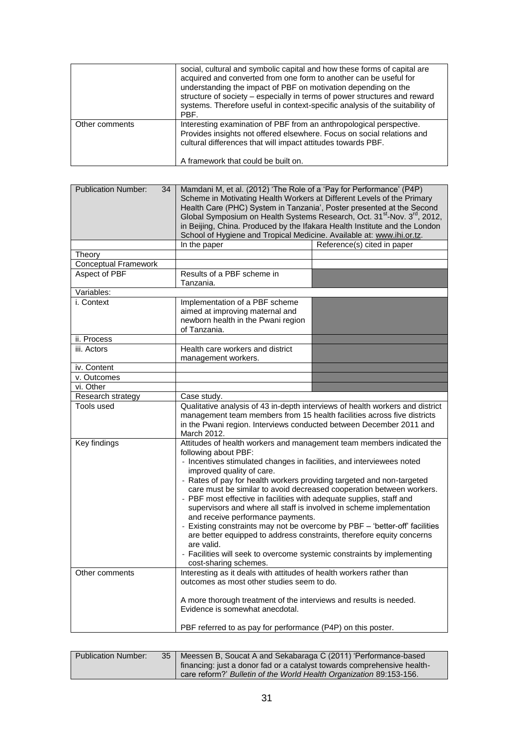| | |
|---|---|
| | social, cultural and symbolic capital and how these forms of capital are acquired and converted from one form to another can be useful for understanding the impact of PBF on motivation depending on the structure of society – especially in terms of power structures and reward systems. Therefore useful in context-specific analysis of the suitability of PBF. |
| Other comments | Interesting examination of PBF from an anthropological perspective. Provides insights not offered elsewhere. Focus on social relations and cultural differences that will impact attitudes towards PBF.<br><br>A framework that could be built on. |

| Publication Number: 34 | Mamdani M, et al. (2012) 'The Role of a 'Pay for Performance' (P4P) Scheme in Motivating Health Workers at Different Levels of the Primary Health Care (PHC) System in Tanzania', Poster presented at the Second Global Symposium on Health Systems Research, Oct. 31st-Nov. 3rd, 2012, in Beijing, China. Produced by the Ifakara Health Institute and the London School of Hygiene and Tropical Medicine. Available at: www.ihi.or.tz. | |
|---|---|---|
| | In the paper | Reference(s) cited in paper |
| Theory | | |
| Conceptual Framework | | |
| Aspect of PBF | Results of a PBF scheme in Tanzania. | |
| Variables: | | |
| i. Context | Implementation of a PBF scheme aimed at improving maternal and newborn health in the Pwani region of Tanzania. | |
| ii. Process | | |
| iii. Actors | Health care workers and district management workers. | |
| iv. Content | | |
| v. Outcomes | | |
| vi. Other | | |
| Research strategy | Case study. | |
| Tools used | Qualitative analysis of 43 in-depth interviews of health workers and district management team members from 15 health facilities across five districts in the Pwani region. Interviews conducted between December 2011 and March 2012. | |
| Key findings | Attitudes of health workers and management team members indicated the following about PBF:<br>- Incentives stimulated changes in facilities, and interviewees noted improved quality of care.<br>- Rates of pay for health workers providing targeted and non-targeted care must be similar to avoid decreased cooperation between workers.<br>- PBF most effective in facilities with adequate supplies, staff and supervisors and where all staff is involved in scheme implementation and receive performance payments.<br>- Existing constraints may not be overcome by PBF – 'better-off' facilities are better equipped to address constraints, therefore equity concerns are valid.<br>- Facilities will seek to overcome systemic constraints by implementing cost-sharing schemes. | |
| Other comments | Interesting as it deals with attitudes of health workers rather than outcomes as most other studies seem to do.<br><br>A more thorough treatment of the interviews and results is needed. Evidence is somewhat anecdotal.<br><br>PBF referred to as pay for performance (P4P) on this poster. | |

| Publication Number: 35 | Meessen B, Soucat A and Sekabaraga C (2011) 'Performance-based financing: just a donor fad or a catalyst towards comprehensive health-care reform?' *Bulletin of the World Health Organization* 89:153-156. |
|---|---|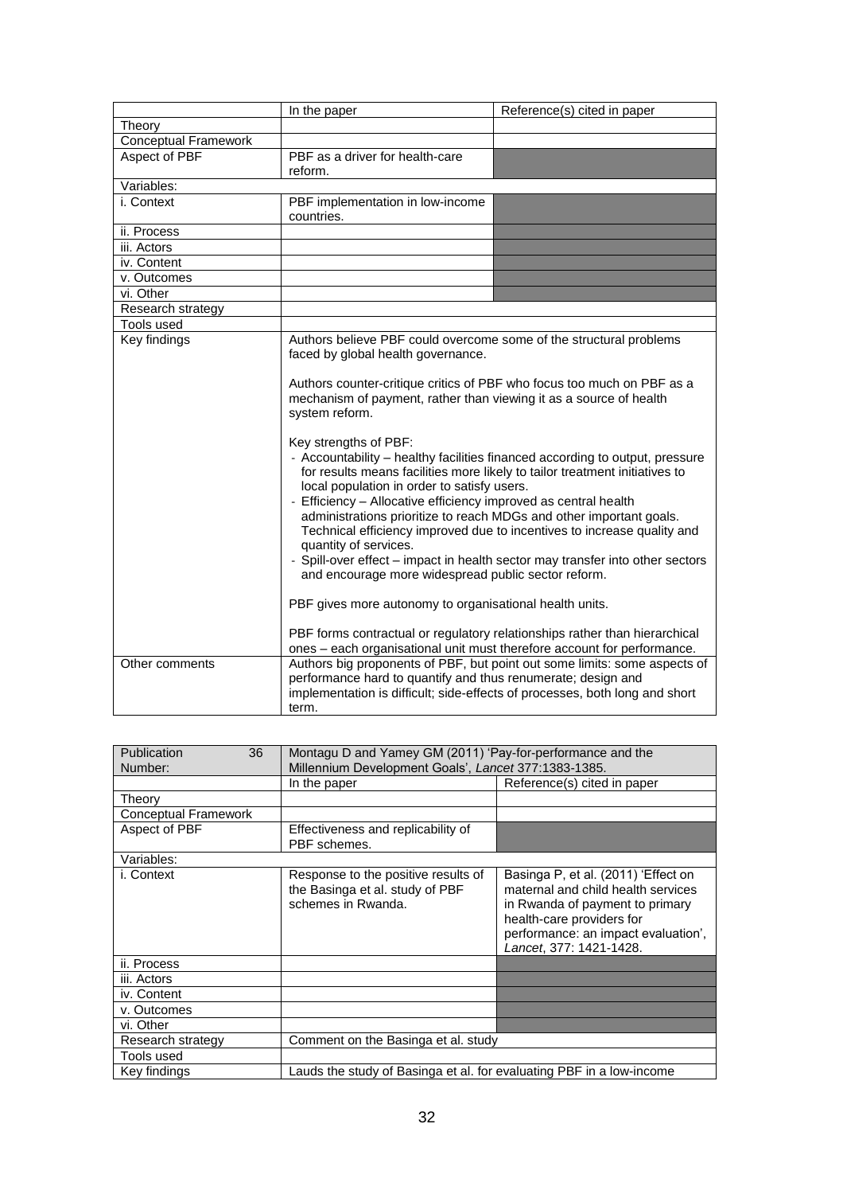| | In the paper | Reference(s) cited in paper |
|---|---|---|
| Theory | | |
| Conceptual Framework | | |
| Aspect of PBF | PBF as a driver for health-care reform. | |
| Variables: | | |
| i. Context | PBF implementation in low-income countries. | |
| ii. Process | | |
| iii. Actors | | |
| iv. Content | | |
| v. Outcomes | | |
| vi. Other | | |
| Research strategy | | |
| Tools used | | |
| Key findings | Authors believe PBF could overcome some of the structural problems faced by global health governance.<br><br>Authors counter-critique critics of PBF who focus too much on PBF as a mechanism of payment, rather than viewing it as a source of health system reform.<br><br>Key strengths of PBF:<br>- Accountability – healthy facilities financed according to output, pressure for results means facilities more likely to tailor treatment initiatives to local population in order to satisfy users.<br>- Efficiency – Allocative efficiency improved as central health administrations prioritize to reach MDGs and other important goals. Technical efficiency improved due to incentives to increase quality and quantity of services.<br>- Spill-over effect – impact in health sector may transfer into other sectors and encourage more widespread public sector reform.<br><br>PBF gives more autonomy to organisational health units.<br><br>PBF forms contractual or regulatory relationships rather than hierarchical ones – each organisational unit must therefore account for performance. | |
| Other comments | Authors big proponents of PBF, but point out some limits: some aspects of performance hard to quantify and thus renumerate; design and implementation is difficult; side-effects of processes, both long and short term. | |

| Publication Number: 36 | Montagu D and Yamey GM (2011) 'Pay-for-performance and the Millennium Development Goals', *Lancet* 377:1383-1385. | |
|---|---|---|
| | In the paper | Reference(s) cited in paper |
| Theory | | |
| Conceptual Framework | | |
| Aspect of PBF | Effectiveness and replicability of PBF schemes. | |
| Variables: | | |
| i. Context | Response to the positive results of the Basinga et al. study of PBF schemes in Rwanda. | Basinga P, et al. (2011) 'Effect on maternal and child health services in Rwanda of payment to primary health-care providers for performance: an impact evaluation', *Lancet*, 377: 1421-1428. |
| ii. Process | | |
| iii. Actors | | |
| iv. Content | | |
| v. Outcomes | | |
| vi. Other | | |
| Research strategy | Comment on the Basinga et al. study | |
| Tools used | | |
| Key findings | Lauds the study of Basinga et al. for evaluating PBF in a low-income | |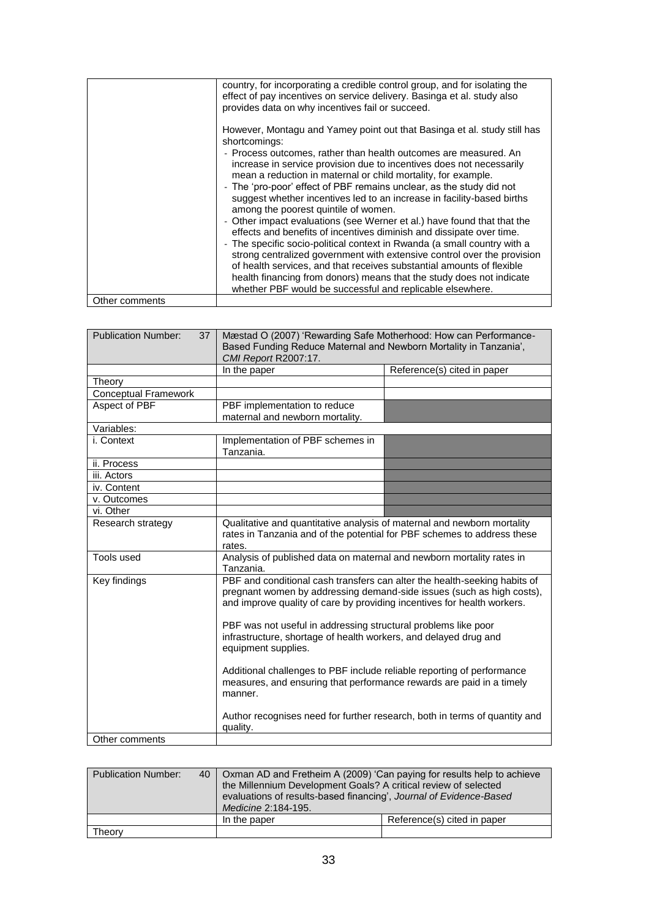| | |
|---|---|
| | country, for incorporating a credible control group, and for isolating the effect of pay incentives on service delivery. Basinga et al. study also provides data on why incentives fail or succeed.<br><br>However, Montagu and Yamey point out that Basinga et al. study still has shortcomings:<br>- Process outcomes, rather than health outcomes are measured. An increase in service provision due to incentives does not necessarily mean a reduction in maternal or child mortality, for example.<br>- The 'pro-poor' effect of PBF remains unclear, as the study did not suggest whether incentives led to an increase in facility-based births among the poorest quintile of women.<br>- Other impact evaluations (see Werner et al.) have found that that the effects and benefits of incentives diminish and dissipate over time.<br>- The specific socio-political context in Rwanda (a small country with a strong centralized government with extensive control over the provision of health services, and that receives substantial amounts of flexible health financing from donors) means that the study does not indicate whether PBF would be successful and replicable elsewhere. |
| Other comments | |

| Publication Number: 37 | Mæstad O (2007) 'Rewarding Safe Motherhood: How can Performance-Based Funding Reduce Maternal and Newborn Mortality in Tanzania', *CMI Report* R2007:17. | |
|---|---|---|
| | In the paper | Reference(s) cited in paper |
| Theory | | |
| Conceptual Framework | | |
| Aspect of PBF | PBF implementation to reduce maternal and newborn mortality. | |
| Variables: | | |
| i. Context | Implementation of PBF schemes in Tanzania. | |
| ii. Process | | |
| iii. Actors | | |
| iv. Content | | |
| v. Outcomes | | |
| vi. Other | | |
| Research strategy | Qualitative and quantitative analysis of maternal and newborn mortality rates in Tanzania and of the potential for PBF schemes to address these rates. | |
| Tools used | Analysis of published data on maternal and newborn mortality rates in Tanzania. | |
| Key findings | PBF and conditional cash transfers can alter the health-seeking habits of pregnant women by addressing demand-side issues (such as high costs), and improve quality of care by providing incentives for health workers.<br><br>PBF was not useful in addressing structural problems like poor infrastructure, shortage of health workers, and delayed drug and equipment supplies.<br><br>Additional challenges to PBF include reliable reporting of performance measures, and ensuring that performance rewards are paid in a timely manner.<br><br>Author recognises need for further research, both in terms of quantity and quality. | |
| Other comments | | |

| Publication Number: 40 | Oxman AD and Fretheim A (2009) 'Can paying for results help to achieve the Millennium Development Goals? A critical review of selected evaluations of results-based financing', *Journal of Evidence-Based Medicine* 2:184-195. | |
|---|---|---|
| | In the paper | Reference(s) cited in paper |
| Theory | | |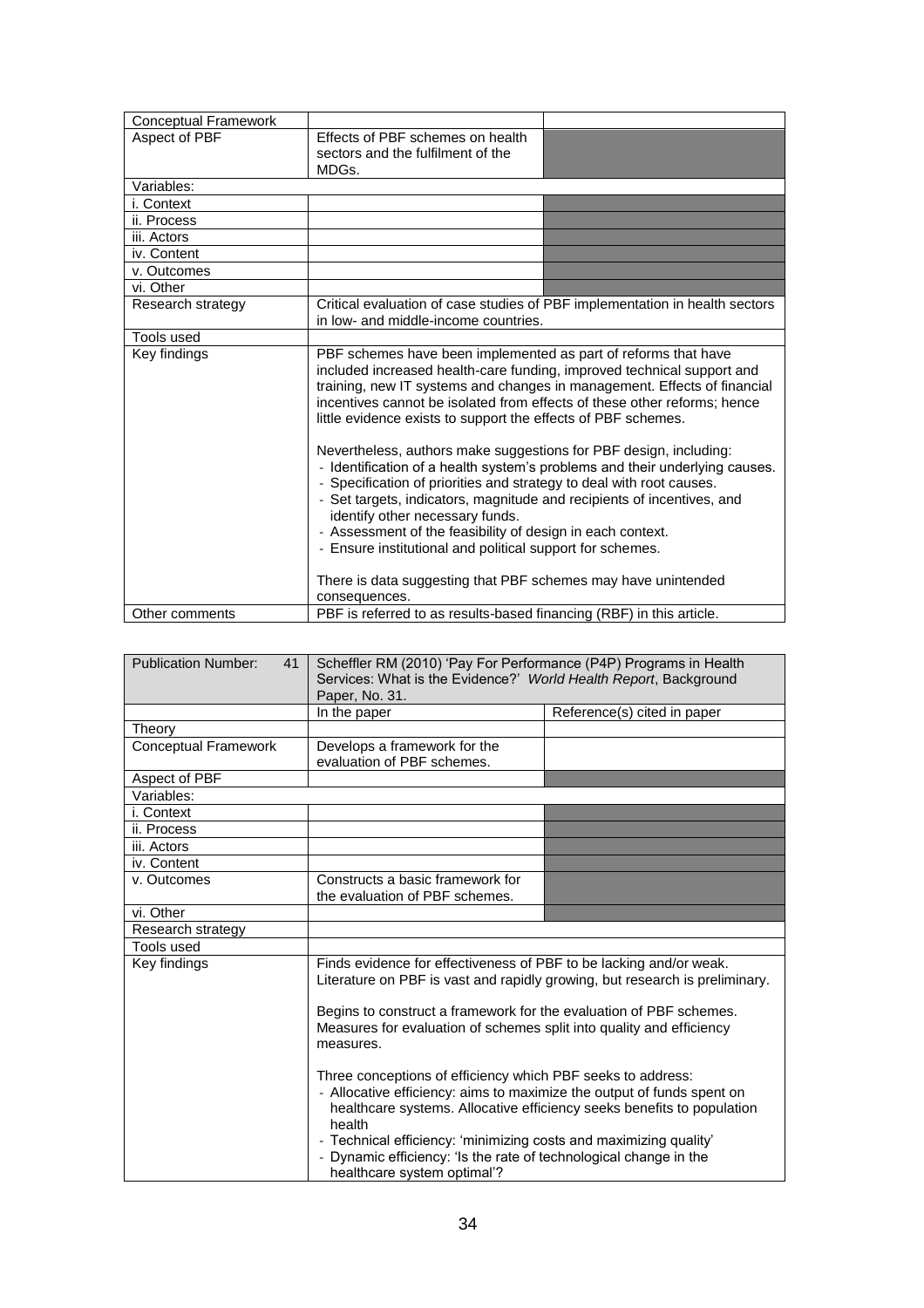| Conceptual Framework | | |
|---|---|---|
| Aspect of PBF | Effects of PBF schemes on health sectors and the fulfilment of the MDGs. | |
| Variables: | | |
| i. Context | | |
| ii. Process | | |
| iii. Actors | | |
| iv. Content | | |
| v. Outcomes | | |
| vi. Other | | |
| Research strategy | Critical evaluation of case studies of PBF implementation in health sectors in low- and middle-income countries. | |
| Tools used | | |
| Key findings | PBF schemes have been implemented as part of reforms that have included increased health-care funding, improved technical support and training, new IT systems and changes in management. Effects of financial incentives cannot be isolated from effects of these other reforms; hence little evidence exists to support the effects of PBF schemes.<br><br>Nevertheless, authors make suggestions for PBF design, including:<br>- Identification of a health system's problems and their underlying causes.<br>- Specification of priorities and strategy to deal with root causes.<br>- Set targets, indicators, magnitude and recipients of incentives, and identify other necessary funds.<br>- Assessment of the feasibility of design in each context.<br>- Ensure institutional and political support for schemes.<br><br>There is data suggesting that PBF schemes may have unintended consequences. | |
| Other comments | PBF is referred to as results-based financing (RBF) in this article. | |

| Publication Number: 41 | Scheffler RM (2010) 'Pay For Performance (P4P) Programs in Health Services: What is the Evidence?' *World Health Report*, Background Paper, No. 31. | |
|---|---|---|
| | In the paper | Reference(s) cited in paper |
| Theory | | |
| Conceptual Framework | Develops a framework for the evaluation of PBF schemes. | |
| Aspect of PBF | | |
| Variables: | | |
| i. Context | | |
| ii. Process | | |
| iii. Actors | | |
| iv. Content | | |
| v. Outcomes | Constructs a basic framework for the evaluation of PBF schemes. | |
| vi. Other | | |
| Research strategy | | |
| Tools used | | |
| Key findings | Finds evidence for effectiveness of PBF to be lacking and/or weak. Literature on PBF is vast and rapidly growing, but research is preliminary.<br><br>Begins to construct a framework for the evaluation of PBF schemes. Measures for evaluation of schemes split into quality and efficiency measures.<br><br>Three conceptions of efficiency which PBF seeks to address:<br>- Allocative efficiency: aims to maximize the output of funds spent on healthcare systems. Allocative efficiency seeks benefits to population health<br>- Technical efficiency: 'minimizing costs and maximizing quality'<br>- Dynamic efficiency: 'Is the rate of technological change in the healthcare system optimal'? | |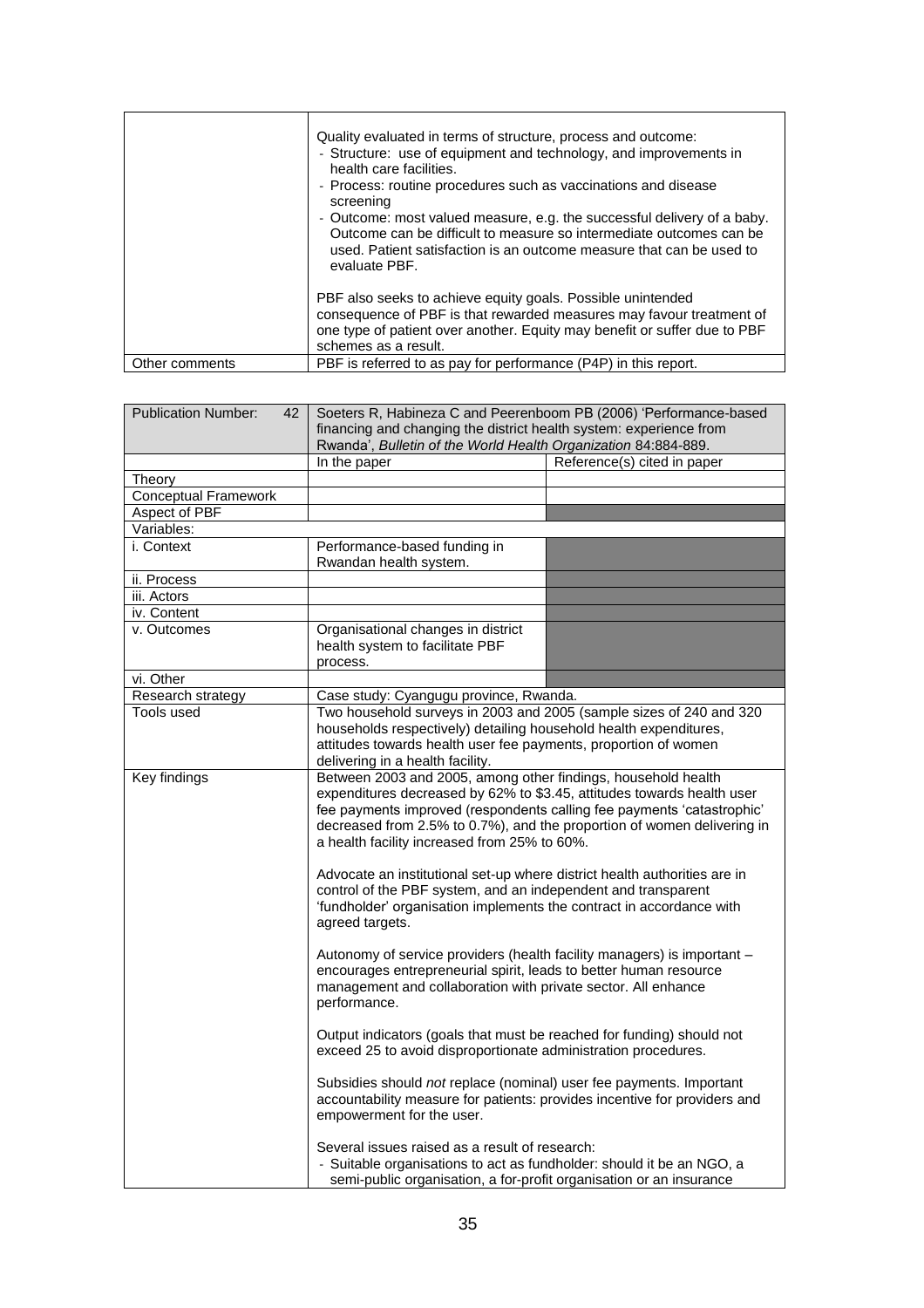| | |
|---|---|
| | Quality evaluated in terms of structure, process and outcome:<br>- Structure: use of equipment and technology, and improvements in health care facilities.<br>- Process: routine procedures such as vaccinations and disease screening<br>- Outcome: most valued measure, e.g. the successful delivery of a baby. Outcome can be difficult to measure so intermediate outcomes can be used. Patient satisfaction is an outcome measure that can be used to evaluate PBF.<br><br>PBF also seeks to achieve equity goals. Possible unintended consequence of PBF is that rewarded measures may favour treatment of one type of patient over another. Equity may benefit or suffer due to PBF schemes as a result. |
| Other comments | PBF is referred to as pay for performance (P4P) in this report. |

| Publication Number: 42 | Soeters R, Habineza C and Peerenboom PB (2006) 'Performance-based financing and changing the district health system: experience from Rwanda', *Bulletin of the World Health Organization* 84:884-889. | |
|---|---|---|
| | In the paper | Reference(s) cited in paper |
| Theory | | |
| Conceptual Framework | | |
| Aspect of PBF | | |
| Variables: | | |
| i. Context | Performance-based funding in Rwandan health system. | |
| ii. Process | | |
| iii. Actors | | |
| iv. Content | | |
| v. Outcomes | Organisational changes in district health system to facilitate PBF process. | |
| vi. Other | | |
| Research strategy | Case study: Cyangugu province, Rwanda. | |
| Tools used | Two household surveys in 2003 and 2005 (sample sizes of 240 and 320 households respectively) detailing household health expenditures, attitudes towards health user fee payments, proportion of women delivering in a health facility. | |
| Key findings | Between 2003 and 2005, among other findings, household health expenditures decreased by 62% to $3.45, attitudes towards health user fee payments improved (respondents calling fee payments 'catastrophic' decreased from 2.5% to 0.7%), and the proportion of women delivering in a health facility increased from 25% to 60%.<br><br>Advocate an institutional set-up where district health authorities are in control of the PBF system, and an independent and transparent 'fundholder' organisation implements the contract in accordance with agreed targets.<br><br>Autonomy of service providers (health facility managers) is important – encourages entrepreneurial spirit, leads to better human resource management and collaboration with private sector. All enhance performance.<br><br>Output indicators (goals that must be reached for funding) should not exceed 25 to avoid disproportionate administration procedures.<br><br>Subsidies should *not* replace (nominal) user fee payments. Important accountability measure for patients: provides incentive for providers and empowerment for the user.<br><br>Several issues raised as a result of research:<br>- Suitable organisations to act as fundholder: should it be an NGO, a semi-public organisation, a for-profit organisation or an insurance | |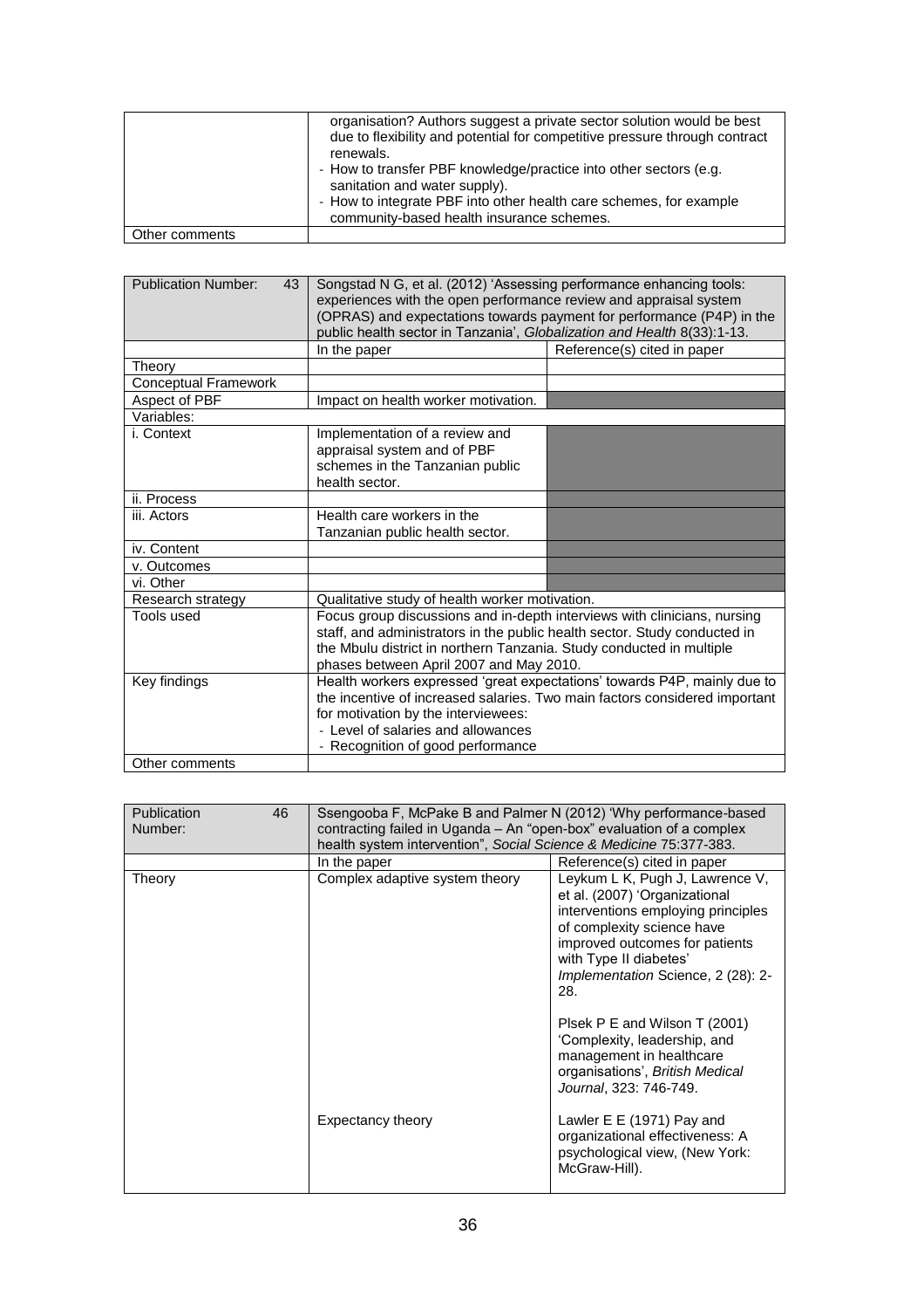| | |
|---|---|
| | organisation? Authors suggest a private sector solution would be best due to flexibility and potential for competitive pressure through contract renewals.<br>- How to transfer PBF knowledge/practice into other sectors (e.g. sanitation and water supply).<br>- How to integrate PBF into other health care schemes, for example community-based health insurance schemes. |
| Other comments | |

| Publication Number: 43 | Songstad N G, et al. (2012) 'Assessing performance enhancing tools: experiences with the open performance review and appraisal system (OPRAS) and expectations towards payment for performance (P4P) in the public health sector in Tanzania', *Globalization and Health* 8(33):1-13. | |
|---|---|---|
| | In the paper | Reference(s) cited in paper |
| Theory | | |
| Conceptual Framework | | |
| Aspect of PBF | Impact on health worker motivation. | |
| Variables: | | |
| i. Context | Implementation of a review and appraisal system and of PBF schemes in the Tanzanian public health sector. | |
| ii. Process | | |
| iii. Actors | Health care workers in the Tanzanian public health sector. | |
| iv. Content | | |
| v. Outcomes | | |
| vi. Other | | |
| Research strategy | Qualitative study of health worker motivation. | |
| Tools used | Focus group discussions and in-depth interviews with clinicians, nursing staff, and administrators in the public health sector. Study conducted in the Mbulu district in northern Tanzania. Study conducted in multiple phases between April 2007 and May 2010. | |
| Key findings | Health workers expressed 'great expectations' towards P4P, mainly due to the incentive of increased salaries. Two main factors considered important for motivation by the interviewees:<br>- Level of salaries and allowances<br>- Recognition of good performance | |
| Other comments | | |

| Publication Number: 46 | Ssengooba F, McPake B and Palmer N (2012) 'Why performance-based contracting failed in Uganda – An "open-box" evaluation of a complex health system intervention", *Social Science & Medicine* 75:377-383. | |
|---|---|---|
| | In the paper | Reference(s) cited in paper |
| Theory | Complex adaptive system theory | Leykum L K, Pugh J, Lawrence V, et al. (2007) 'Organizational interventions employing principles of complexity science have improved outcomes for patients with Type II diabetes' *Implementation* Science, 2 (28): 2-28.<br><br>Plsek P E and Wilson T (2001) 'Complexity, leadership, and management in healthcare organisations', *British Medical Journal*, 323: 746-749. |
| | Expectancy theory | Lawler E E (1971) Pay and organizational effectiveness: A psychological view, (New York: McGraw-Hill). |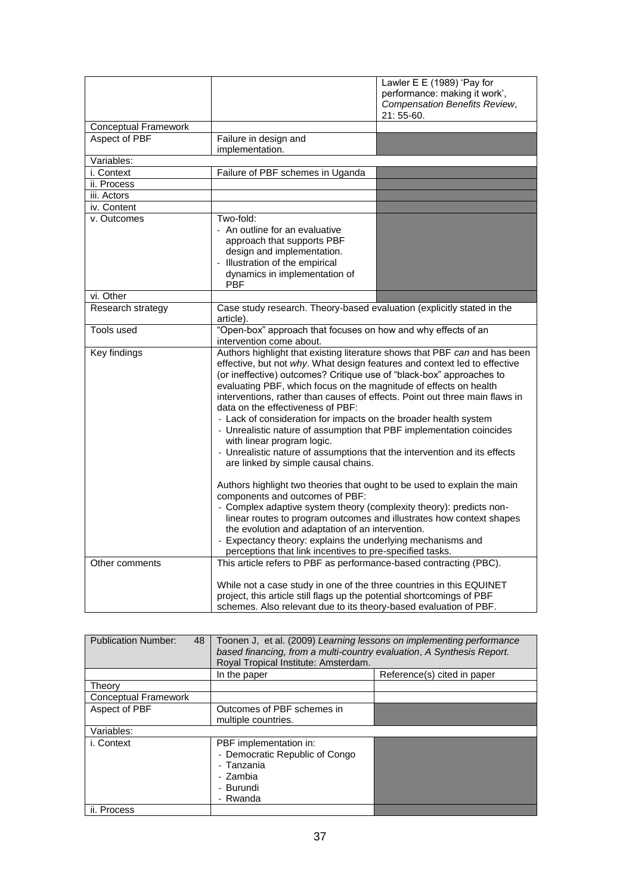| | | Lawler E E (1989) 'Pay for performance: making it work', *Compensation Benefits Review*, 21: 55-60. |
|---|---|---|
| Conceptual Framework | | |
| Aspect of PBF | Failure in design and implementation. | |
| Variables: | | |
| i. Context | Failure of PBF schemes in Uganda | |
| ii. Process | | |
| iii. Actors | | |
| iv. Content | | |
| v. Outcomes | Two-fold:<br>- An outline for an evaluative approach that supports PBF design and implementation.<br>- Illustration of the empirical dynamics in implementation of PBF | |
| vi. Other | | |
| Research strategy | Case study research. Theory-based evaluation (explicitly stated in the article). | |
| Tools used | "Open-box" approach that focuses on how and why effects of an intervention come about. | |
| Key findings | Authors highlight that existing literature shows that PBF *can* and has been effective, but not *why*. What design features and context led to effective (or ineffective) outcomes? Critique use of "black-box" approaches to evaluating PBF, which focus on the magnitude of effects on health interventions, rather than causes of effects. Point out three main flaws in data on the effectiveness of PBF:<br>- Lack of consideration for impacts on the broader health system<br>- Unrealistic nature of assumption that PBF implementation coincides with linear program logic.<br>- Unrealistic nature of assumptions that the intervention and its effects are linked by simple causal chains.<br><br>Authors highlight two theories that ought to be used to explain the main components and outcomes of PBF:<br>- Complex adaptive system theory (complexity theory): predicts non-linear routes to program outcomes and illustrates how context shapes the evolution and adaptation of an intervention.<br>- Expectancy theory: explains the underlying mechanisms and perceptions that link incentives to pre-specified tasks. | |
| Other comments | This article refers to PBF as performance-based contracting (PBC).<br><br>While not a case study in one of the three countries in this EQUINET project, this article still flags up the potential shortcomings of PBF schemes. Also relevant due to its theory-based evaluation of PBF. | |

| Publication Number: 48 | Toonen J, et al. (2009) *Learning lessons on implementing performance based financing, from a multi-country evaluation*, *A Synthesis Report.* Royal Tropical Institute: Amsterdam. | |
|---|---|---|
| | In the paper | Reference(s) cited in paper |
| Theory | | |
| Conceptual Framework | | |
| Aspect of PBF | Outcomes of PBF schemes in multiple countries. | |
| Variables: | | |
| i. Context | PBF implementation in:<br>- Democratic Republic of Congo<br>- Tanzania<br>- Zambia<br>- Burundi<br>- Rwanda | |
| ii. Process | | |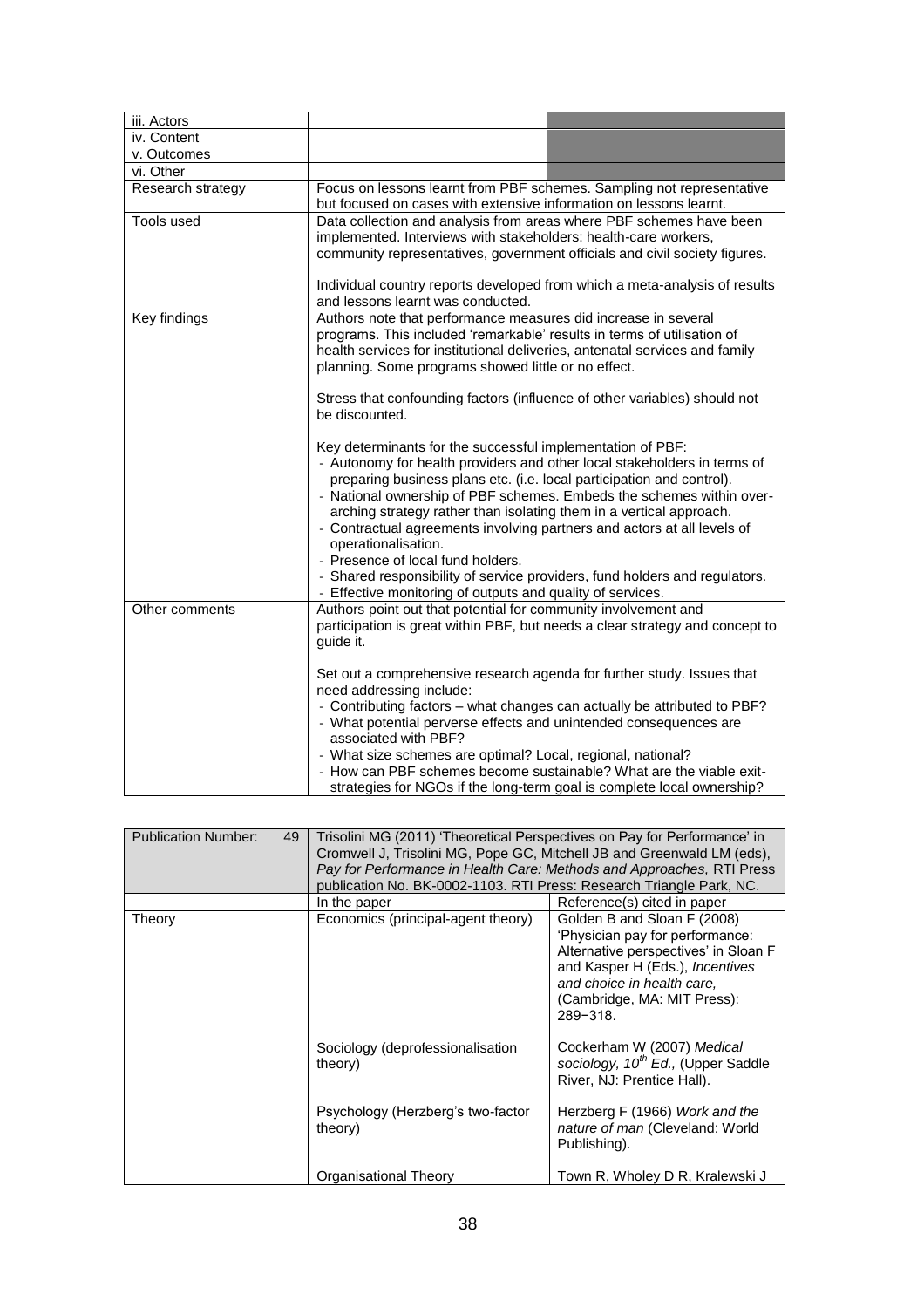| | | |
|---|---|---|
| iii. Actors | | |
| iv. Content | | |
| v. Outcomes | | |
| vi. Other | | |
| Research strategy | Focus on lessons learnt from PBF schemes. Sampling not representative but focused on cases with extensive information on lessons learnt. | |
| Tools used | Data collection and analysis from areas where PBF schemes have been implemented. Interviews with stakeholders: health-care workers, community representatives, government officials and civil society figures.<br><br>Individual country reports developed from which a meta-analysis of results and lessons learnt was conducted. | |
| Key findings | Authors note that performance measures did increase in several programs. This included 'remarkable' results in terms of utilisation of health services for institutional deliveries, antenatal services and family planning. Some programs showed little or no effect.<br><br>Stress that confounding factors (influence of other variables) should not be discounted.<br><br>Key determinants for the successful implementation of PBF:<br>- Autonomy for health providers and other local stakeholders in terms of preparing business plans etc. (i.e. local participation and control).<br>- National ownership of PBF schemes. Embeds the schemes within over-arching strategy rather than isolating them in a vertical approach.<br>- Contractual agreements involving partners and actors at all levels of operationalisation.<br>- Presence of local fund holders.<br>- Shared responsibility of service providers, fund holders and regulators.<br>- Effective monitoring of outputs and quality of services. | |
| Other comments | Authors point out that potential for community involvement and participation is great within PBF, but needs a clear strategy and concept to guide it.<br><br>Set out a comprehensive research agenda for further study. Issues that need addressing include:<br>- Contributing factors – what changes can actually be attributed to PBF?<br>- What potential perverse effects and unintended consequences are associated with PBF?<br>- What size schemes are optimal? Local, regional, national?<br>- How can PBF schemes become sustainable? What are the viable exit-strategies for NGOs if the long-term goal is complete local ownership? | |

| Publication Number: 49 | Trisolini MG (2011) 'Theoretical Perspectives on Pay for Performance' in Cromwell J, Trisolini MG, Pope GC, Mitchell JB and Greenwald LM (eds), *Pay for Performance in Health Care: Methods and Approaches,* RTI Press publication No. BK-0002-1103. RTI Press: Research Triangle Park, NC. | |
|---|---|---|
| | In the paper | Reference(s) cited in paper |
| Theory | Economics (principal-agent theory) | Golden B and Sloan F (2008) 'Physician pay for performance: Alternative perspectives' in Sloan F and Kasper H (Eds.), *Incentives and choice in health care,* (Cambridge, MA: MIT Press): 289−318. |
| | Sociology (deprofessionalisation theory) | Cockerham W (2007) *Medical sociology, 10th Ed.,* (Upper Saddle River, NJ: Prentice Hall). |
| | Psychology (Herzberg's two-factor theory) | Herzberg F (1966) *Work and the nature of man* (Cleveland: World Publishing). |
| | Organisational Theory | Town R, Wholey D R, Kralewski J |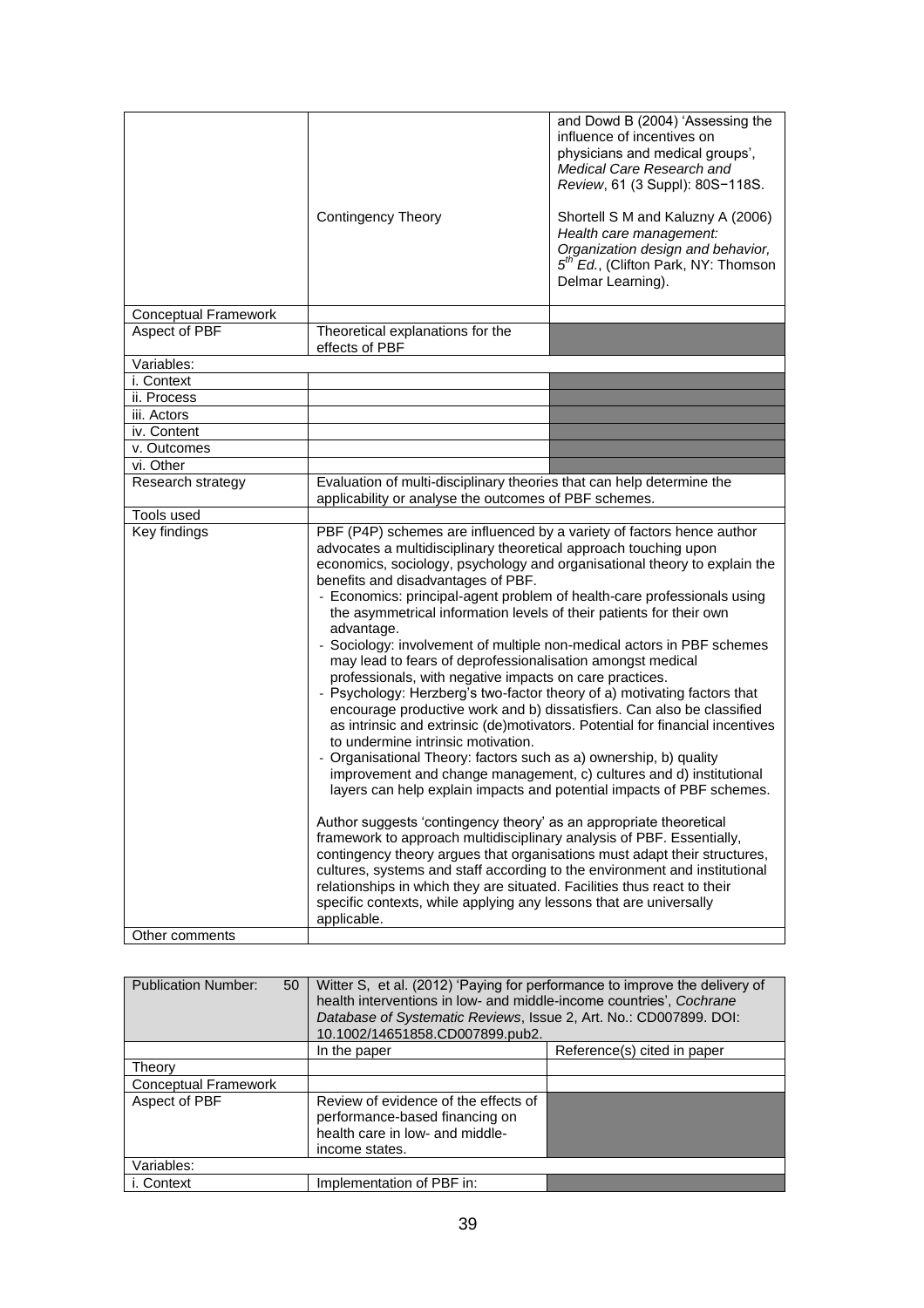| | | |
|---|---|---|
| | | and Dowd B (2004) 'Assessing the influence of incentives on physicians and medical groups', *Medical Care Research and Review*, 61 (3 Suppl): 80S−118S. |
| | Contingency Theory | Shortell S M and Kaluzny A (2006) *Health care management: Organization design and behavior, 5th Ed.*, (Clifton Park, NY: Thomson Delmar Learning). |
| Conceptual Framework | | |
| Aspect of PBF | Theoretical explanations for the effects of PBF | |
| Variables: | | |
| i. Context | | |
| ii. Process | | |
| iii. Actors | | |
| iv. Content | | |
| v. Outcomes | | |
| vi. Other | | |
| Research strategy | Evaluation of multi-disciplinary theories that can help determine the applicability or analyse the outcomes of PBF schemes. | |
| Tools used | | |
| Key findings | PBF (P4P) schemes are influenced by a variety of factors hence author advocates a multidisciplinary theoretical approach touching upon economics, sociology, psychology and organisational theory to explain the benefits and disadvantages of PBF.<br>- Economics: principal-agent problem of health-care professionals using the asymmetrical information levels of their patients for their own advantage.<br>- Sociology: involvement of multiple non-medical actors in PBF schemes may lead to fears of deprofessionalisation amongst medical professionals, with negative impacts on care practices.<br>- Psychology: Herzberg's two-factor theory of a) motivating factors that encourage productive work and b) dissatisfiers. Can also be classified as intrinsic and extrinsic (de)motivators. Potential for financial incentives to undermine intrinsic motivation.<br>- Organisational Theory: factors such as a) ownership, b) quality improvement and change management, c) cultures and d) institutional layers can help explain impacts and potential impacts of PBF schemes.<br><br>Author suggests 'contingency theory' as an appropriate theoretical framework to approach multidisciplinary analysis of PBF. Essentially, contingency theory argues that organisations must adapt their structures, cultures, systems and staff according to the environment and institutional relationships in which they are situated. Facilities thus react to their specific contexts, while applying any lessons that are universally applicable. | |
| Other comments | | |

| Publication Number: 50 | Witter S, et al. (2012) 'Paying for performance to improve the delivery of health interventions in low- and middle-income countries', *Cochrane Database of Systematic Reviews*, Issue 2, Art. No.: CD007899. DOI: 10.1002/14651858.CD007899.pub2. | |
|---|---|---|
| | In the paper | Reference(s) cited in paper |
| Theory | | |
| Conceptual Framework | | |
| Aspect of PBF | Review of evidence of the effects of performance-based financing on health care in low- and middle-income states. | |
| Variables: | | |
| i. Context | Implementation of PBF in: | |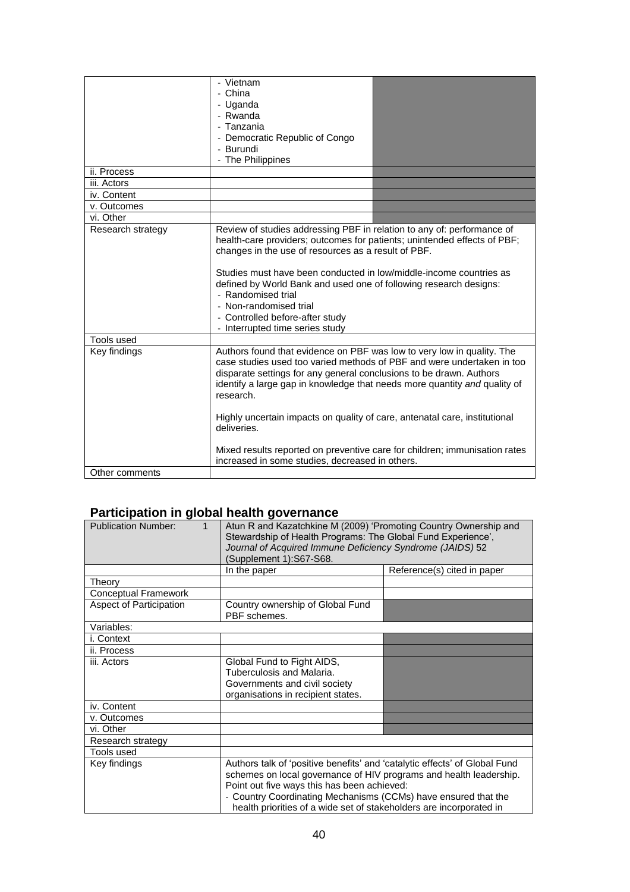|  |  |  |
|---|---|---|
|  | - Vietnam<br>- China<br>- Uganda<br>- Rwanda<br>- Tanzania<br>- Democratic Republic of Congo<br>- Burundi<br>- The Philippines |  |
| ii. Process |  |  |
| iii. Actors |  |  |
| iv. Content |  |  |
| v. Outcomes |  |  |
| vi. Other |  |  |
| Research strategy | Review of studies addressing PBF in relation to any of: performance of health-care providers; outcomes for patients; unintended effects of PBF; changes in the use of resources as a result of PBF.<br><br>Studies must have been conducted in low/middle-income countries as defined by World Bank and used one of following research designs:<br>- Randomised trial<br>- Non-randomised trial<br>- Controlled before-after study<br>- Interrupted time series study | |
| Tools used |  | |
| Key findings | Authors found that evidence on PBF was low to very low in quality. The case studies used too varied methods of PBF and were undertaken in too disparate settings for any general conclusions to be drawn. Authors identify a large gap in knowledge that needs more quantity *and* quality of research.<br><br>Highly uncertain impacts on quality of care, antenatal care, institutional deliveries.<br><br>Mixed results reported on preventive care for children; immunisation rates increased in some studies, decreased in others. | |
| Other comments |  | |

## Participation in global health governance

| Publication Number: 1 | Atun R and Kazatchkine M (2009) 'Promoting Country Ownership and Stewardship of Health Programs: The Global Fund Experience', *Journal of Acquired Immune Deficiency Syndrome (JAIDS)* 52 (Supplement 1):S67-S68. | |
|---|---|---|
|  | In the paper | Reference(s) cited in paper |
| Theory |  |  |
| Conceptual Framework |  |  |
| Aspect of Participation | Country ownership of Global Fund PBF schemes. |  |
| Variables: |  |  |
| i. Context |  |  |
| ii. Process |  |  |
| iii. Actors | Global Fund to Fight AIDS, Tuberculosis and Malaria.<br>Governments and civil society organisations in recipient states. |  |
| iv. Content |  |  |
| v. Outcomes |  |  |
| vi. Other |  |  |
| Research strategy |  | |
| Tools used |  | |
| Key findings | Authors talk of 'positive benefits' and 'catalytic effects' of Global Fund schemes on local governance of HIV programs and health leadership. Point out five ways this has been achieved:<br>- Country Coordinating Mechanisms (CCMs) have ensured that the health priorities of a wide set of stakeholders are incorporated in | |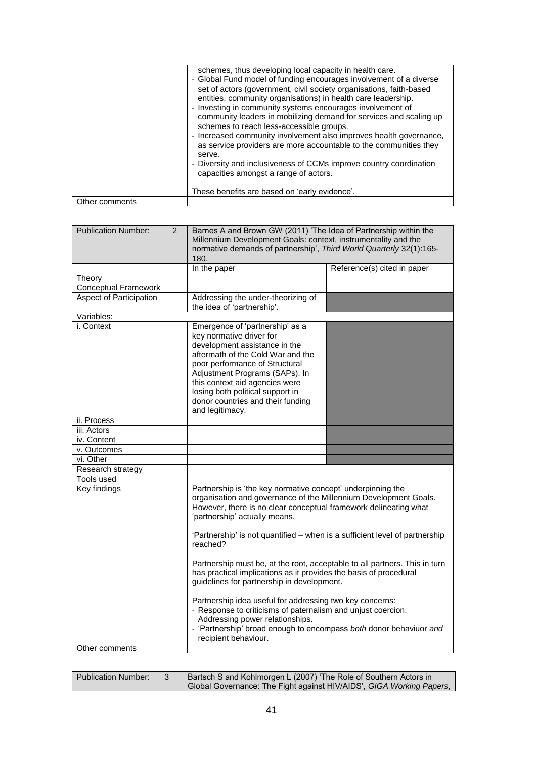| | |
|---|---|
| | schemes, thus developing local capacity in health care.<br>- Global Fund model of funding encourages involvement of a diverse set of actors (government, civil society organisations, faith-based entities, community organisations) in health care leadership.<br>- Investing in community systems encourages involvement of community leaders in mobilizing demand for services and scaling up schemes to reach less-accessible groups.<br>- Increased community involvement also improves health governance, as service providers are more accountable to the communities they serve.<br>- Diversity and inclusiveness of CCMs improve country coordination capacities amongst a range of actors.<br><br>These benefits are based on 'early evidence'. |
| Other comments | |

| Publication Number: 2 | Barnes A and Brown GW (2011) 'The Idea of Partnership within the Millennium Development Goals: context, instrumentality and the normative demands of partnership', *Third World Quarterly* 32(1):165-180. | |
|---|---|---|
| | In the paper | Reference(s) cited in paper |
| Theory | | |
| Conceptual Framework | | |
| Aspect of Participation | Addressing the under-theorizing of the idea of 'partnership'. | |
| Variables: | | |
| i. Context | Emergence of 'partnership' as a key normative driver for development assistance in the aftermath of the Cold War and the poor performance of Structural Adjustment Programs (SAPs). In this context aid agencies were losing both political support in donor countries and their funding and legitimacy. | |
| ii. Process | | |
| iii. Actors | | |
| iv. Content | | |
| v. Outcomes | | |
| vi. Other | | |
| Research strategy | | |
| Tools used | | |
| Key findings | Partnership is 'the key normative concept' underpinning the organisation and governance of the Millennium Development Goals. However, there is no clear conceptual framework delineating what 'partnership' actually means.<br><br>'Partnership' is not quantified – when is a sufficient level of partnership reached?<br><br>Partnership must be, at the root, acceptable to all partners. This in turn has practical implications as it provides the basis of procedural guidelines for partnership in development.<br><br>Partnership idea useful for addressing two key concerns:<br>- Response to criticisms of paternalism and unjust coercion. Addressing power relationships.<br>- 'Partnership' broad enough to encompass *both* donor behaviuor *and* recipient behaviour. | |
| Other comments | | |

| Publication Number: 3 | Bartsch S and Kohlmorgen L (2007) 'The Role of Southern Actors in Global Governance: The Fight against HIV/AIDS', *GIGA Working Papers*, |
|---|---|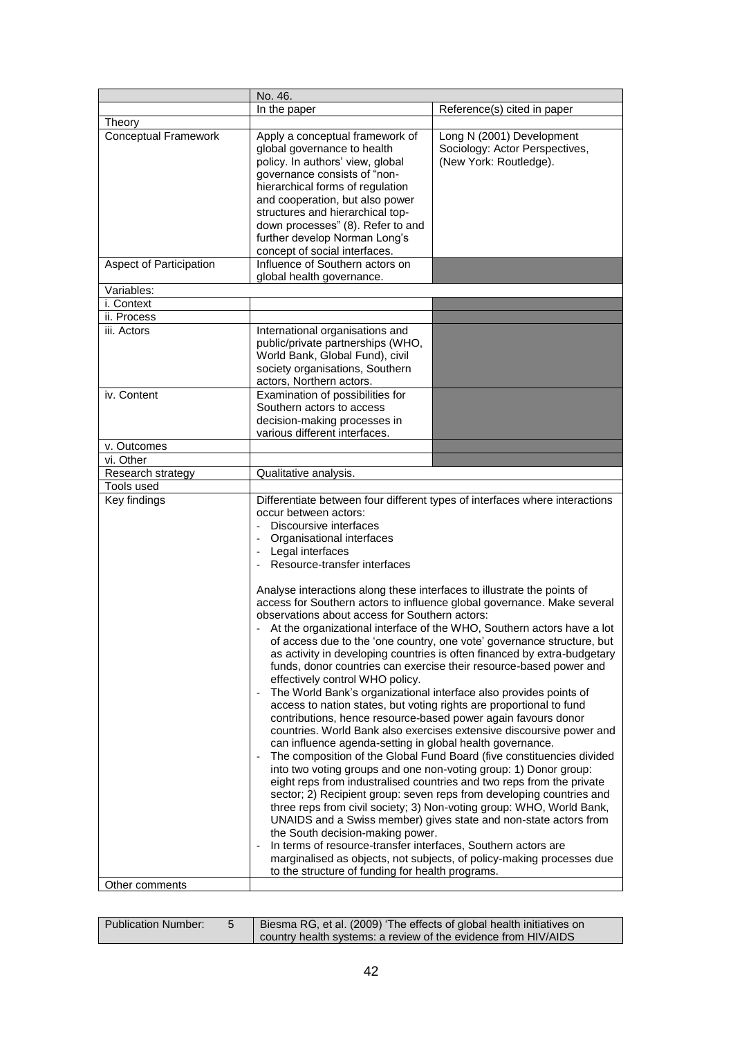| | No. 46. | |
|---|---|---|
| | In the paper | Reference(s) cited in paper |
| Theory | | |
| Conceptual Framework | Apply a conceptual framework of global governance to health policy. In authors' view, global governance consists of "non-hierarchical forms of regulation and cooperation, but also power structures and hierarchical top-down processes" (8). Refer to and further develop Norman Long's concept of social interfaces. | Long N (2001) Development Sociology: Actor Perspectives, (New York: Routledge). |
| Aspect of Participation | Influence of Southern actors on global health governance. | |
| Variables: | | |
| i. Context | | |
| ii. Process | | |
| iii. Actors | International organisations and public/private partnerships (WHO, World Bank, Global Fund), civil society organisations, Southern actors, Northern actors. | |
| iv. Content | Examination of possibilities for Southern actors to access decision-making processes in various different interfaces. | |
| v. Outcomes | | |
| vi. Other | | |
| Research strategy | Qualitative analysis. | |
| Tools used | | |
| Key findings | Differentiate between four different types of interfaces where interactions occur between actors:<br>- Discoursive interfaces<br>- Organisational interfaces<br>- Legal interfaces<br>- Resource-transfer interfaces<br><br>Analyse interactions along these interfaces to illustrate the points of access for Southern actors to influence global governance. Make several observations about access for Southern actors:<br>- At the organizational interface of the WHO, Southern actors have a lot of access due to the 'one country, one vote' governance structure, but as activity in developing countries is often financed by extra-budgetary funds, donor countries can exercise their resource-based power and effectively control WHO policy.<br>- The World Bank's organizational interface also provides points of access to nation states, but voting rights are proportional to fund contributions, hence resource-based power again favours donor countries. World Bank also exercises extensive discoursive power and can influence agenda-setting in global health governance.<br>- The composition of the Global Fund Board (five constituencies divided into two voting groups and one non-voting group: 1) Donor group: eight reps from industralised countries and two reps from the private sector; 2) Recipient group: seven reps from developing countries and three reps from civil society; 3) Non-voting group: WHO, World Bank, UNAIDS and a Swiss member) gives state and non-state actors from the South decision-making power.<br>- In terms of resource-transfer interfaces, Southern actors are marginalised as objects, not subjects, of policy-making processes due to the structure of funding for health programs. | |
| Other comments | | |

| Publication Number: | 5 | Biesma RG, et al. (2009) 'The effects of global health initiatives on country health systems: a review of the evidence from HIV/AIDS |
|---|---|---|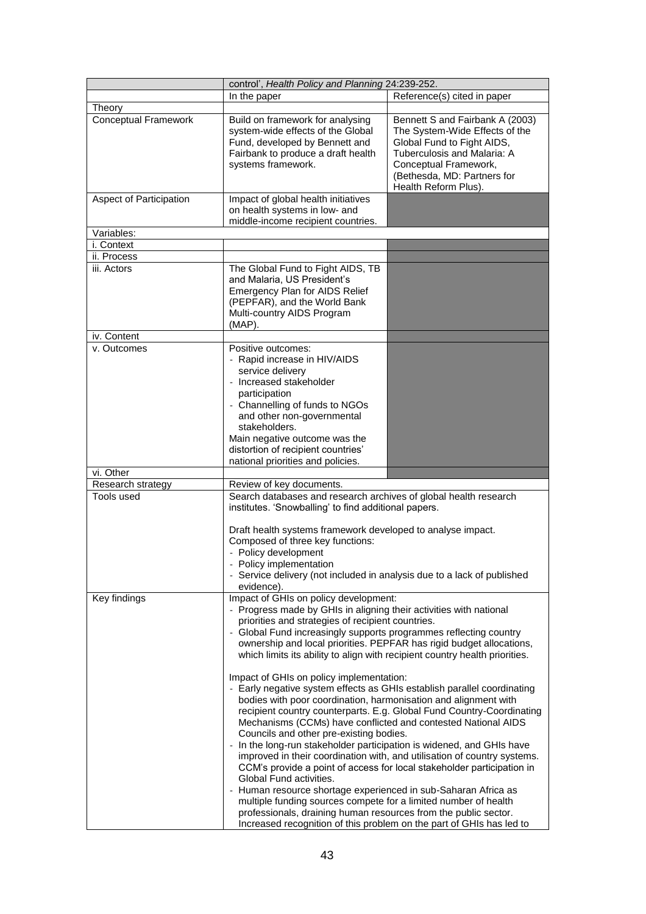| | control', *Health Policy and Planning* 24:239-252. | |
|---|---|---|
| | In the paper | Reference(s) cited in paper |
| Theory | | |
| Conceptual Framework | Build on framework for analysing system-wide effects of the Global Fund, developed by Bennett and Fairbank to produce a draft health systems framework. | Bennett S and Fairbank A (2003) The System-Wide Effects of the Global Fund to Fight AIDS, Tuberculosis and Malaria: A Conceptual Framework, (Bethesda, MD: Partners for Health Reform Plus). |
| Aspect of Participation | Impact of global health initiatives on health systems in low- and middle-income recipient countries. | |
| Variables: | | |
| i. Context | | |
| ii. Process | | |
| iii. Actors | The Global Fund to Fight AIDS, TB and Malaria, US President's Emergency Plan for AIDS Relief (PEPFAR), and the World Bank Multi-country AIDS Program (MAP). | |
| iv. Content | | |
| v. Outcomes | Positive outcomes:<br>- Rapid increase in HIV/AIDS service delivery<br>- Increased stakeholder participation<br>- Channelling of funds to NGOs and other non-governmental stakeholders.<br>Main negative outcome was the distortion of recipient countries' national priorities and policies. | |
| vi. Other | | |
| Research strategy | Review of key documents. | |
| Tools used | Search databases and research archives of global health research institutes. 'Snowballing' to find additional papers.<br><br>Draft health systems framework developed to analyse impact. Composed of three key functions:<br>- Policy development<br>- Policy implementation<br>- Service delivery (not included in analysis due to a lack of published evidence). | |
| Key findings | Impact of GHIs on policy development:<br>- Progress made by GHIs in aligning their activities with national priorities and strategies of recipient countries.<br>- Global Fund increasingly supports programmes reflecting country ownership and local priorities. PEPFAR has rigid budget allocations, which limits its ability to align with recipient country health priorities.<br><br>Impact of GHIs on policy implementation:<br>- Early negative system effects as GHIs establish parallel coordinating bodies with poor coordination, harmonisation and alignment with recipient country counterparts. E.g. Global Fund Country-Coordinating Mechanisms (CCMs) have conflicted and contested National AIDS Councils and other pre-existing bodies.<br>- In the long-run stakeholder participation is widened, and GHIs have improved in their coordination with, and utilisation of country systems. CCM's provide a point of access for local stakeholder participation in Global Fund activities.<br>- Human resource shortage experienced in sub-Saharan Africa as multiple funding sources compete for a limited number of health professionals, draining human resources from the public sector. Increased recognition of this problem on the part of GHIs has led to | |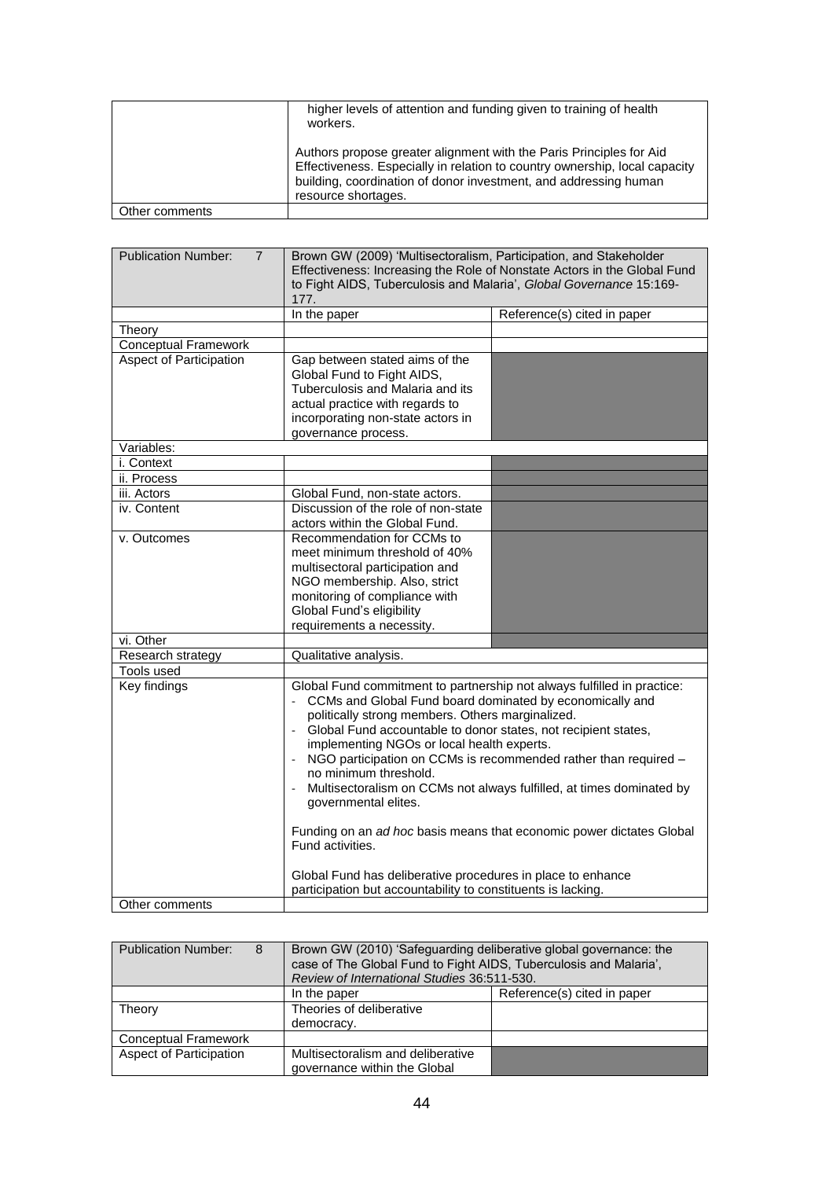| | |
|---|---|
| | higher levels of attention and funding given to training of health workers.<br><br>Authors propose greater alignment with the Paris Principles for Aid Effectiveness. Especially in relation to country ownership, local capacity building, coordination of donor investment, and addressing human resource shortages. |
| Other comments | |

| Publication Number: 7 | Brown GW (2009) 'Multisectoralism, Participation, and Stakeholder Effectiveness: Increasing the Role of Nonstate Actors in the Global Fund to Fight AIDS, Tuberculosis and Malaria', *Global Governance* 15:169-177. | |
|---|---|---|
| | In the paper | Reference(s) cited in paper |
| Theory | | |
| Conceptual Framework | | |
| Aspect of Participation | Gap between stated aims of the Global Fund to Fight AIDS, Tuberculosis and Malaria and its actual practice with regards to incorporating non-state actors in governance process. | |
| Variables: | | |
| i. Context | | |
| ii. Process | | |
| iii. Actors | Global Fund, non-state actors. | |
| iv. Content | Discussion of the role of non-state actors within the Global Fund. | |
| v. Outcomes | Recommendation for CCMs to meet minimum threshold of 40% multisectoral participation and NGO membership. Also, strict monitoring of compliance with Global Fund's eligibility requirements a necessity. | |
| vi. Other | | |
| Research strategy | Qualitative analysis. | |
| Tools used | | |
| Key findings | Global Fund commitment to partnership not always fulfilled in practice:<br>- CCMs and Global Fund board dominated by economically and politically strong members. Others marginalized.<br>- Global Fund accountable to donor states, not recipient states, implementing NGOs or local health experts.<br>- NGO participation on CCMs is recommended rather than required – no minimum threshold.<br>- Multisectoralism on CCMs not always fulfilled, at times dominated by governmental elites.<br><br>Funding on an *ad hoc* basis means that economic power dictates Global Fund activities.<br><br>Global Fund has deliberative procedures in place to enhance participation but accountability to constituents is lacking. | |
| Other comments | | |

| Publication Number: 8 | Brown GW (2010) 'Safeguarding deliberative global governance: the case of The Global Fund to Fight AIDS, Tuberculosis and Malaria', *Review of International Studies* 36:511-530. | |
|---|---|---|
| | In the paper | Reference(s) cited in paper |
| Theory | Theories of deliberative democracy. | |
| Conceptual Framework | | |
| Aspect of Participation | Multisectoralism and deliberative governance within the Global | |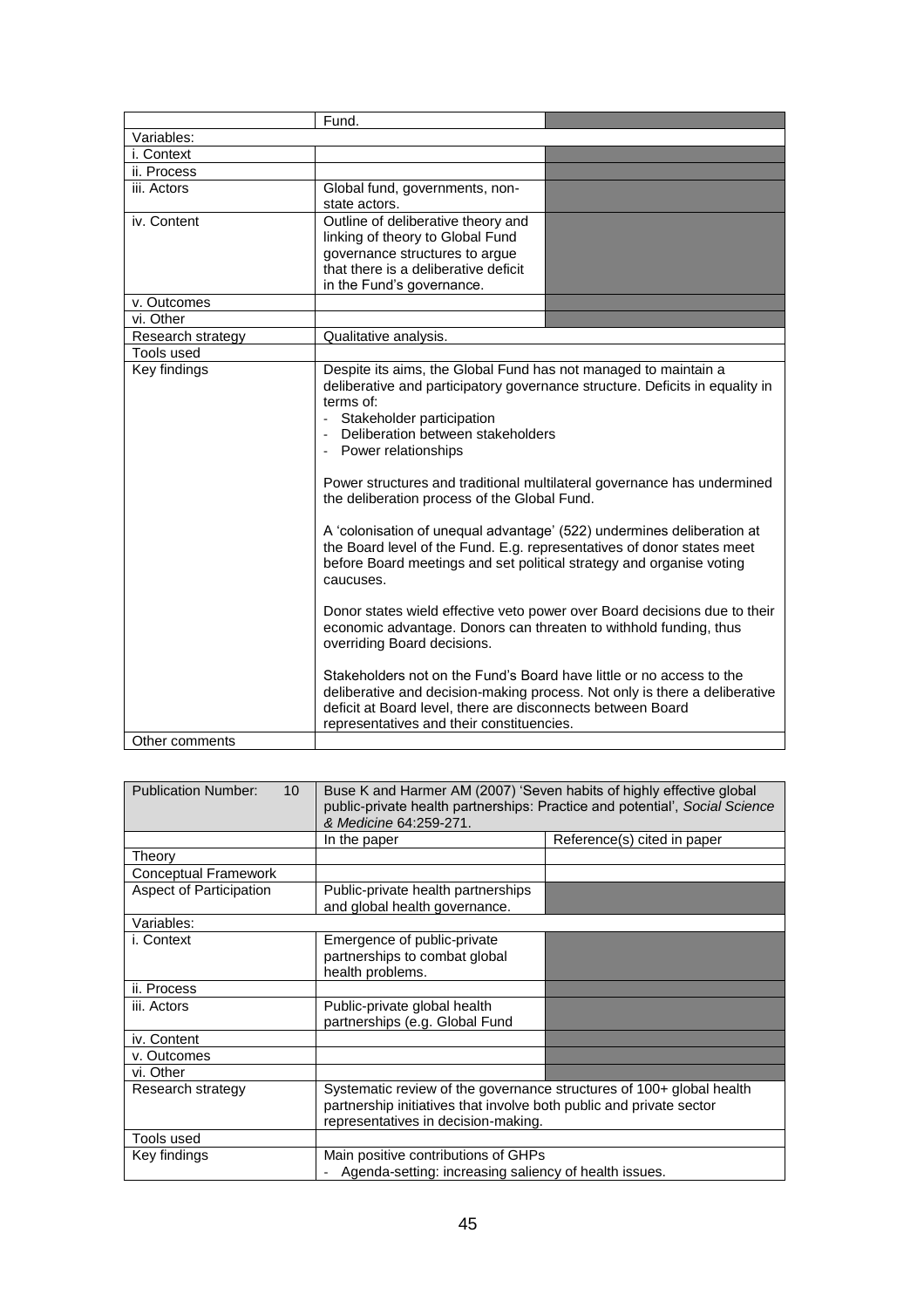| | Fund. | |
|---|---|---|
| Variables: | | |
| i. Context | | |
| ii. Process | | |
| iii. Actors | Global fund, governments, non-state actors. | |
| iv. Content | Outline of deliberative theory and linking of theory to Global Fund governance structures to argue that there is a deliberative deficit in the Fund's governance. | |
| v. Outcomes | | |
| vi. Other | | |
| Research strategy | Qualitative analysis. | |
| Tools used | | |
| Key findings | Despite its aims, the Global Fund has not managed to maintain a deliberative and participatory governance structure. Deficits in equality in terms of:<br>- Stakeholder participation<br>- Deliberation between stakeholders<br>- Power relationships<br><br>Power structures and traditional multilateral governance has undermined the deliberation process of the Global Fund.<br><br>A 'colonisation of unequal advantage' (522) undermines deliberation at the Board level of the Fund. E.g. representatives of donor states meet before Board meetings and set political strategy and organise voting caucuses.<br><br>Donor states wield effective veto power over Board decisions due to their economic advantage. Donors can threaten to withhold funding, thus overriding Board decisions.<br><br>Stakeholders not on the Fund's Board have little or no access to the deliberative and decision-making process. Not only is there a deliberative deficit at Board level, there are disconnects between Board representatives and their constituencies. | |
| Other comments | | |

| Publication Number: 10 | Buse K and Harmer AM (2007) 'Seven habits of highly effective global public-private health partnerships: Practice and potential', *Social Science & Medicine* 64:259-271. | |
|---|---|---|
| | In the paper | Reference(s) cited in paper |
| Theory | | |
| Conceptual Framework | | |
| Aspect of Participation | Public-private health partnerships and global health governance. | |
| Variables: | | |
| i. Context | Emergence of public-private partnerships to combat global health problems. | |
| ii. Process | | |
| iii. Actors | Public-private global health partnerships (e.g. Global Fund | |
| iv. Content | | |
| v. Outcomes | | |
| vi. Other | | |
| Research strategy | Systematic review of the governance structures of 100+ global health partnership initiatives that involve both public and private sector representatives in decision-making. | |
| Tools used | | |
| Key findings | Main positive contributions of GHPs<br>- Agenda-setting: increasing saliency of health issues. | |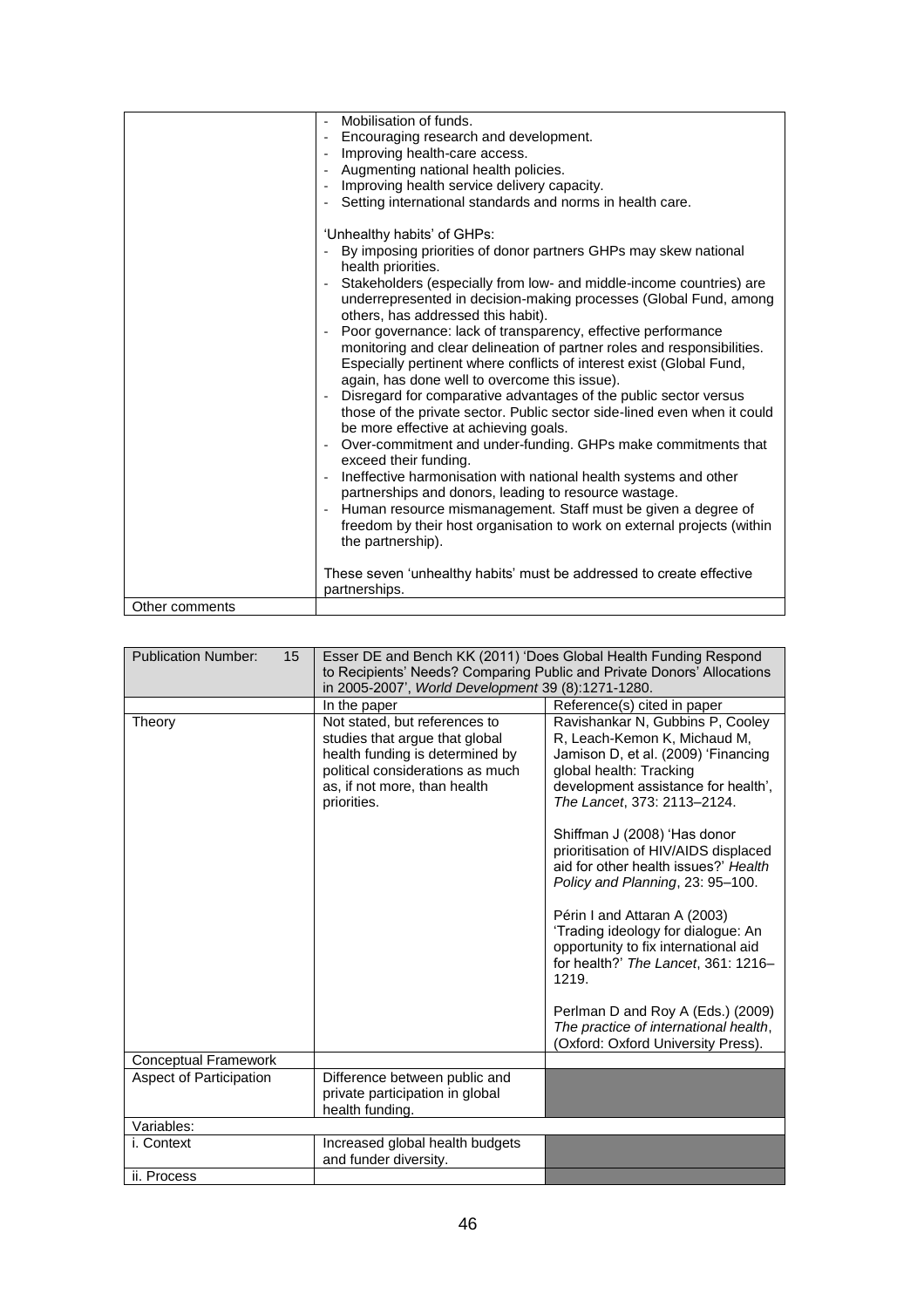| | |
|---|---|
| | - Mobilisation of funds.<br>- Encouraging research and development.<br>- Improving health-care access.<br>- Augmenting national health policies.<br>- Improving health service delivery capacity.<br>- Setting international standards and norms in health care.<br><br>'Unhealthy habits' of GHPs:<br>- By imposing priorities of donor partners GHPs may skew national health priorities.<br>- Stakeholders (especially from low- and middle-income countries) are underrepresented in decision-making processes (Global Fund, among others, has addressed this habit).<br>- Poor governance: lack of transparency, effective performance monitoring and clear delineation of partner roles and responsibilities. Especially pertinent where conflicts of interest exist (Global Fund, again, has done well to overcome this issue).<br>- Disregard for comparative advantages of the public sector versus those of the private sector. Public sector side-lined even when it could be more effective at achieving goals.<br>- Over-commitment and under-funding. GHPs make commitments that exceed their funding.<br>- Ineffective harmonisation with national health systems and other partnerships and donors, leading to resource wastage.<br>- Human resource mismanagement. Staff must be given a degree of freedom by their host organisation to work on external projects (within the partnership).<br><br>These seven 'unhealthy habits' must be addressed to create effective partnerships. |
| Other comments | |

| Publication Number: 15 | Esser DE and Bench KK (2011) 'Does Global Health Funding Respond to Recipients' Needs? Comparing Public and Private Donors' Allocations in 2005-2007', *World Development* 39 (8):1271-1280. | |
|---|---|---|
| | In the paper | Reference(s) cited in paper |
| Theory | Not stated, but references to studies that argue that global health funding is determined by political considerations as much as, if not more, than health priorities. | Ravishankar N, Gubbins P, Cooley R, Leach-Kemon K, Michaud M, Jamison D, et al. (2009) 'Financing global health: Tracking development assistance for health', *The Lancet*, 373: 2113–2124.<br><br>Shiffman J (2008) 'Has donor prioritisation of HIV/AIDS displaced aid for other health issues?' *Health Policy and Planning*, 23: 95–100.<br><br>Périn I and Attaran A (2003) 'Trading ideology for dialogue: An opportunity to fix international aid for health?' *The Lancet*, 361: 1216–1219.<br><br>Perlman D and Roy A (Eds.) (2009) *The practice of international health*, (Oxford: Oxford University Press). |
| Conceptual Framework | | |
| Aspect of Participation | Difference between public and private participation in global health funding. | |
| Variables: | | |
| i. Context | Increased global health budgets and funder diversity. | |
| ii. Process | | |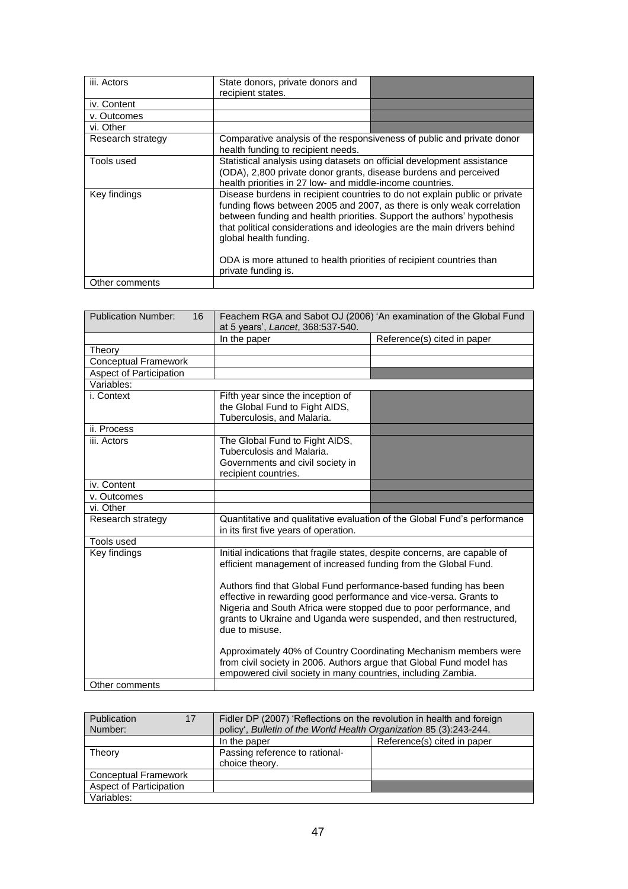| | | |
|---|---|---|
| iii. Actors | State donors, private donors and recipient states. | |
| iv. Content | | |
| v. Outcomes | | |
| vi. Other | | |
| Research strategy | Comparative analysis of the responsiveness of public and private donor health funding to recipient needs. | |
| Tools used | Statistical analysis using datasets on official development assistance (ODA), 2,800 private donor grants, disease burdens and perceived health priorities in 27 low- and middle-income countries. | |
| Key findings | Disease burdens in recipient countries to do not explain public or private funding flows between 2005 and 2007, as there is only weak correlation between funding and health priorities. Support the authors' hypothesis that political considerations and ideologies are the main drivers behind global health funding.<br><br>ODA is more attuned to health priorities of recipient countries than private funding is. | |
| Other comments | | |

| Publication Number: 16 | Feachem RGA and Sabot OJ (2006) 'An examination of the Global Fund at 5 years', *Lancet*, 368:537-540. | |
|---|---|---|
| | In the paper | Reference(s) cited in paper |
| Theory | | |
| Conceptual Framework | | |
| Aspect of Participation | | |
| Variables: | | |
| i. Context | Fifth year since the inception of the Global Fund to Fight AIDS, Tuberculosis, and Malaria. | |
| ii. Process | | |
| iii. Actors | The Global Fund to Fight AIDS, Tuberculosis and Malaria.<br>Governments and civil society in recipient countries. | |
| iv. Content | | |
| v. Outcomes | | |
| vi. Other | | |
| Research strategy | Quantitative and qualitative evaluation of the Global Fund's performance in its first five years of operation. | |
| Tools used | | |
| Key findings | Initial indications that fragile states, despite concerns, are capable of efficient management of increased funding from the Global Fund.<br><br>Authors find that Global Fund performance-based funding has been effective in rewarding good performance and vice-versa. Grants to Nigeria and South Africa were stopped due to poor performance, and grants to Ukraine and Uganda were suspended, and then restructured, due to misuse.<br><br>Approximately 40% of Country Coordinating Mechanism members were from civil society in 2006. Authors argue that Global Fund model has empowered civil society in many countries, including Zambia. | |
| Other comments | | |

| Publication Number: 17 | Fidler DP (2007) 'Reflections on the revolution in health and foreign policy', *Bulletin of the World Health Organization* 85 (3):243-244. | |
|---|---|---|
| | In the paper | Reference(s) cited in paper |
| Theory | Passing reference to rational-choice theory. | |
| Conceptual Framework | | |
| Aspect of Participation | | |
| Variables: | | |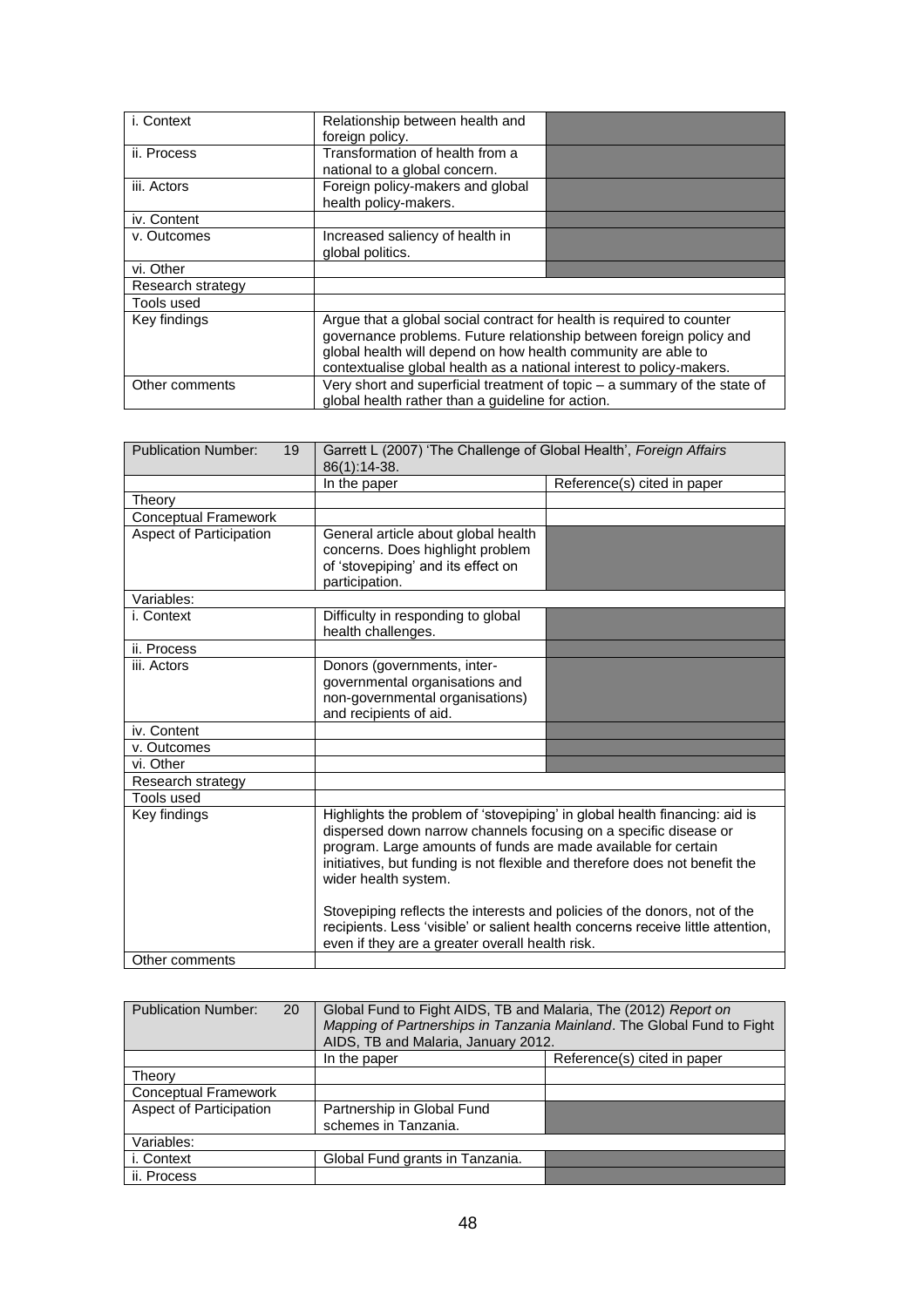| | | |
|---|---|---|
| i. Context | Relationship between health and foreign policy. | |
| ii. Process | Transformation of health from a national to a global concern. | |
| iii. Actors | Foreign policy-makers and global health policy-makers. | |
| iv. Content | | |
| v. Outcomes | Increased saliency of health in global politics. | |
| vi. Other | | |
| Research strategy | | |
| Tools used | | |
| Key findings | Argue that a global social contract for health is required to counter governance problems. Future relationship between foreign policy and global health will depend on how health community are able to contextualise global health as a national interest to policy-makers. | |
| Other comments | Very short and superficial treatment of topic – a summary of the state of global health rather than a guideline for action. | |

| Publication Number: 19 | Garrett L (2007) 'The Challenge of Global Health', *Foreign Affairs* 86(1):14-38. | |
|---|---|---|
| | In the paper | Reference(s) cited in paper |
| Theory | | |
| Conceptual Framework | | |
| Aspect of Participation | General article about global health concerns. Does highlight problem of 'stovepiping' and its effect on participation. | |
| Variables: | | |
| i. Context | Difficulty in responding to global health challenges. | |
| ii. Process | | |
| iii. Actors | Donors (governments, inter-governmental organisations and non-governmental organisations) and recipients of aid. | |
| iv. Content | | |
| v. Outcomes | | |
| vi. Other | | |
| Research strategy | | |
| Tools used | | |
| Key findings | Highlights the problem of 'stovepiping' in global health financing: aid is dispersed down narrow channels focusing on a specific disease or program. Large amounts of funds are made available for certain initiatives, but funding is not flexible and therefore does not benefit the wider health system.<br><br>Stovepiping reflects the interests and policies of the donors, not of the recipients. Less 'visible' or salient health concerns receive little attention, even if they are a greater overall health risk. | |
| Other comments | | |

| Publication Number: 20 | Global Fund to Fight AIDS, TB and Malaria, The (2012) *Report on Mapping of Partnerships in Tanzania Mainland*. The Global Fund to Fight AIDS, TB and Malaria, January 2012. | |
|---|---|---|
| | In the paper | Reference(s) cited in paper |
| Theory | | |
| Conceptual Framework | | |
| Aspect of Participation | Partnership in Global Fund schemes in Tanzania. | |
| Variables: | | |
| i. Context | Global Fund grants in Tanzania. | |
| ii. Process | | |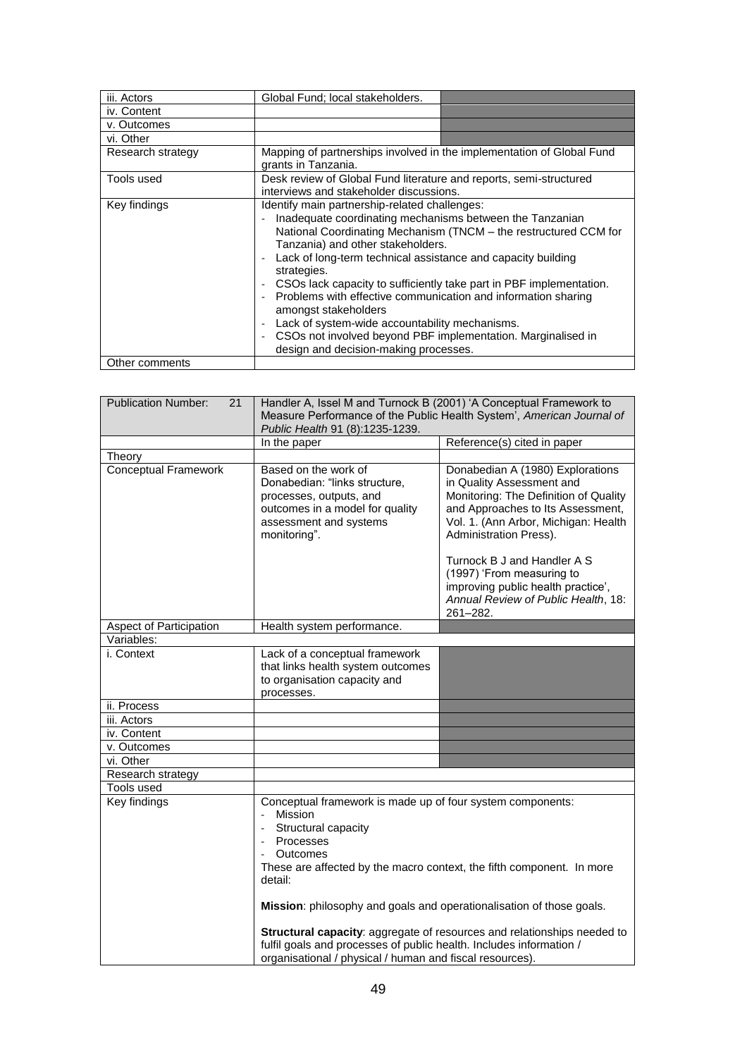| | | |
|---|---|---|
| iii. Actors | Global Fund; local stakeholders. | |
| iv. Content | | |
| v. Outcomes | | |
| vi. Other | | |
| Research strategy | Mapping of partnerships involved in the implementation of Global Fund grants in Tanzania. | |
| Tools used | Desk review of Global Fund literature and reports, semi-structured interviews and stakeholder discussions. | |
| Key findings | Identify main partnership-related challenges:<br>- Inadequate coordinating mechanisms between the Tanzanian National Coordinating Mechanism (TNCM – the restructured CCM for Tanzania) and other stakeholders.<br>- Lack of long-term technical assistance and capacity building strategies.<br>- CSOs lack capacity to sufficiently take part in PBF implementation.<br>- Problems with effective communication and information sharing amongst stakeholders<br>- Lack of system-wide accountability mechanisms.<br>- CSOs not involved beyond PBF implementation. Marginalised in design and decision-making processes. | |
| Other comments | | |

| Publication Number: 21 | Handler A, Issel M and Turnock B (2001) 'A Conceptual Framework to Measure Performance of the Public Health System', *American Journal of Public Health* 91 (8):1235-1239. | |
|---|---|---|
| | In the paper | Reference(s) cited in paper |
| Theory | | |
| Conceptual Framework | Based on the work of Donabedian: "links structure, processes, outputs, and outcomes in a model for quality assessment and systems monitoring". | Donabedian A (1980) Explorations in Quality Assessment and Monitoring: The Definition of Quality and Approaches to Its Assessment, Vol. 1. (Ann Arbor, Michigan: Health Administration Press).<br><br>Turnock B J and Handler A S (1997) 'From measuring to improving public health practice', *Annual Review of Public Health*, 18: 261–282. |
| Aspect of Participation | Health system performance. | |
| Variables: | | |
| i. Context | Lack of a conceptual framework that links health system outcomes to organisation capacity and processes. | |
| ii. Process | | |
| iii. Actors | | |
| iv. Content | | |
| v. Outcomes | | |
| vi. Other | | |
| Research strategy | | |
| Tools used | | |
| Key findings | Conceptual framework is made up of four system components:<br>- Mission<br>- Structural capacity<br>- Processes<br>- Outcomes<br>These are affected by the macro context, the fifth component. In more detail:<br><br>**Mission**: philosophy and goals and operationalisation of those goals.<br><br>**Structural capacity**: aggregate of resources and relationships needed to fulfil goals and processes of public health. Includes information / organisational / physical / human and fiscal resources). | |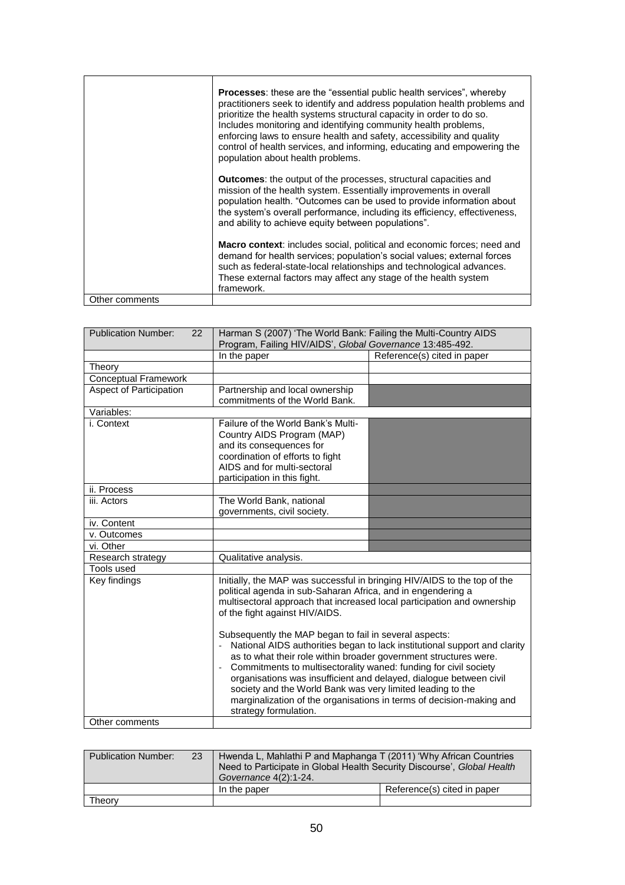| | |
|---|---|
| | **Processes**: these are the "essential public health services", whereby practitioners seek to identify and address population health problems and prioritize the health systems structural capacity in order to do so. Includes monitoring and identifying community health problems, enforcing laws to ensure health and safety, accessibility and quality control of health services, and informing, educating and empowering the population about health problems.<br><br>**Outcomes**: the output of the processes, structural capacities and mission of the health system. Essentially improvements in overall population health. "Outcomes can be used to provide information about the system's overall performance, including its efficiency, effectiveness, and ability to achieve equity between populations".<br><br>**Macro context**: includes social, political and economic forces; need and demand for health services; population's social values; external forces such as federal-state-local relationships and technological advances. These external factors may affect any stage of the health system framework. |
| Other comments | |

| Publication Number: 22 | Harman S (2007) 'The World Bank: Failing the Multi-Country AIDS Program, Failing HIV/AIDS', *Global Governance* 13:485-492. | |
|---|---|---|
| | In the paper | Reference(s) cited in paper |
| Theory | | |
| Conceptual Framework | | |
| Aspect of Participation | Partnership and local ownership commitments of the World Bank. | |
| Variables: | | |
| i. Context | Failure of the World Bank's Multi-Country AIDS Program (MAP) and its consequences for coordination of efforts to fight AIDS and for multi-sectoral participation in this fight. | |
| ii. Process | | |
| iii. Actors | The World Bank, national governments, civil society. | |
| iv. Content | | |
| v. Outcomes | | |
| vi. Other | | |
| Research strategy | Qualitative analysis. | |
| Tools used | | |
| Key findings | Initially, the MAP was successful in bringing HIV/AIDS to the top of the political agenda in sub-Saharan Africa, and in engendering a multisectoral approach that increased local participation and ownership of the fight against HIV/AIDS.<br><br>Subsequently the MAP began to fail in several aspects:<br>- National AIDS authorities began to lack institutional support and clarity as to what their role within broader government structures were.<br>- Commitments to multisectorality waned: funding for civil society organisations was insufficient and delayed, dialogue between civil society and the World Bank was very limited leading to the marginalization of the organisations in terms of decision-making and strategy formulation. | |
| Other comments | | |

| Publication Number: 23 | Hwenda L, Mahlathi P and Maphanga T (2011) 'Why African Countries Need to Participate in Global Health Security Discourse', *Global Health Governance* 4(2):1-24. | |
|---|---|---|
| | In the paper | Reference(s) cited in paper |
| Theory | | |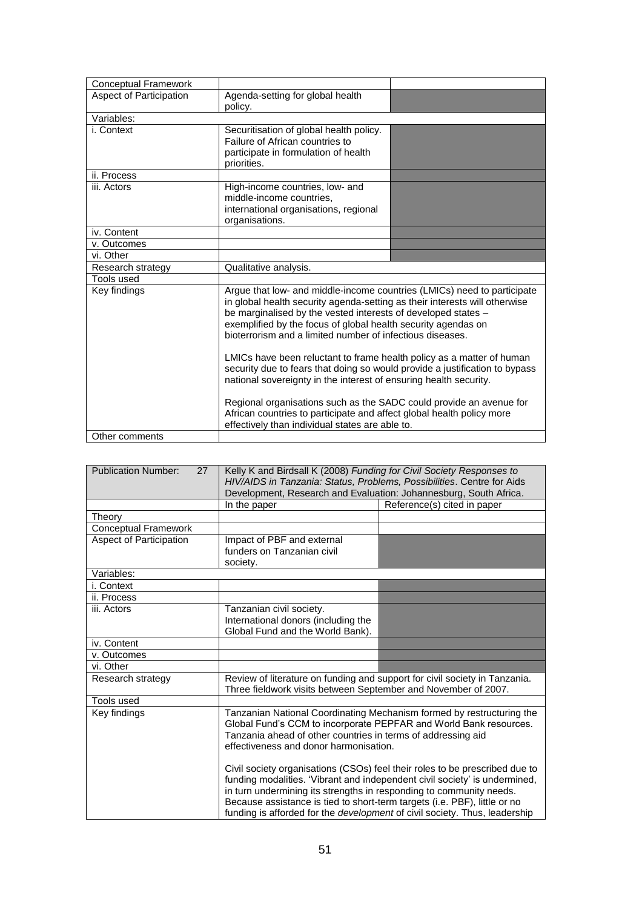| Conceptual Framework | | |
|---|---|---|
| Aspect of Participation | Agenda-setting for global health policy. | |
| Variables: | | |
| i. Context | Securitisation of global health policy. Failure of African countries to participate in formulation of health priorities. | |
| ii. Process | | |
| iii. Actors | High-income countries, low- and middle-income countries, international organisations, regional organisations. | |
| iv. Content | | |
| v. Outcomes | | |
| vi. Other | | |
| Research strategy | Qualitative analysis. | |
| Tools used | | |
| Key findings | Argue that low- and middle-income countries (LMICs) need to participate in global health security agenda-setting as their interests will otherwise be marginalised by the vested interests of developed states – exemplified by the focus of global health security agendas on bioterrorism and a limited number of infectious diseases.<br><br>LMICs have been reluctant to frame health policy as a matter of human security due to fears that doing so would provide a justification to bypass national sovereignty in the interest of ensuring health security.<br><br>Regional organisations such as the SADC could provide an avenue for African countries to participate and affect global health policy more effectively than individual states are able to. | |
| Other comments | | |

| Publication Number: 27 | Kelly K and Birdsall K (2008) *Funding for Civil Society Responses to HIV/AIDS in Tanzania: Status, Problems, Possibilities*. Centre for Aids Development, Research and Evaluation: Johannesburg, South Africa. | |
|---|---|---|
| | In the paper | Reference(s) cited in paper |
| Theory | | |
| Conceptual Framework | | |
| Aspect of Participation | Impact of PBF and external funders on Tanzanian civil society. | |
| Variables: | | |
| i. Context | | |
| ii. Process | | |
| iii. Actors | Tanzanian civil society. International donors (including the Global Fund and the World Bank). | |
| iv. Content | | |
| v. Outcomes | | |
| vi. Other | | |
| Research strategy | Review of literature on funding and support for civil society in Tanzania. Three fieldwork visits between September and November of 2007. | |
| Tools used | | |
| Key findings | Tanzanian National Coordinating Mechanism formed by restructuring the Global Fund's CCM to incorporate PEPFAR and World Bank resources. Tanzania ahead of other countries in terms of addressing aid effectiveness and donor harmonisation.<br><br>Civil society organisations (CSOs) feel their roles to be prescribed due to funding modalities. 'Vibrant and independent civil society' is undermined, in turn undermining its strengths in responding to community needs. Because assistance is tied to short-term targets (i.e. PBF), little or no funding is afforded for the *development* of civil society. Thus, leadership | |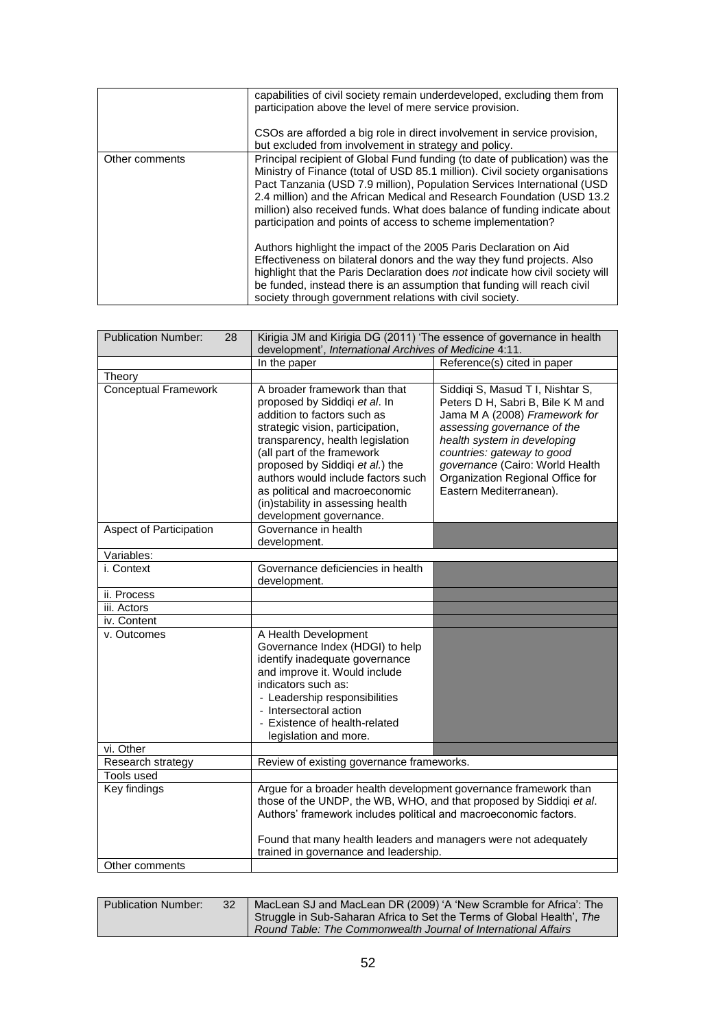| | |
|---|---|
| | capabilities of civil society remain underdeveloped, excluding them from participation above the level of mere service provision.<br><br>CSOs are afforded a big role in direct involvement in service provision, but excluded from involvement in strategy and policy. |
| Other comments | Principal recipient of Global Fund funding (to date of publication) was the Ministry of Finance (total of USD 85.1 million). Civil society organisations Pact Tanzania (USD 7.9 million), Population Services International (USD 2.4 million) and the African Medical and Research Foundation (USD 13.2 million) also received funds. What does balance of funding indicate about participation and points of access to scheme implementation?<br><br>Authors highlight the impact of the 2005 Paris Declaration on Aid Effectiveness on bilateral donors and the way they fund projects. Also highlight that the Paris Declaration does *not* indicate how civil society will be funded, instead there is an assumption that funding will reach civil society through government relations with civil society. |

| Publication Number: 28 | Kirigia JM and Kirigia DG (2011) 'The essence of governance in health development', *International Archives of Medicine* 4:11. | |
|---|---|---|
| | In the paper | Reference(s) cited in paper |
| Theory | | |
| Conceptual Framework | A broader framework than that proposed by Siddiqi *et al*. In addition to factors such as strategic vision, participation, transparency, health legislation (all part of the framework proposed by Siddiqi *et al.*) the authors would include factors such as political and macroeconomic (in)stability in assessing health development governance. | Siddiqi S, Masud T I, Nishtar S, Peters D H, Sabri B, Bile K M and Jama M A (2008) *Framework for assessing governance of the health system in developing countries: gateway to good governance* (Cairo: World Health Organization Regional Office for Eastern Mediterranean). |
| Aspect of Participation | Governance in health development. | |
| Variables: | | |
| i. Context | Governance deficiencies in health development. | |
| ii. Process | | |
| iii. Actors | | |
| iv. Content | | |
| v. Outcomes | A Health Development Governance Index (HDGI) to help identify inadequate governance and improve it. Would include indicators such as:<br>- Leadership responsibilities<br>- Intersectoral action<br>- Existence of health-related legislation and more. | |
| vi. Other | | |
| Research strategy | Review of existing governance frameworks. | |
| Tools used | | |
| Key findings | Argue for a broader health development governance framework than those of the UNDP, the WB, WHO, and that proposed by Siddiqi *et al*. Authors' framework includes political and macroeconomic factors.<br><br>Found that many health leaders and managers were not adequately trained in governance and leadership. | |
| Other comments | | |

| Publication Number: 32 | MacLean SJ and MacLean DR (2009) 'A 'New Scramble for Africa': The Struggle in Sub-Saharan Africa to Set the Terms of Global Health', *The Round Table: The Commonwealth Journal of International Affairs* |
|---|---|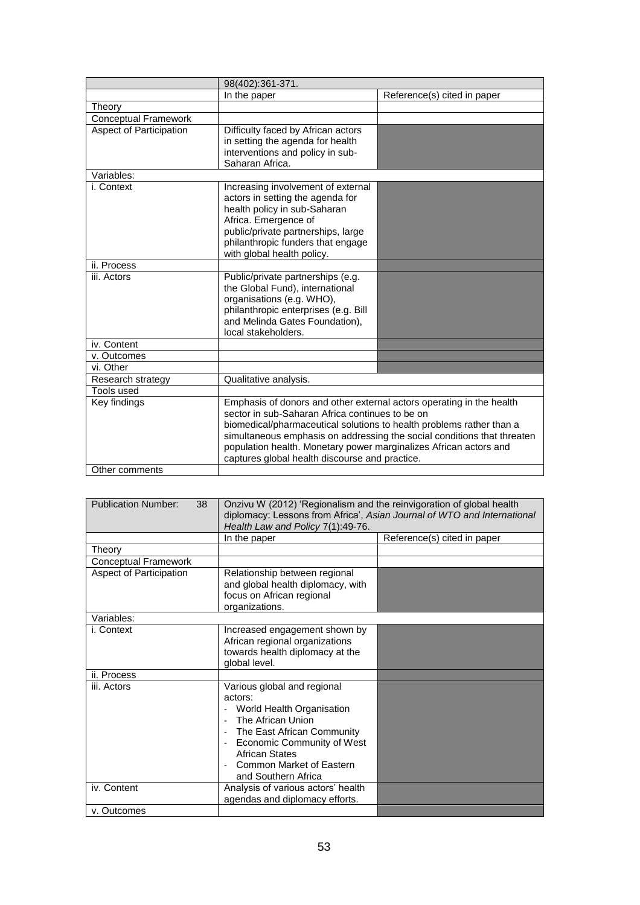| | 98(402):361-371. | |
|---|---|---|
| | In the paper | Reference(s) cited in paper |
| Theory | | |
| Conceptual Framework | | |
| Aspect of Participation | Difficulty faced by African actors in setting the agenda for health interventions and policy in sub-Saharan Africa. | |
| Variables: | | |
| i. Context | Increasing involvement of external actors in setting the agenda for health policy in sub-Saharan Africa. Emergence of public/private partnerships, large philanthropic funders that engage with global health policy. | |
| ii. Process | | |
| iii. Actors | Public/private partnerships (e.g. the Global Fund), international organisations (e.g. WHO), philanthropic enterprises (e.g. Bill and Melinda Gates Foundation), local stakeholders. | |
| iv. Content | | |
| v. Outcomes | | |
| vi. Other | | |
| Research strategy | Qualitative analysis. | |
| Tools used | | |
| Key findings | Emphasis of donors and other external actors operating in the health sector in sub-Saharan Africa continues to be on biomedical/pharmaceutical solutions to health problems rather than a simultaneous emphasis on addressing the social conditions that threaten population health. Monetary power marginalizes African actors and captures global health discourse and practice. | |
| Other comments | | |

| Publication Number: 38 | Onzivu W (2012) 'Regionalism and the reinvigoration of global health diplomacy: Lessons from Africa', *Asian Journal of WTO and International Health Law and Policy* 7(1):49-76. | |
|---|---|---|
| | In the paper | Reference(s) cited in paper |
| Theory | | |
| Conceptual Framework | | |
| Aspect of Participation | Relationship between regional and global health diplomacy, with focus on African regional organizations. | |
| Variables: | | |
| i. Context | Increased engagement shown by African regional organizations towards health diplomacy at the global level. | |
| ii. Process | | |
| iii. Actors | Various global and regional actors:<br>- World Health Organisation<br>- The African Union<br>- The East African Community<br>- Economic Community of West African States<br>- Common Market of Eastern and Southern Africa | |
| iv. Content | Analysis of various actors' health agendas and diplomacy efforts. | |
| v. Outcomes | | |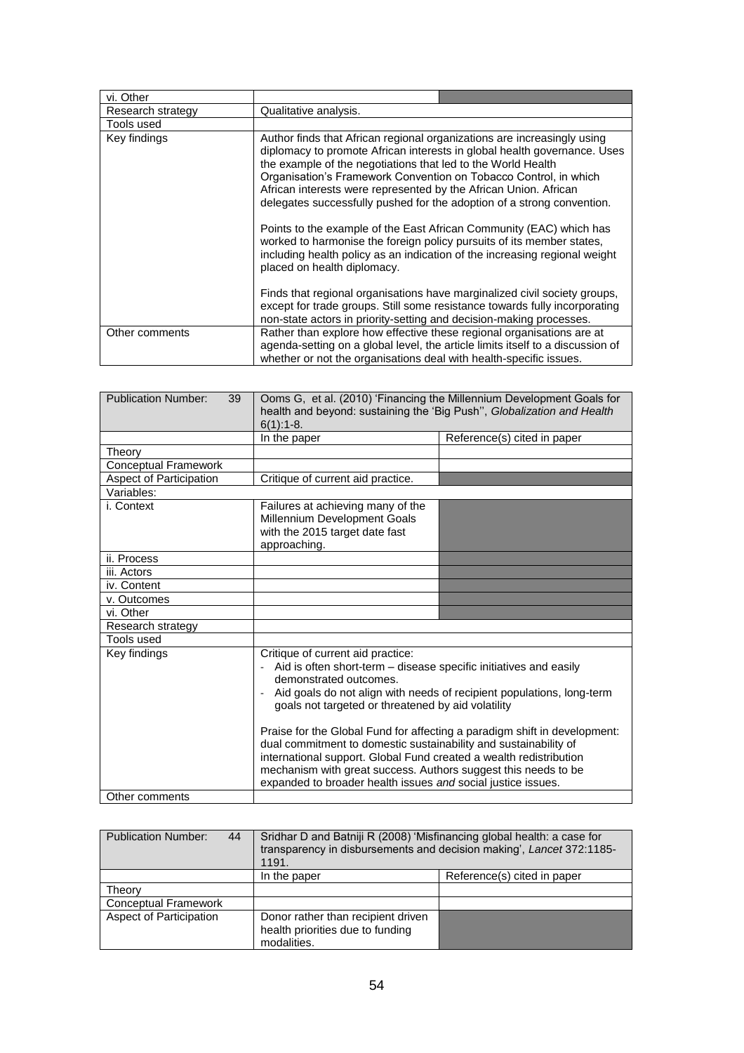| vi. Other | | |
|---|---|---|
| Research strategy | Qualitative analysis. | |
| Tools used | | |
| Key findings | Author finds that African regional organizations are increasingly using diplomacy to promote African interests in global health governance. Uses the example of the negotiations that led to the World Health Organisation's Framework Convention on Tobacco Control, in which African interests were represented by the African Union. African delegates successfully pushed for the adoption of a strong convention.<br><br>Points to the example of the East African Community (EAC) which has worked to harmonise the foreign policy pursuits of its member states, including health policy as an indication of the increasing regional weight placed on health diplomacy.<br><br>Finds that regional organisations have marginalized civil society groups, except for trade groups. Still some resistance towards fully incorporating non-state actors in priority-setting and decision-making processes. | |
| Other comments | Rather than explore how effective these regional organisations are at agenda-setting on a global level, the article limits itself to a discussion of whether or not the organisations deal with health-specific issues. | |

| Publication Number: 39 | Ooms G, et al. (2010) 'Financing the Millennium Development Goals for health and beyond: sustaining the 'Big Push'', *Globalization and Health* 6(1):1-8. | |
|---|---|---|
| | In the paper | Reference(s) cited in paper |
| Theory | | |
| Conceptual Framework | | |
| Aspect of Participation | Critique of current aid practice. | |
| Variables: | | |
| i. Context | Failures at achieving many of the Millennium Development Goals with the 2015 target date fast approaching. | |
| ii. Process | | |
| iii. Actors | | |
| iv. Content | | |
| v. Outcomes | | |
| vi. Other | | |
| Research strategy | | |
| Tools used | | |
| Key findings | Critique of current aid practice:<br>- Aid is often short-term – disease specific initiatives and easily demonstrated outcomes.<br>- Aid goals do not align with needs of recipient populations, long-term goals not targeted or threatened by aid volatility<br><br>Praise for the Global Fund for affecting a paradigm shift in development: dual commitment to domestic sustainability and sustainability of international support. Global Fund created a wealth redistribution mechanism with great success. Authors suggest this needs to be expanded to broader health issues *and* social justice issues. | |
| Other comments | | |

| Publication Number: 44 | Sridhar D and Batniji R (2008) 'Misfinancing global health: a case for transparency in disbursements and decision making', *Lancet* 372:1185-1191. | |
|---|---|---|
| | In the paper | Reference(s) cited in paper |
| Theory | | |
| Conceptual Framework | | |
| Aspect of Participation | Donor rather than recipient driven health priorities due to funding modalities. | |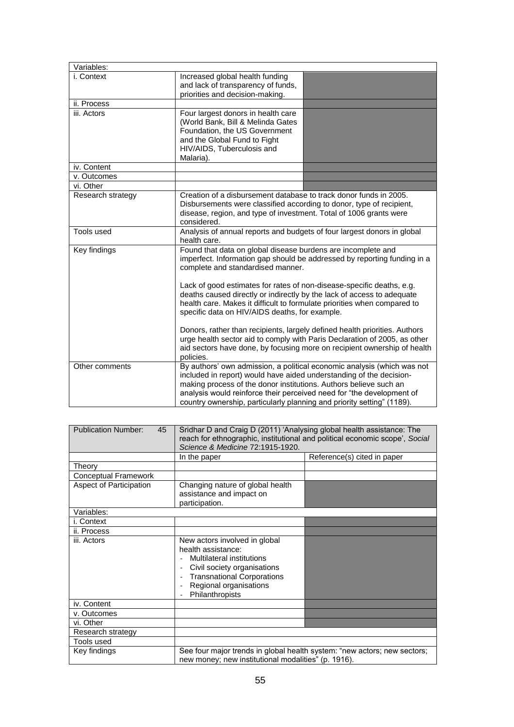| Variables: | | |
|---|---|---|
| i. Context | Increased global health funding and lack of transparency of funds, priorities and decision-making. | |
| ii. Process | | |
| iii. Actors | Four largest donors in health care (World Bank, Bill & Melinda Gates Foundation, the US Government and the Global Fund to Fight HIV/AIDS, Tuberculosis and Malaria). | |
| iv. Content | | |
| v. Outcomes | | |
| vi. Other | | |
| Research strategy | Creation of a disbursement database to track donor funds in 2005. Disbursements were classified according to donor, type of recipient, disease, region, and type of investment. Total of 1006 grants were considered. | |
| Tools used | Analysis of annual reports and budgets of four largest donors in global health care. | |
| Key findings | Found that data on global disease burdens are incomplete and imperfect. Information gap should be addressed by reporting funding in a complete and standardised manner.<br><br>Lack of good estimates for rates of non-disease-specific deaths, e.g. deaths caused directly or indirectly by the lack of access to adequate health care. Makes it difficult to formulate priorities when compared to specific data on HIV/AIDS deaths, for example.<br><br>Donors, rather than recipients, largely defined health priorities. Authors urge health sector aid to comply with Paris Declaration of 2005, as other aid sectors have done, by focusing more on recipient ownership of health policies. | |
| Other comments | By authors' own admission, a political economic analysis (which was not included in report) would have aided understanding of the decision-making process of the donor institutions. Authors believe such an analysis would reinforce their perceived need for "the development of country ownership, particularly planning and priority setting" (1189). | |

| Publication Number: 45 | Sridhar D and Craig D (2011) 'Analysing global health assistance: The reach for ethnographic, institutional and political economic scope', *Social Science & Medicine* 72:1915-1920. | |
|---|---|---|
| | In the paper | Reference(s) cited in paper |
| Theory | | |
| Conceptual Framework | | |
| Aspect of Participation | Changing nature of global health assistance and impact on participation. | |
| Variables: | | |
| i. Context | | |
| ii. Process | | |
| iii. Actors | New actors involved in global health assistance:<br>- Multilateral institutions<br>- Civil society organisations<br>- Transnational Corporations<br>- Regional organisations<br>- Philanthropists | |
| iv. Content | | |
| v. Outcomes | | |
| vi. Other | | |
| Research strategy | | |
| Tools used | | |
| Key findings | See four major trends in global health system: "new actors; new sectors; new money; new institutional modalities" (p. 1916). | |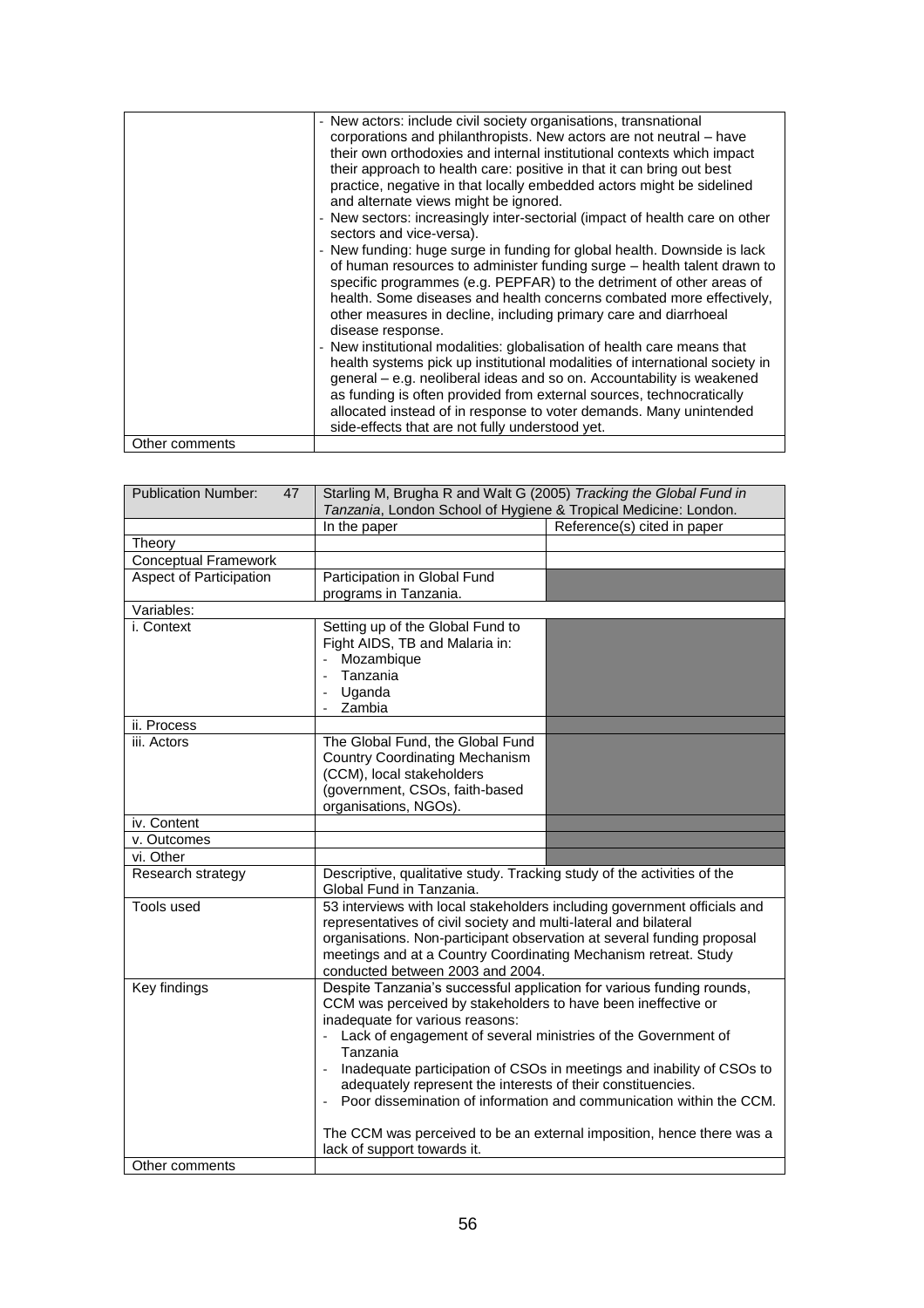| | |
|---|---|
| | - New actors: include civil society organisations, transnational corporations and philanthropists. New actors are not neutral – have their own orthodoxies and internal institutional contexts which impact their approach to health care: positive in that it can bring out best practice, negative in that locally embedded actors might be sidelined and alternate views might be ignored.<br>- New sectors: increasingly inter-sectorial (impact of health care on other sectors and vice-versa).<br>- New funding: huge surge in funding for global health. Downside is lack of human resources to administer funding surge – health talent drawn to specific programmes (e.g. PEPFAR) to the detriment of other areas of health. Some diseases and health concerns combated more effectively, other measures in decline, including primary care and diarrhoeal disease response.<br>- New institutional modalities: globalisation of health care means that health systems pick up institutional modalities of international society in general – e.g. neoliberal ideas and so on. Accountability is weakened as funding is often provided from external sources, technocratically allocated instead of in response to voter demands. Many unintended side-effects that are not fully understood yet. |
| Other comments | |

| Publication Number: 47 | Starling M, Brugha R and Walt G (2005) *Tracking the Global Fund in Tanzania*, London School of Hygiene & Tropical Medicine: London. | |
|---|---|---|
| | In the paper | Reference(s) cited in paper |
| Theory | | |
| Conceptual Framework | | |
| Aspect of Participation | Participation in Global Fund programs in Tanzania. | |
| Variables: | | |
| i. Context | Setting up of the Global Fund to Fight AIDS, TB and Malaria in:<br>- Mozambique<br>- Tanzania<br>- Uganda<br>- Zambia | |
| ii. Process | | |
| iii. Actors | The Global Fund, the Global Fund Country Coordinating Mechanism (CCM), local stakeholders (government, CSOs, faith-based organisations, NGOs). | |
| iv. Content | | |
| v. Outcomes | | |
| vi. Other | | |
| Research strategy | Descriptive, qualitative study. Tracking study of the activities of the Global Fund in Tanzania. | |
| Tools used | 53 interviews with local stakeholders including government officials and representatives of civil society and multi-lateral and bilateral organisations. Non-participant observation at several funding proposal meetings and at a Country Coordinating Mechanism retreat. Study conducted between 2003 and 2004. | |
| Key findings | Despite Tanzania's successful application for various funding rounds, CCM was perceived by stakeholders to have been ineffective or inadequate for various reasons:<br>- Lack of engagement of several ministries of the Government of Tanzania<br>- Inadequate participation of CSOs in meetings and inability of CSOs to adequately represent the interests of their constituencies.<br>- Poor dissemination of information and communication within the CCM.<br><br>The CCM was perceived to be an external imposition, hence there was a lack of support towards it. | |
| Other comments | | |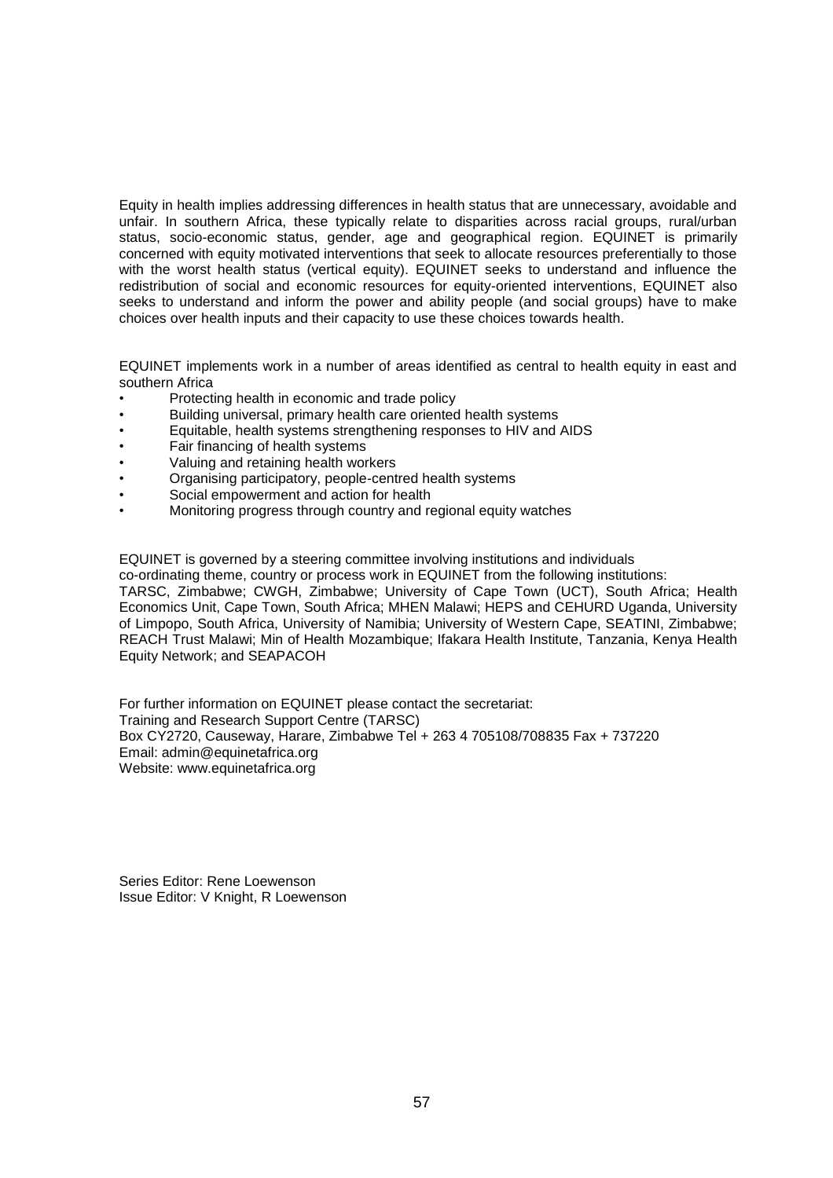Equity in health implies addressing differences in health status that are unnecessary, avoidable and unfair. In southern Africa, these typically relate to disparities across racial groups, rural/urban status, socio-economic status, gender, age and geographical region. EQUINET is primarily concerned with equity motivated interventions that seek to allocate resources preferentially to those with the worst health status (vertical equity). EQUINET seeks to understand and influence the redistribution of social and economic resources for equity-oriented interventions, EQUINET also seeks to understand and inform the power and ability people (and social groups) have to make choices over health inputs and their capacity to use these choices towards health.

EQUINET implements work in a number of areas identified as central to health equity in east and southern Africa

- Protecting health in economic and trade policy
- Building universal, primary health care oriented health systems
- Equitable, health systems strengthening responses to HIV and AIDS
- Fair financing of health systems
- Valuing and retaining health workers
- Organising participatory, people-centred health systems
- Social empowerment and action for health
- Monitoring progress through country and regional equity watches

EQUINET is governed by a steering committee involving institutions and individuals co-ordinating theme, country or process work in EQUINET from the following institutions: TARSC, Zimbabwe; CWGH, Zimbabwe; University of Cape Town (UCT), South Africa; Health Economics Unit, Cape Town, South Africa; MHEN Malawi; HEPS and CEHURD Uganda, University of Limpopo, South Africa, University of Namibia; University of Western Cape, SEATINI, Zimbabwe; REACH Trust Malawi; Min of Health Mozambique; Ifakara Health Institute, Tanzania, Kenya Health Equity Network; and SEAPACOH

For further information on EQUINET please contact the secretariat:
Training and Research Support Centre (TARSC)
Box CY2720, Causeway, Harare, Zimbabwe Tel + 263 4 705108/708835 Fax + 737220
Email: admin@equinetafrica.org
Website: www.equinetafrica.org

Series Editor: Rene Loewenson
Issue Editor: V Knight, R Loewenson